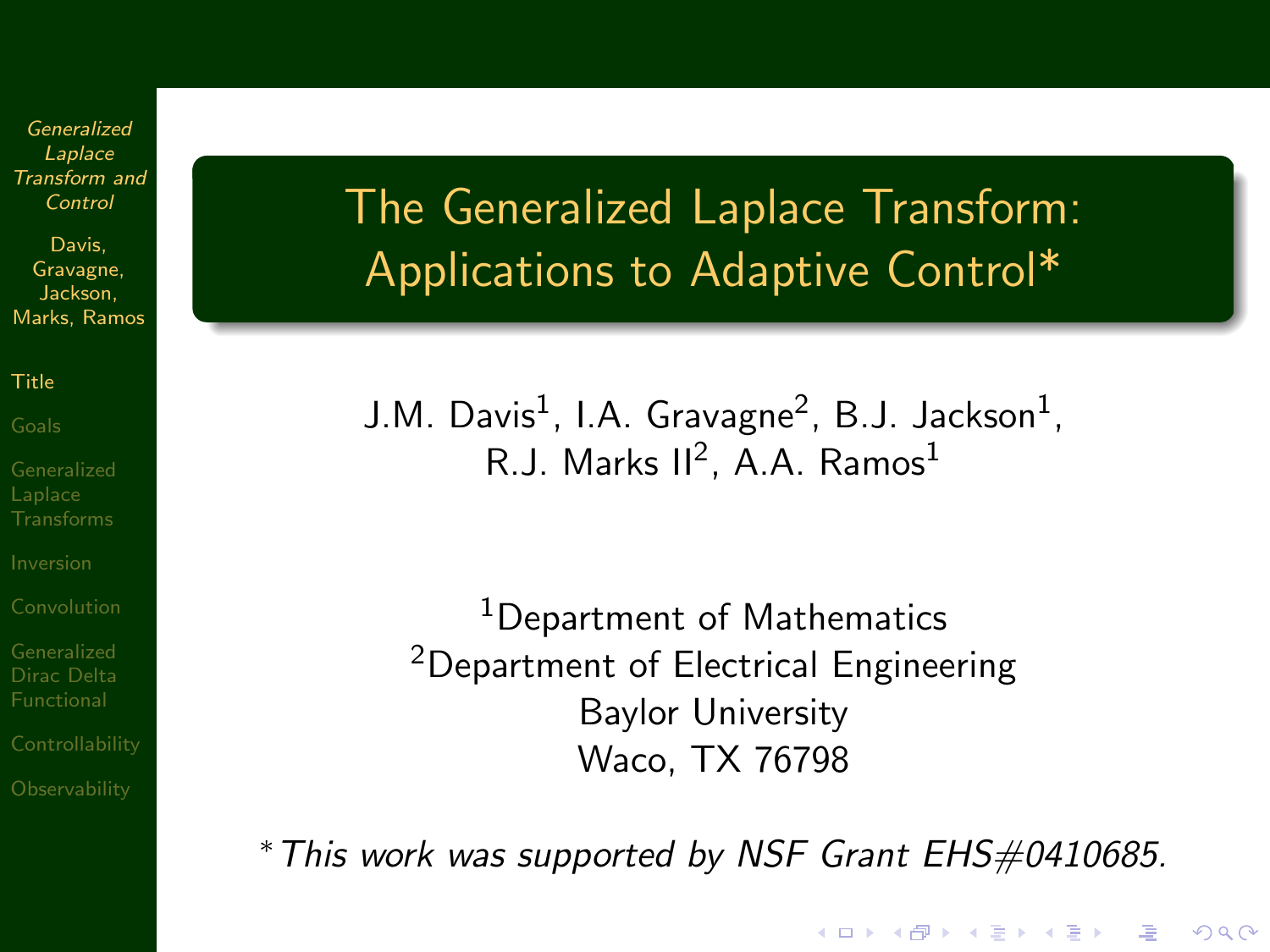# The Generalized Laplace Transform: Applications to Adaptive Control*

J.M. Davis[1], I.A. Gravagne[2], B.J. Jackson[1], R.J. Marks II[2], A.A. Ramos[1]

[1]Department of Mathematics
[2]Department of Electrical Engineering
Baylor University
Waco, TX 76798

*\* This work was supported by NSF Grant EHS#0410685.*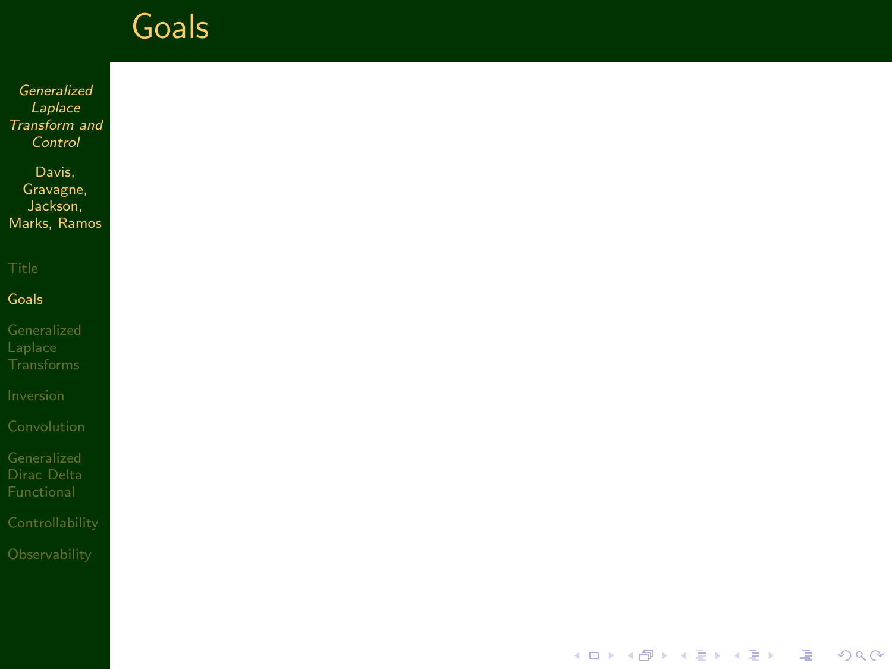# Goals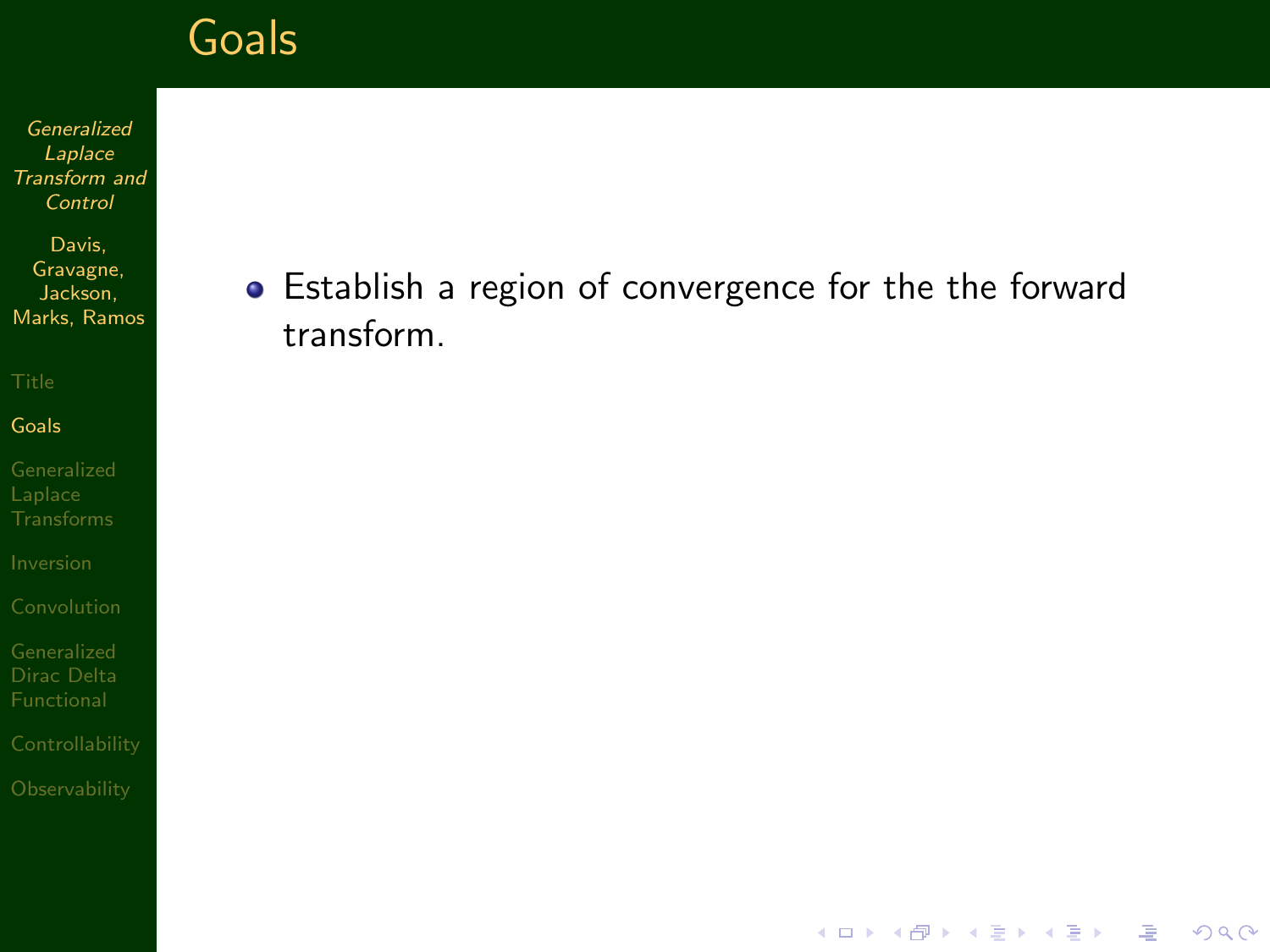# Goals

- Establish a region of convergence for the the forward transform.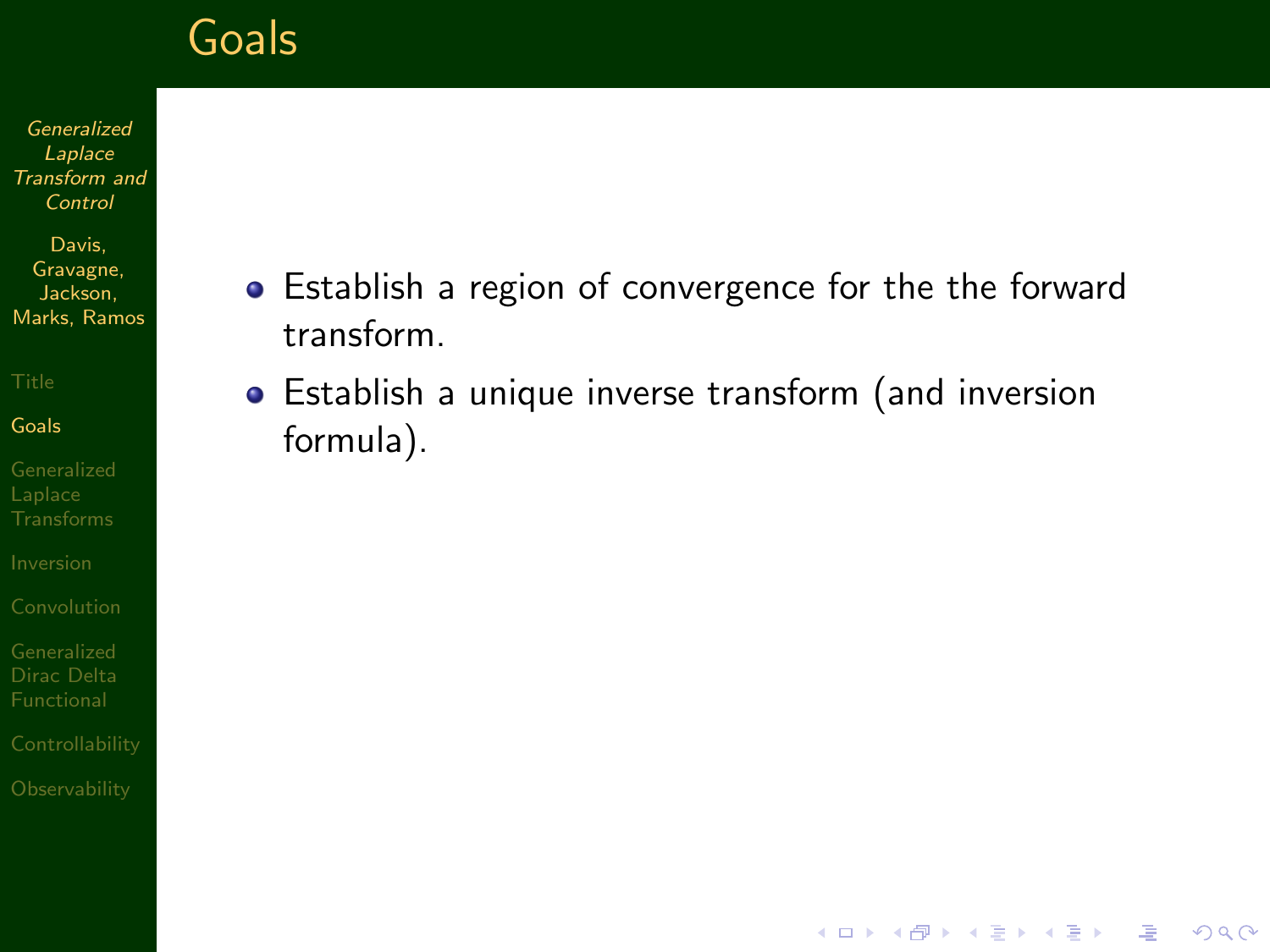# Goals

- Establish a region of convergence for the the forward transform.
- Establish a unique inverse transform (and inversion formula).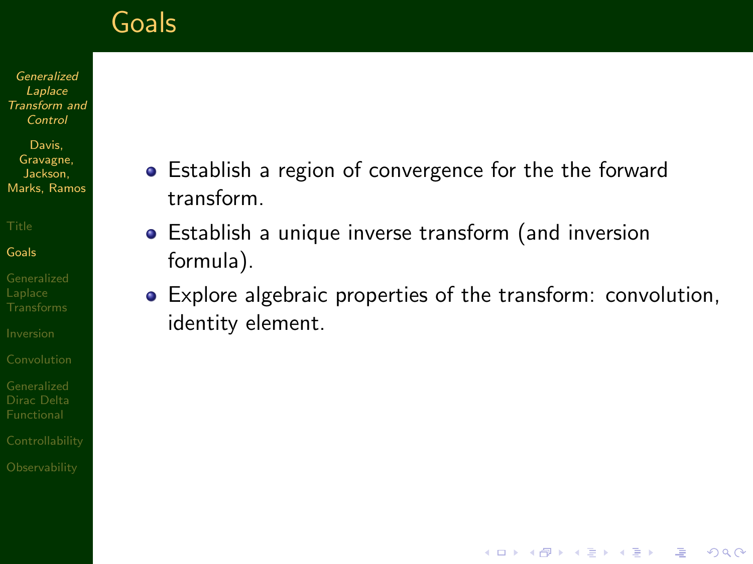# Goals

- Establish a region of convergence for the the forward transform.
- Establish a unique inverse transform (and inversion formula).
- Explore algebraic properties of the transform: convolution, identity element.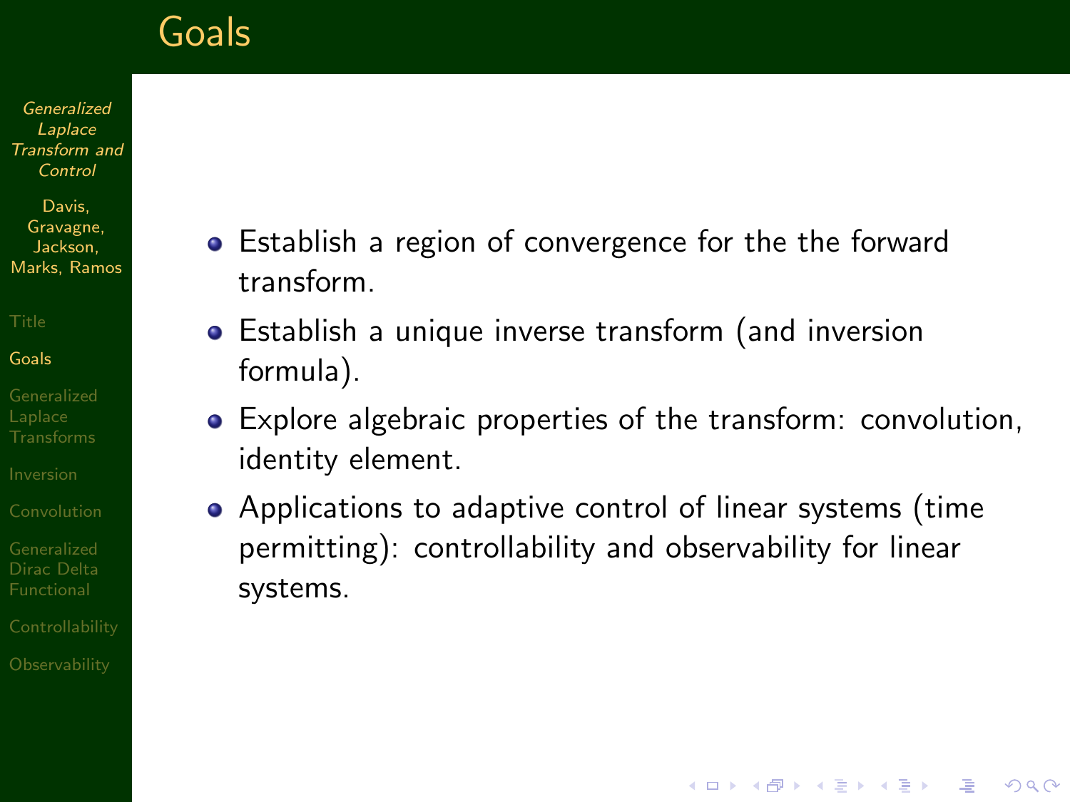# Goals

- Establish a region of convergence for the the forward transform.
- Establish a unique inverse transform (and inversion formula).
- Explore algebraic properties of the transform: convolution, identity element.
- Applications to adaptive control of linear systems (time permitting): controllability and observability for linear systems.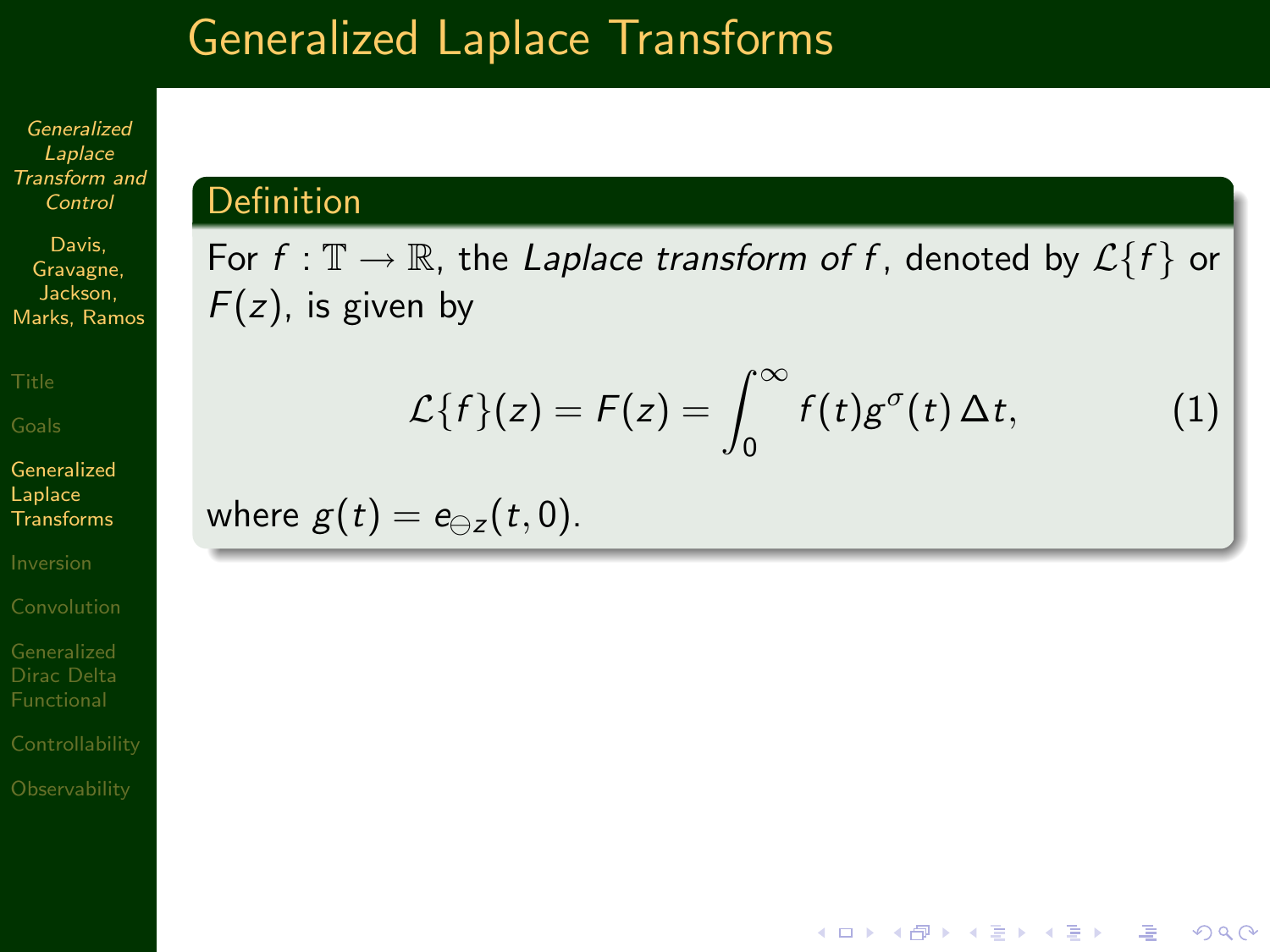# Generalized Laplace Transforms

## Definition

For $f : \mathbb{T} \to \mathbb{R}$, the *Laplace transform of f*, denoted by $\mathcal{L}\{f\}$ or $F(z)$, is given by

$$\mathcal{L}\{f\}(z) = F(z) = \int_0^\infty f(t) g^\sigma(t) \, \Delta t, \tag{1}$$

where $g(t) = e_{\ominus z}(t, 0)$.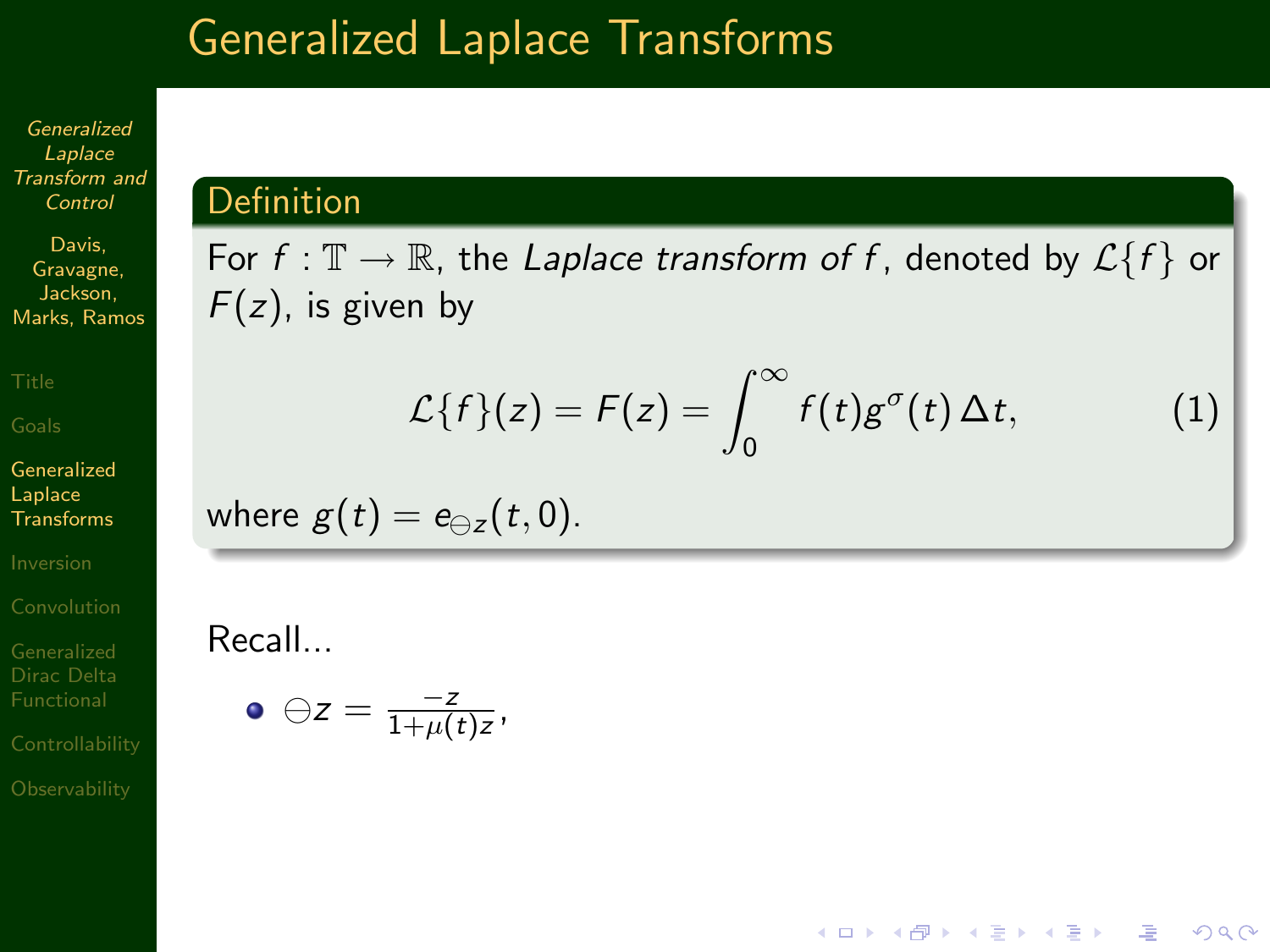# Generalized Laplace Transforms

## Definition

For $f : \mathbb{T} \to \mathbb{R}$, the *Laplace transform of f*, denoted by $\mathcal{L}\{f\}$ or $F(z)$, is given by

$$\mathcal{L}\{f\}(z) = F(z) = \int_0^\infty f(t)g^\sigma(t)\,\Delta t, \tag{1}$$

where $g(t) = e_{\ominus z}(t, 0)$.

Recall...

- $\ominus z = \frac{-z}{1+\mu(t)z}$,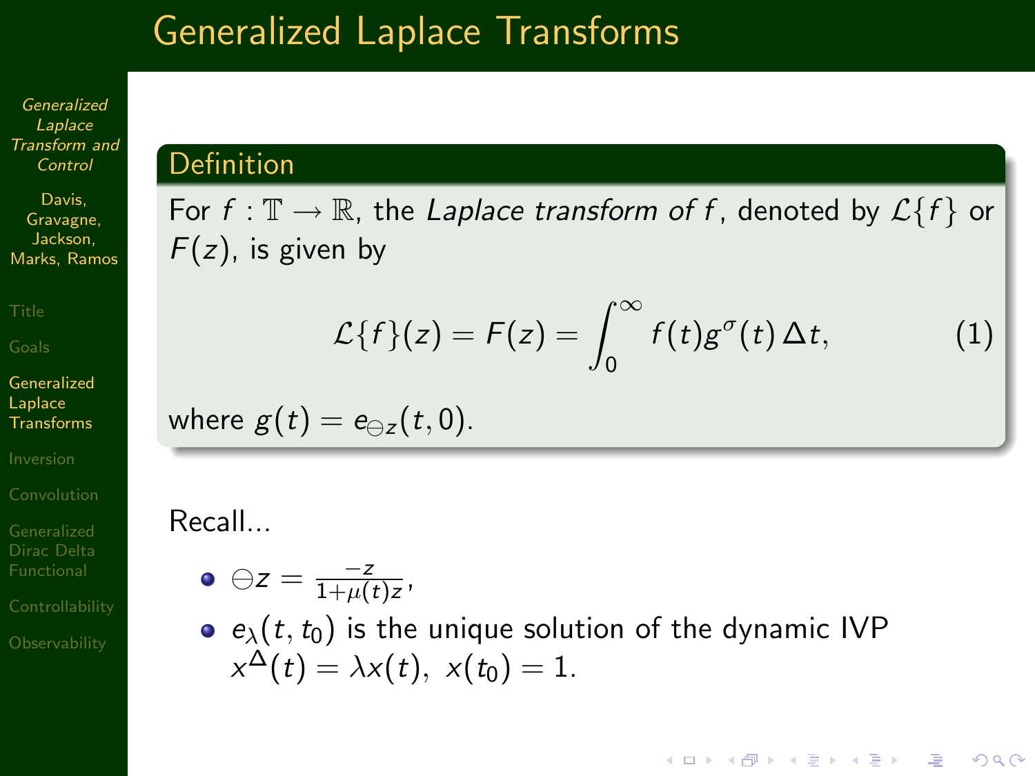# Generalized Laplace Transforms

**Definition**

For $f : \mathbb{T} \to \mathbb{R}$, the *Laplace transform of $f$*, denoted by $\mathcal{L}\{f\}$ or $F(z)$, is given by

$$\mathcal{L}\{f\}(z) = F(z) = \int_0^\infty f(t) g^\sigma(t)\,\Delta t, \tag{1}$$

where $g(t) = e_{\ominus z}(t, 0)$.

Recall...

- $\ominus z = \frac{-z}{1+\mu(t)z}$,
- $e_\lambda(t, t_0)$ is the unique solution of the dynamic IVP $x^\Delta(t) = \lambda x(t),\ x(t_0) = 1$.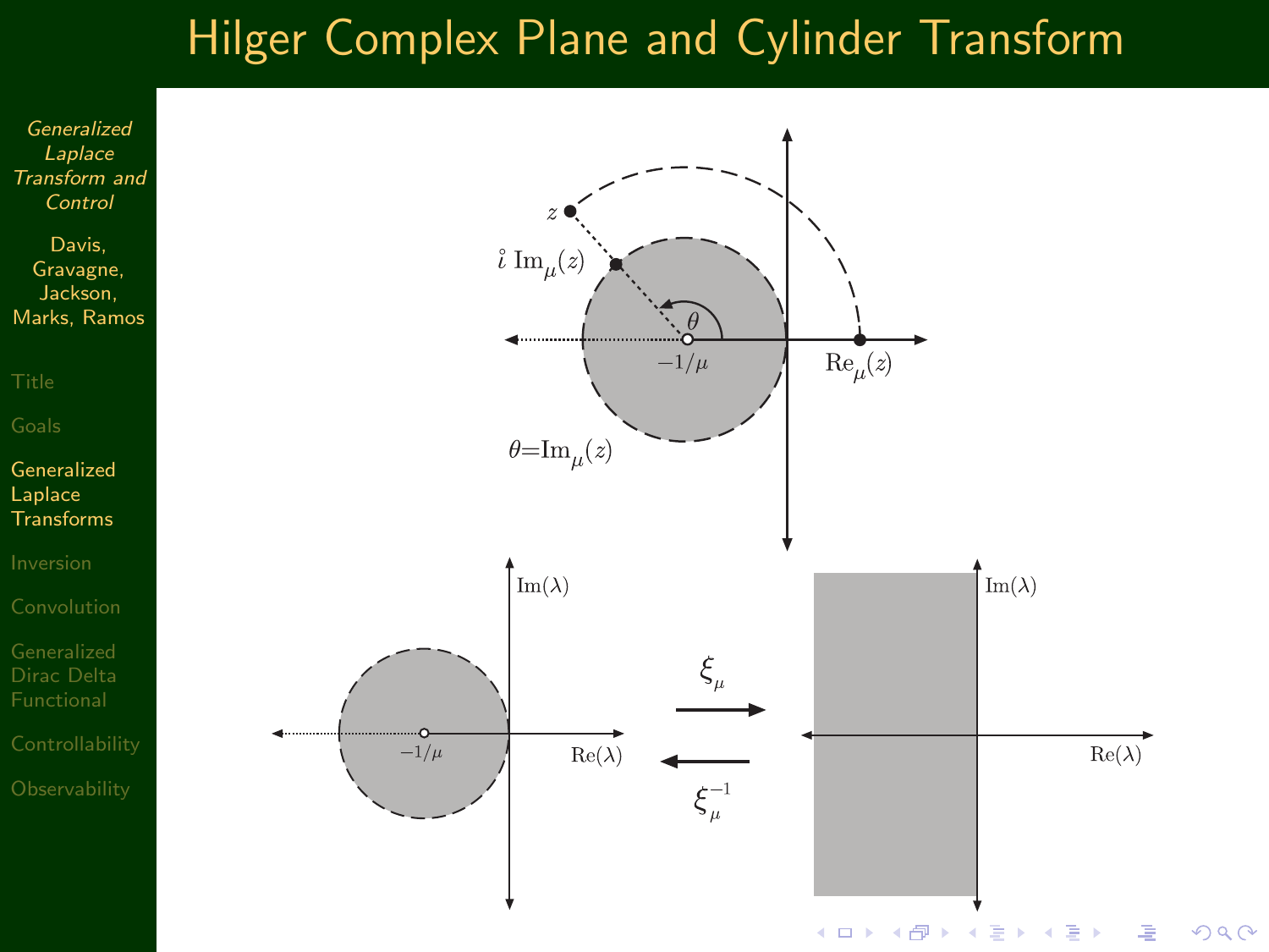# Hilger Complex Plane and Cylinder Transform

$z$

$\mathring{\imath}\ \mathrm{Im}_\mu(z)$

$\theta$

$-1/\mu$

$\mathrm{Re}_\mu(z)$

$\theta = \mathrm{Im}_\mu(z)$

$\mathrm{Im}(\lambda)$

$-1/\mu$

$\mathrm{Re}(\lambda)$

$\xi_\mu$

$\xi_\mu^{-1}$

$\mathrm{Im}(\lambda)$

$\mathrm{Re}(\lambda)$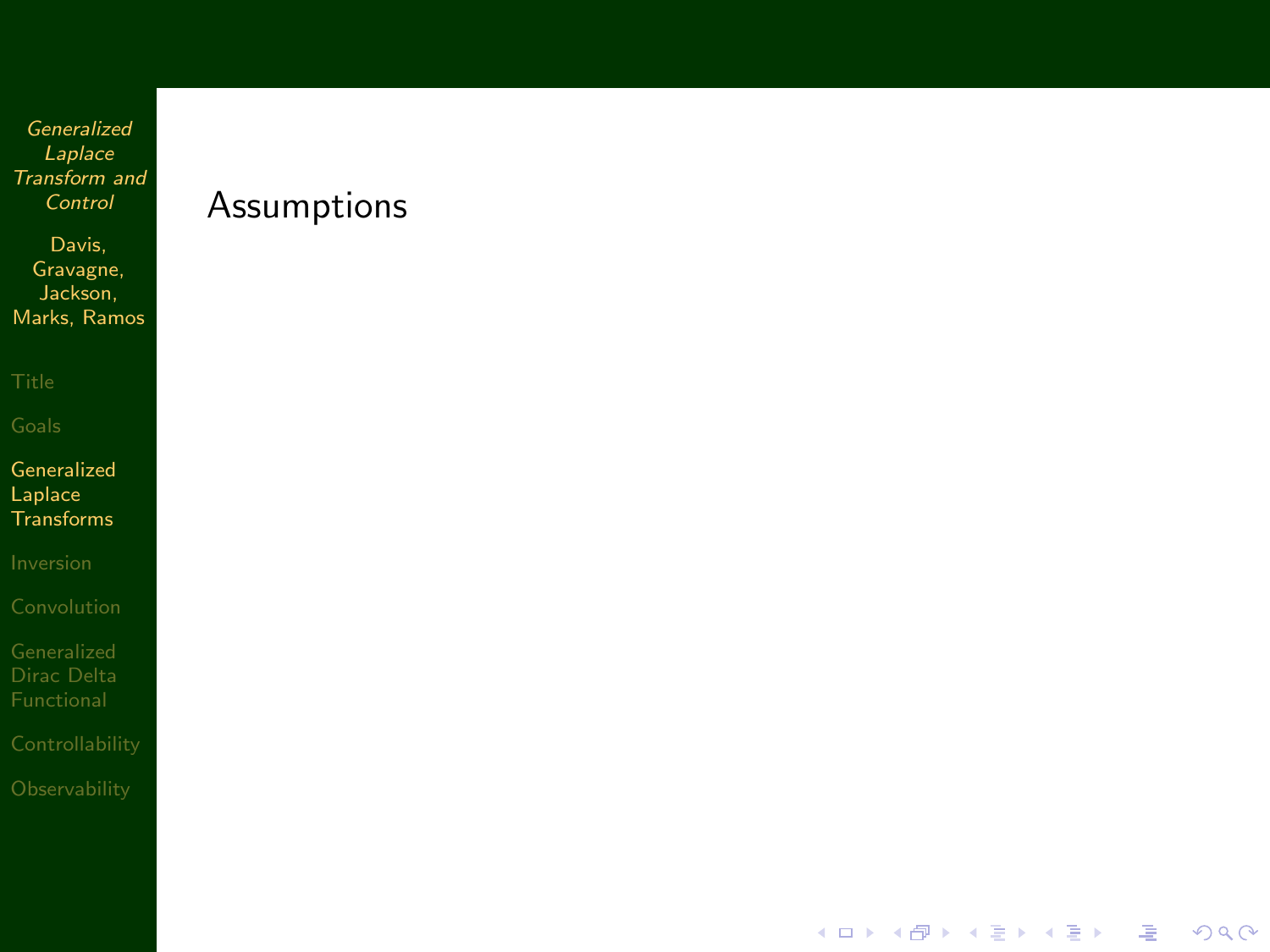## Assumptions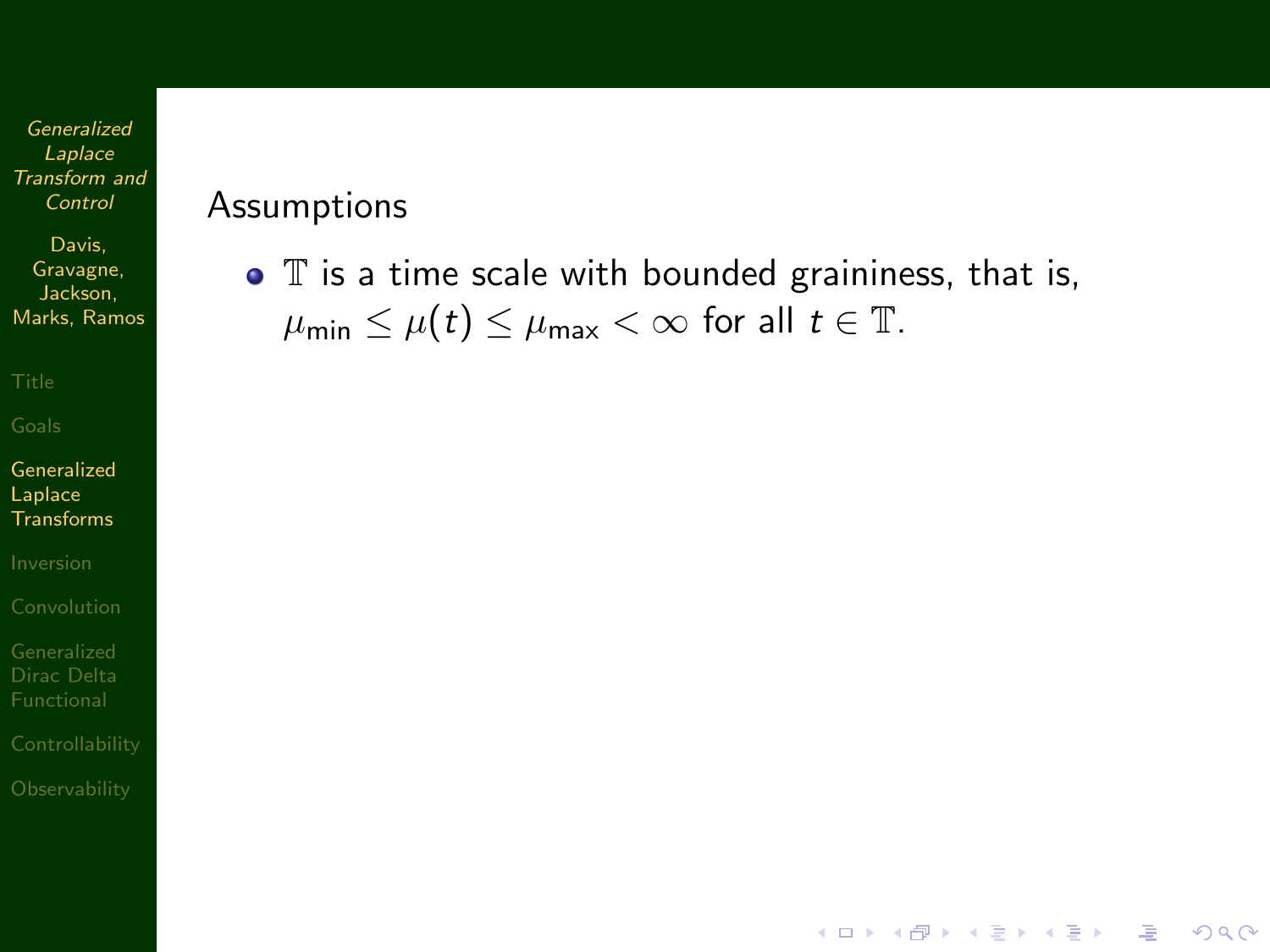## Assumptions

- $\mathbb{T}$ is a time scale with bounded graininess, that is, $\mu_{\text{min}} \leq \mu(t) \leq \mu_{\text{max}} < \infty$ for all $t \in \mathbb{T}$.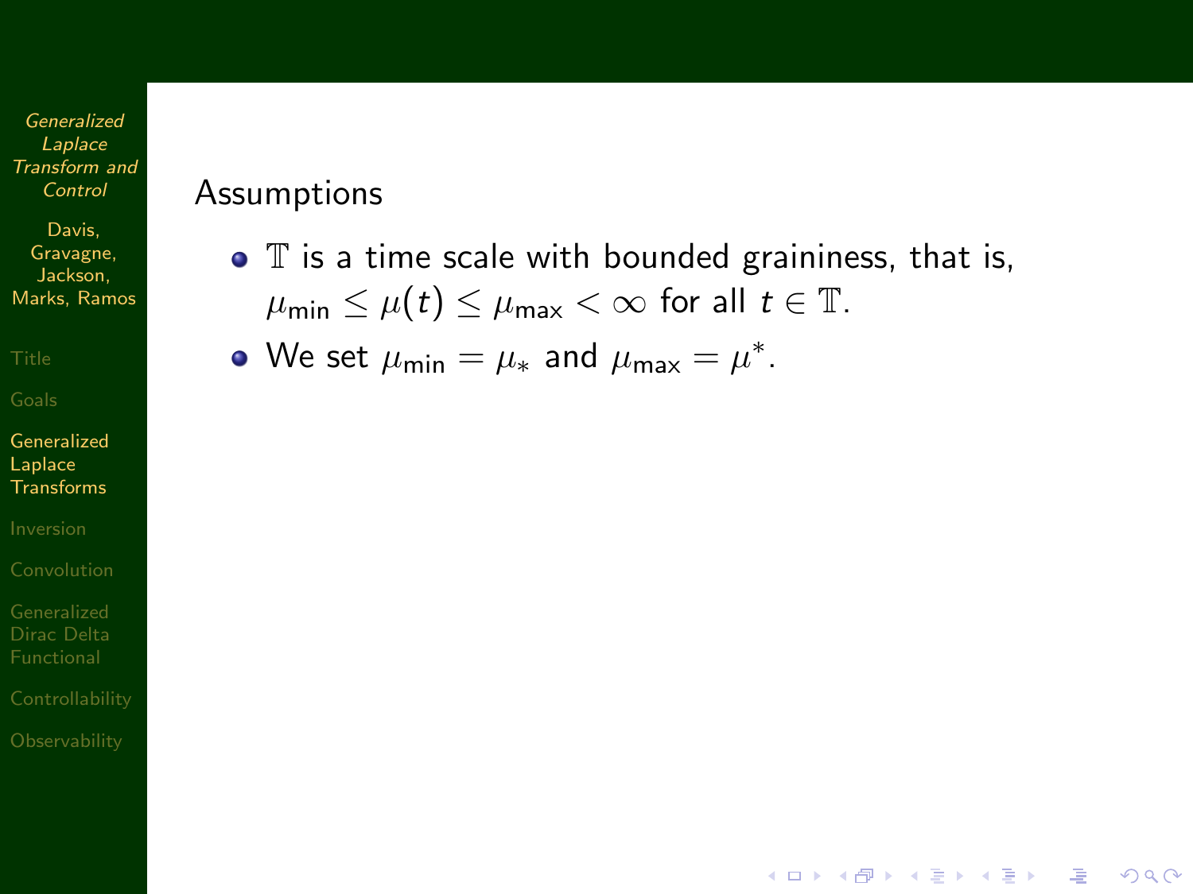## Assumptions

- $\mathbb{T}$ is a time scale with bounded graininess, that is, $\mu_{\min} \leq \mu(t) \leq \mu_{\max} < \infty$ for all $t \in \mathbb{T}$.
- We set $\mu_{\min} = \mu_*$ and $\mu_{\max} = \mu^*$.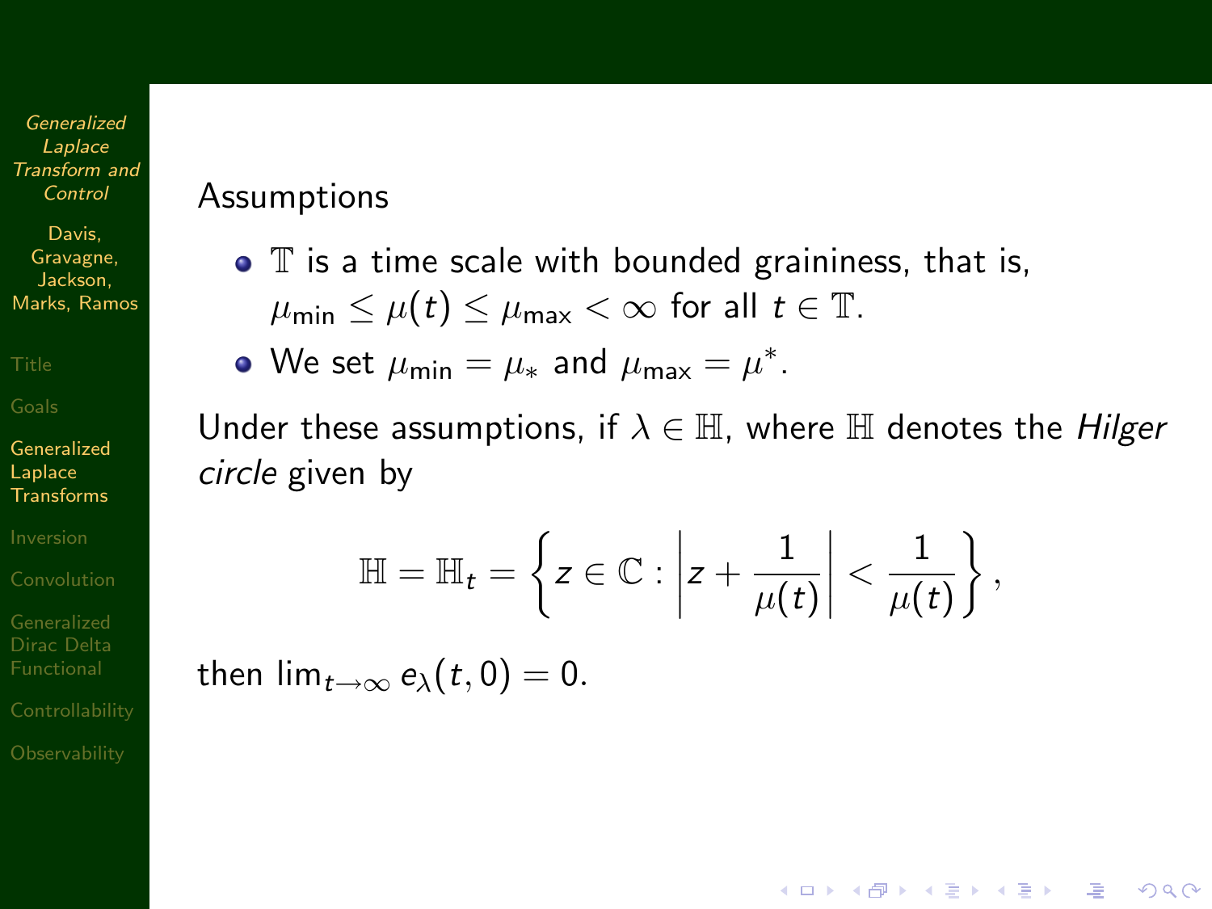Assumptions

- $\mathbb{T}$ is a time scale with bounded graininess, that is, $\mu_{\min} \leq \mu(t) \leq \mu_{\max} < \infty$ for all $t \in \mathbb{T}$.
- We set $\mu_{\min} = \mu_*$ and $\mu_{\max} = \mu^*$.

Under these assumptions, if $\lambda \in \mathbb{H}$, where $\mathbb{H}$ denotes the *Hilger circle* given by

$$\mathbb{H} = \mathbb{H}_t = \left\{ z \in \mathbb{C} : \left| z + \frac{1}{\mu(t)} \right| < \frac{1}{\mu(t)} \right\},$$

then $\lim_{t \to \infty} e_\lambda(t, 0) = 0$.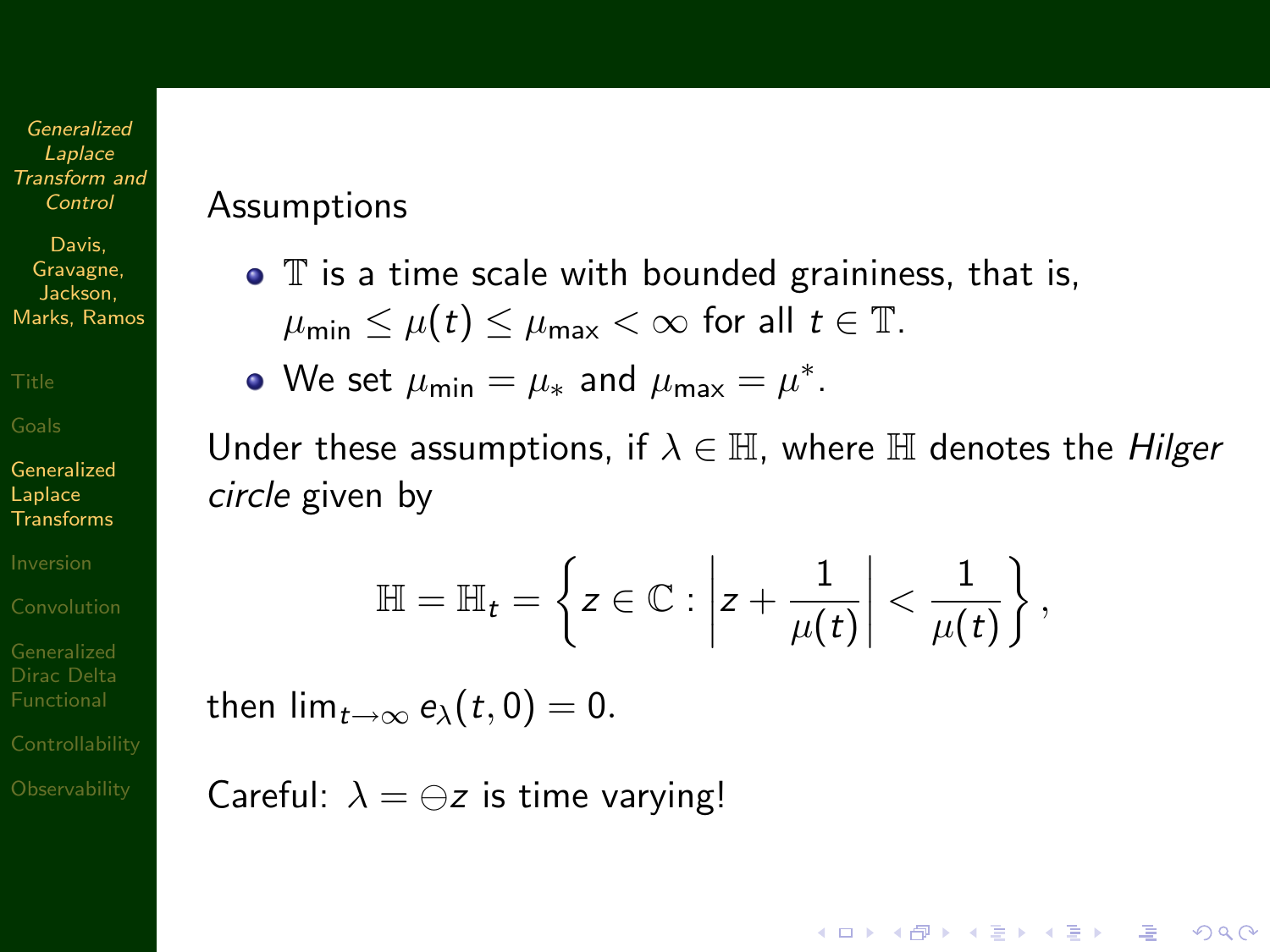Assumptions

- $\mathbb{T}$ is a time scale with bounded graininess, that is, $\mu_{\min} \leq \mu(t) \leq \mu_{\max} < \infty$ for all $t \in \mathbb{T}$.
- We set $\mu_{\min} = \mu_*$ and $\mu_{\max} = \mu^*$.

Under these assumptions, if $\lambda \in \mathbb{H}$, where $\mathbb{H}$ denotes the *Hilger circle* given by

$$\mathbb{H} = \mathbb{H}_t = \left\{ z \in \mathbb{C} : \left| z + \frac{1}{\mu(t)} \right| < \frac{1}{\mu(t)} \right\},$$

then $\lim_{t \to \infty} e_\lambda(t, 0) = 0$.

Careful: $\lambda = \ominus z$ is time varying!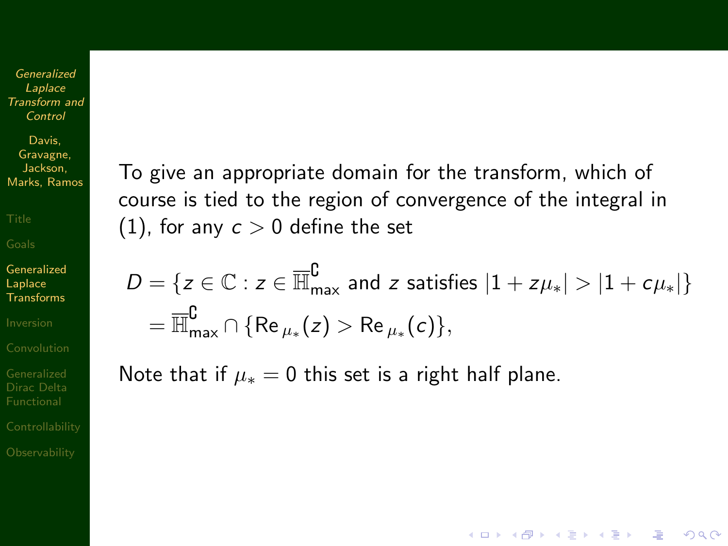To give an appropriate domain for the transform, which of course is tied to the region of convergence of the integral in (1), for any $c > 0$ define the set

$$
\begin{aligned}
D &= \{z \in \mathbb{C} : z \in \overline{\mathbb{H}}^{\mathsf{C}}_{\text{max}} \text{ and } z \text{ satisfies } |1 + z\mu_*| > |1 + c\mu_*|\} \\
&= \overline{\mathbb{H}}^{\mathsf{C}}_{\text{max}} \cap \{\text{Re}_{\mu_*}(z) > \text{Re}_{\mu_*}(c)\},
\end{aligned}
$$

Note that if $\mu_* = 0$ this set is a right half plane.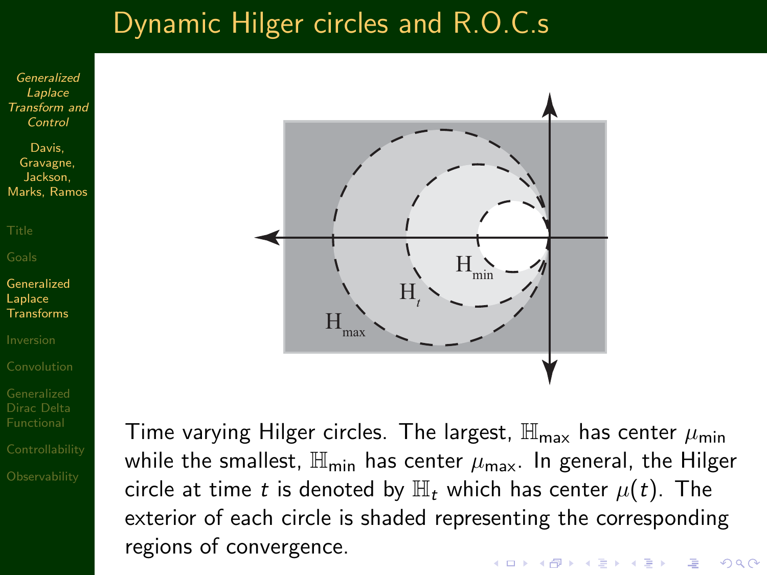# Dynamic Hilger circles and R.O.C.s

Time varying Hilger circles. The largest, $\mathbb{H}_{\text{max}}$ has center $\mu_{\text{min}}$ while the smallest, $\mathbb{H}_{\text{min}}$ has center $\mu_{\text{max}}$. In general, the Hilger circle at time $t$ is denoted by $\mathbb{H}_t$ which has center $\mu(t)$. The exterior of each circle is shaded representing the corresponding regions of convergence.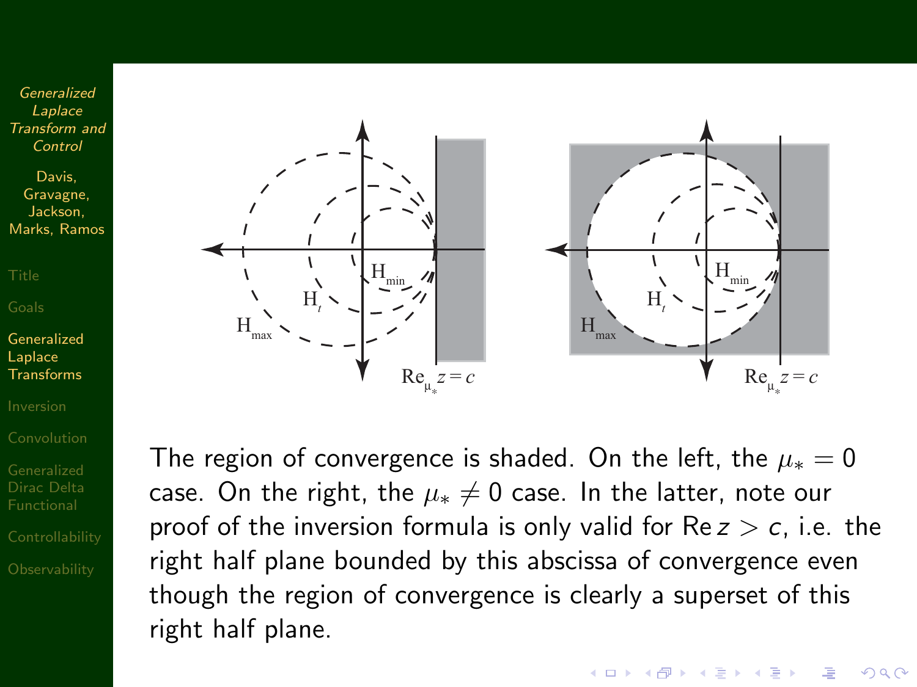The region of convergence is shaded. On the left, the $\mu_* = 0$ case. On the right, the $\mu_* \neq 0$ case. In the latter, note our proof of the inversion formula is only valid for $\operatorname{Re} z > c$, i.e. the right half plane bounded by this abscissa of convergence even though the region of convergence is clearly a superset of this right half plane.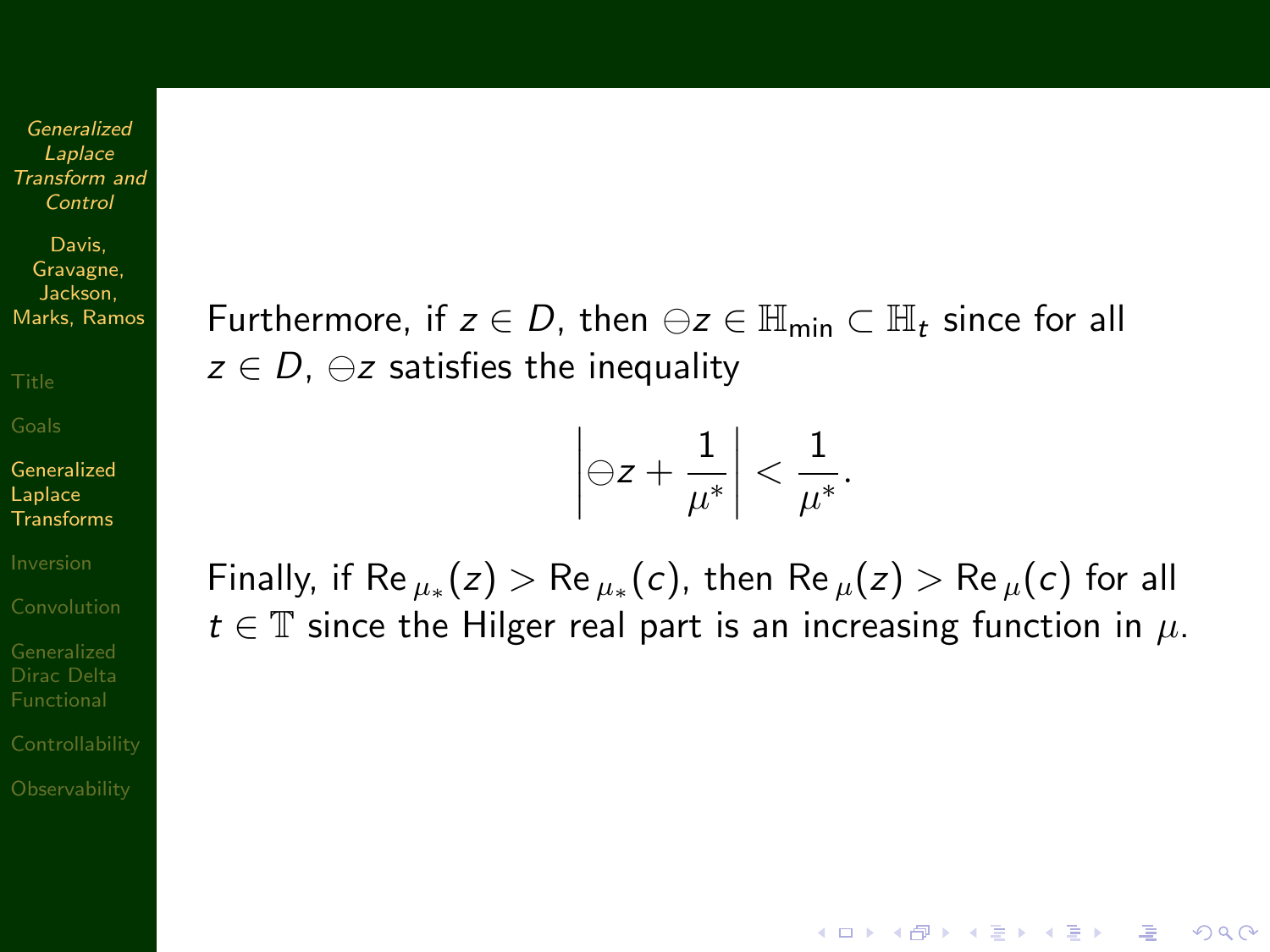Furthermore, if $z \in D$, then $\ominus z \in \mathbb{H}_{\min} \subset \mathbb{H}_t$ since for all $z \in D$, $\ominus z$ satisfies the inequality

$$\left| \ominus z + \frac{1}{\mu^*} \right| < \frac{1}{\mu^*}.$$

Finally, if $\operatorname{Re}_{\mu_*}(z) > \operatorname{Re}_{\mu_*}(c)$, then $\operatorname{Re}_{\mu}(z) > \operatorname{Re}_{\mu}(c)$ for all $t \in \mathbb{T}$ since the Hilger real part is an increasing function in $\mu$.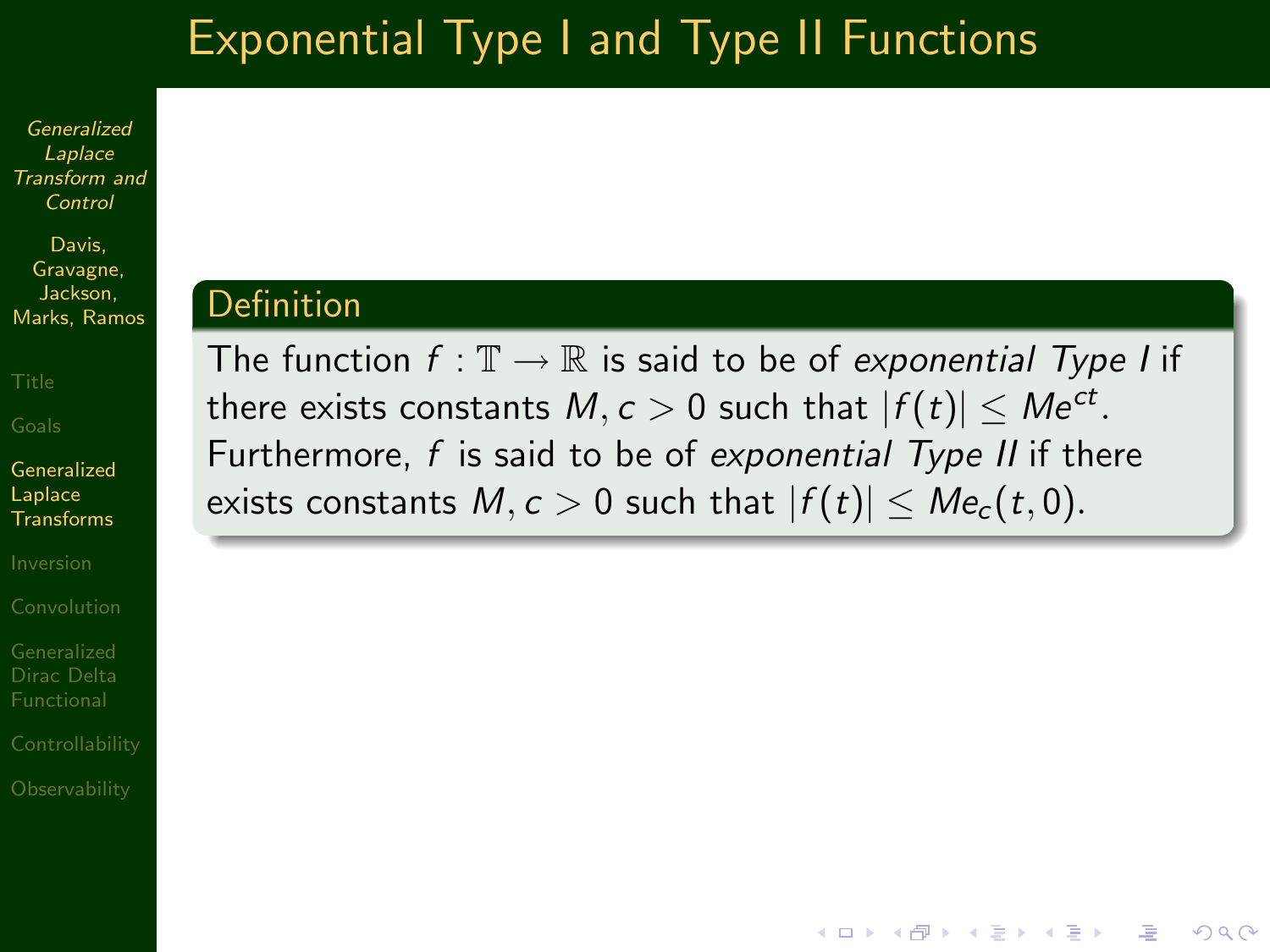# Exponential Type I and Type II Functions

**Definition**

The function $f : \mathbb{T} \to \mathbb{R}$ is said to be of *exponential Type I* if there exists constants $M, c > 0$ such that $|f(t)| \leq Me^{ct}$. Furthermore, $f$ is said to be of *exponential Type II* if there exists constants $M, c > 0$ such that $|f(t)| \leq Me_c(t, 0)$.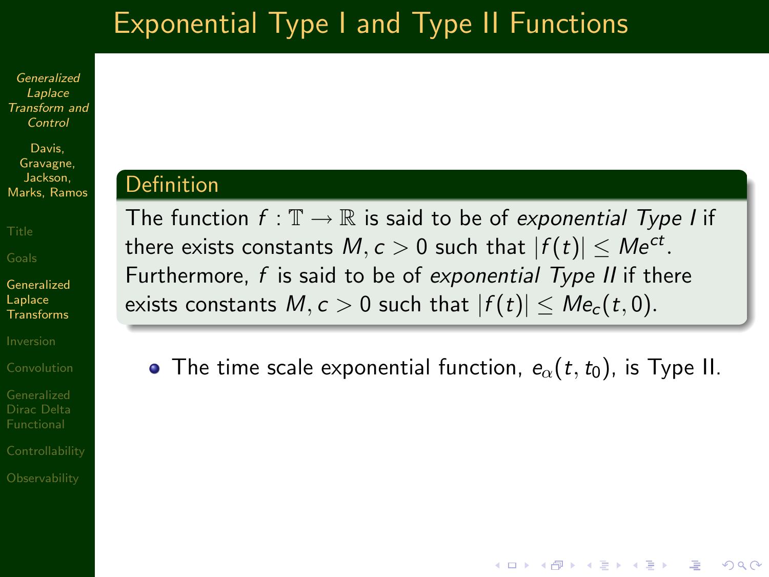# Exponential Type I and Type II Functions

**Definition**

The function $f : \mathbb{T} \to \mathbb{R}$ is said to be of *exponential Type I* if there exists constants $M, c > 0$ such that $|f(t)| \leq Me^{ct}$. Furthermore, $f$ is said to be of *exponential Type II* if there exists constants $M, c > 0$ such that $|f(t)| \leq Me_c(t, 0)$.

- The time scale exponential function, $e_\alpha(t, t_0)$, is Type II.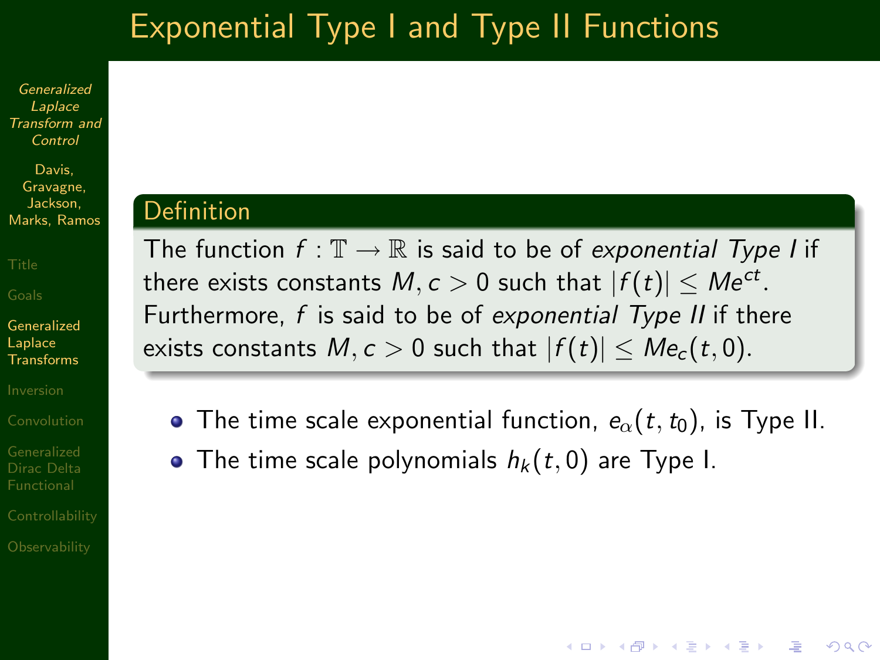# Exponential Type I and Type II Functions

**Definition**

The function $f : \mathbb{T} \to \mathbb{R}$ is said to be of *exponential Type I* if there exists constants $M, c > 0$ such that $|f(t)| \leq Me^{ct}$. Furthermore, $f$ is said to be of *exponential Type II* if there exists constants $M, c > 0$ such that $|f(t)| \leq Me_c(t, 0)$.

- The time scale exponential function, $e_\alpha(t, t_0)$, is Type II.
- The time scale polynomials $h_k(t, 0)$ are Type I.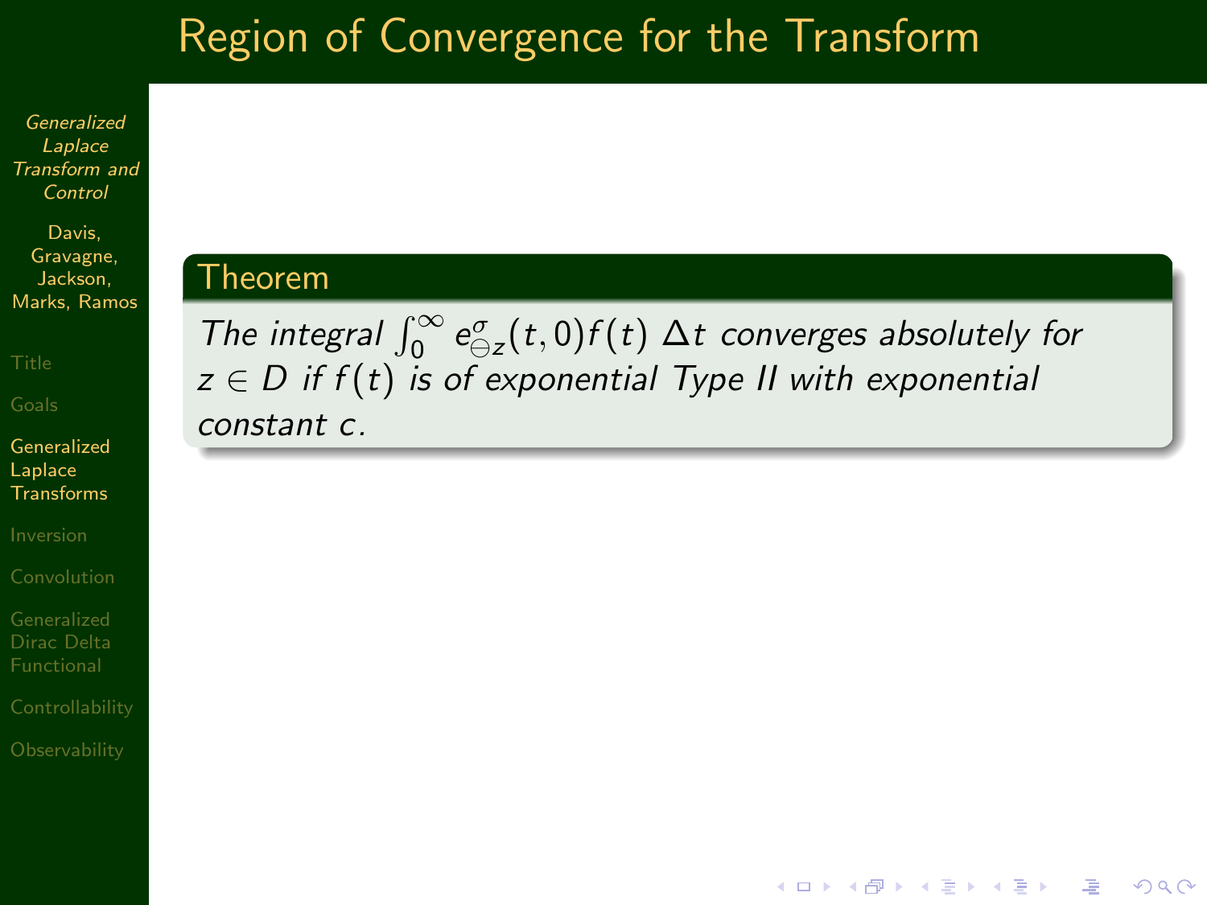# Region of Convergence for the Transform

**Theorem**

*The integral $\int_0^\infty e^{\sigma}_{\ominus z}(t,0)f(t)\,\Delta t$ converges absolutely for $z \in D$ if $f(t)$ is of exponential Type II with exponential constant $c$.*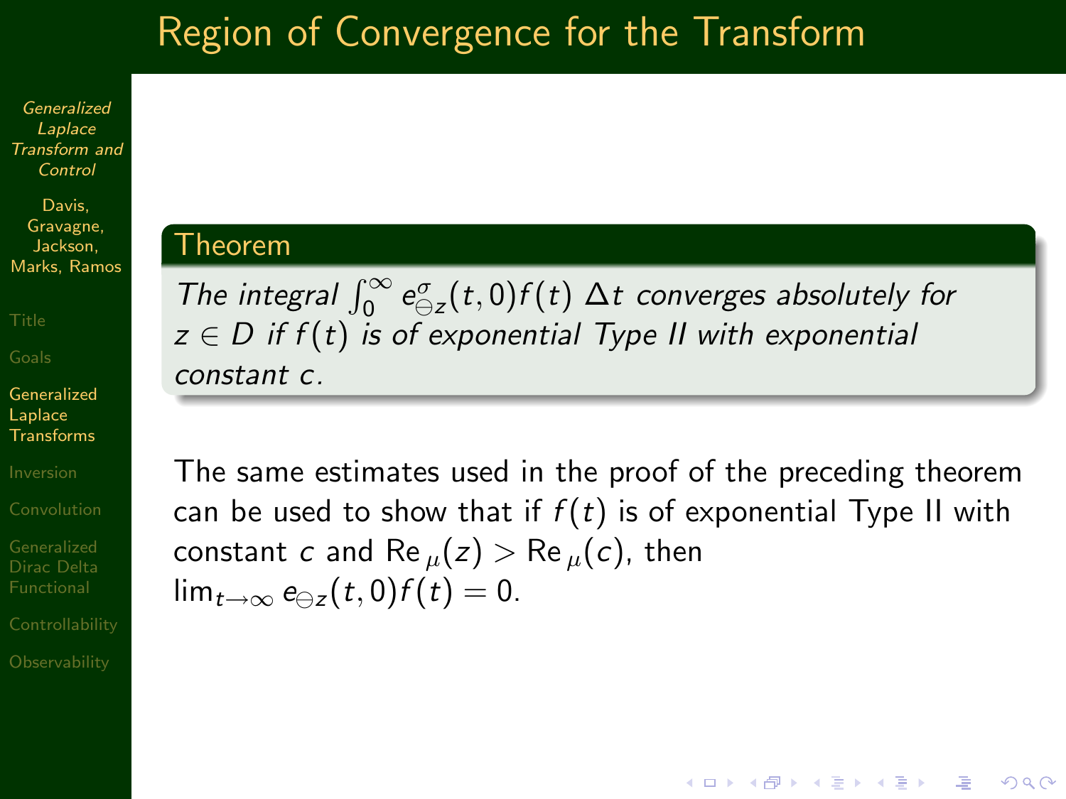# Region of Convergence for the Transform

**Theorem**

*The integral* $\int_0^\infty e^{\sigma}_{\ominus z}(t,0) f(t)\, \Delta t$ *converges absolutely for* $z \in D$ *if* $f(t)$ *is of exponential Type II with exponential constant* $c$.

The same estimates used in the proof of the preceding theorem can be used to show that if $f(t)$ is of exponential Type II with constant $c$ and $\mathrm{Re}_{\mu}(z) > \mathrm{Re}_{\mu}(c)$, then $\lim_{t\to\infty} e_{\ominus z}(t,0) f(t) = 0$.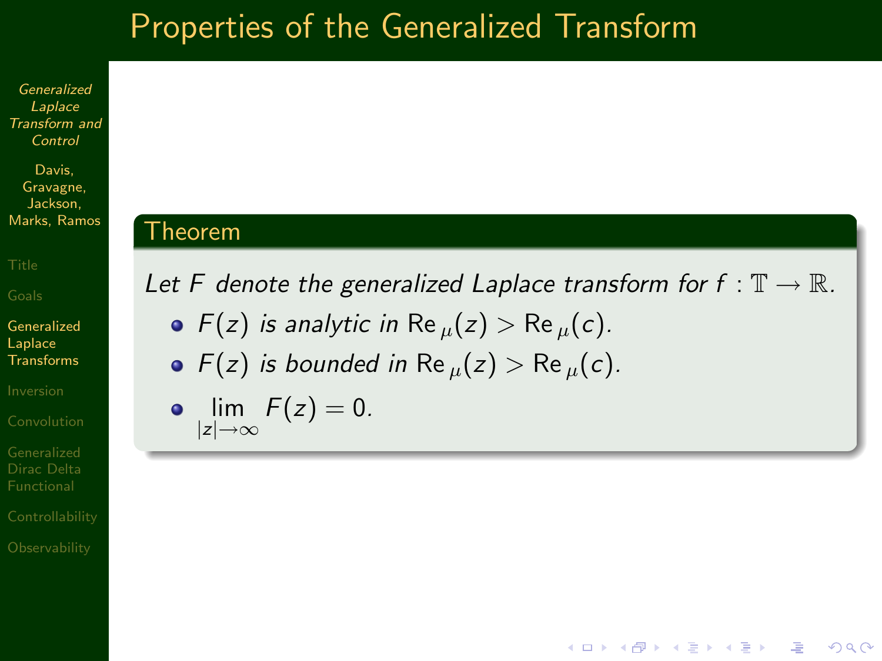# Properties of the Generalized Transform

## Theorem

*Let $F$ denote the generalized Laplace transform for $f : \mathbb{T} \to \mathbb{R}$.*

- *$F(z)$ is analytic in $\mathrm{Re}_{\mu}(z) > \mathrm{Re}_{\mu}(c)$.*
- *$F(z)$ is bounded in $\mathrm{Re}_{\mu}(z) > \mathrm{Re}_{\mu}(c)$.*
- $\lim_{|z| \to \infty} F(z) = 0.$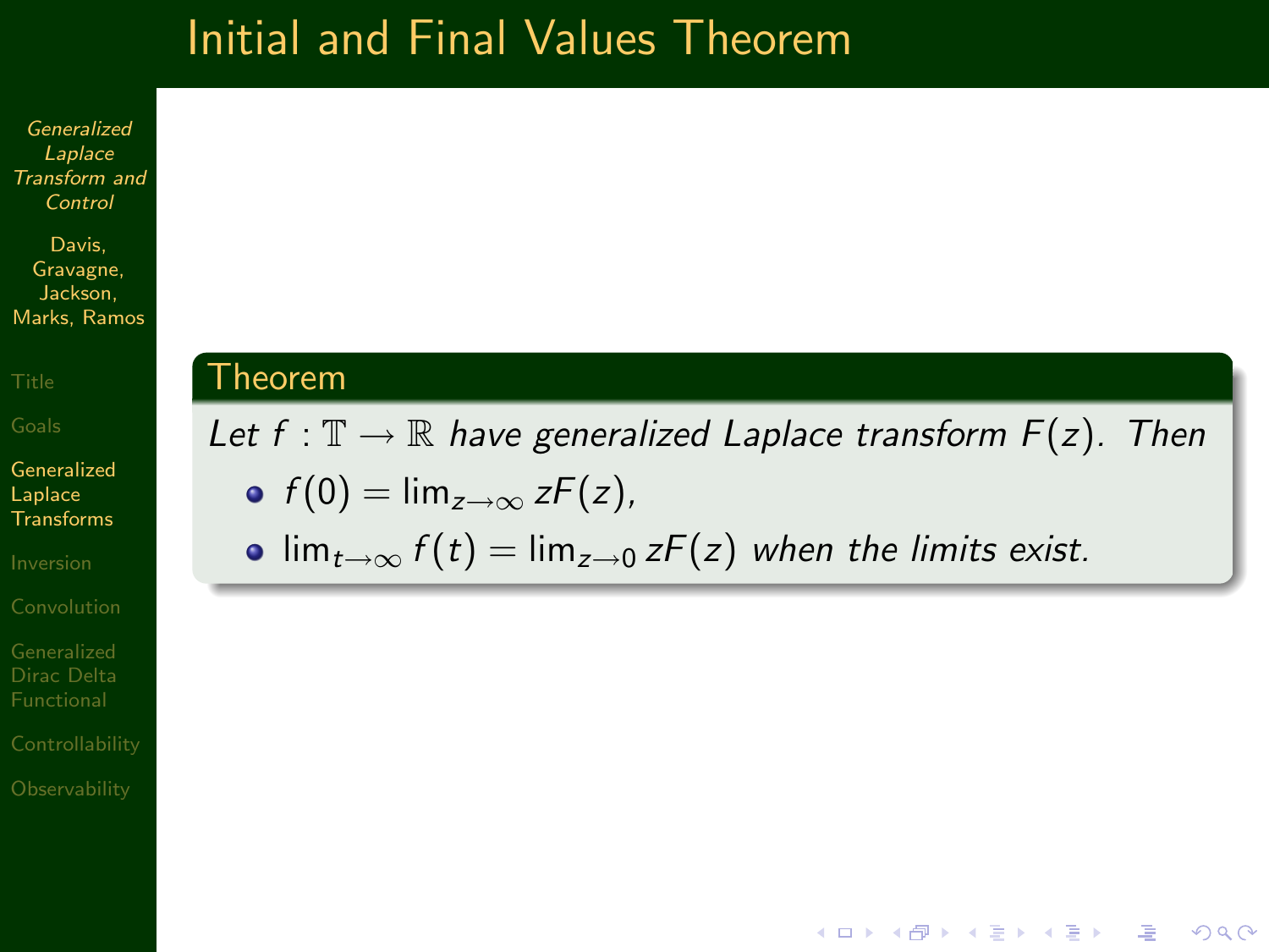# Initial and Final Values Theorem

## Theorem

*Let $f : \mathbb{T} \to \mathbb{R}$ have generalized Laplace transform $F(z)$. Then*

- $f(0) = \lim_{z \to \infty} zF(z)$,
- $\lim_{t \to \infty} f(t) = \lim_{z \to 0} zF(z)$ *when the limits exist.*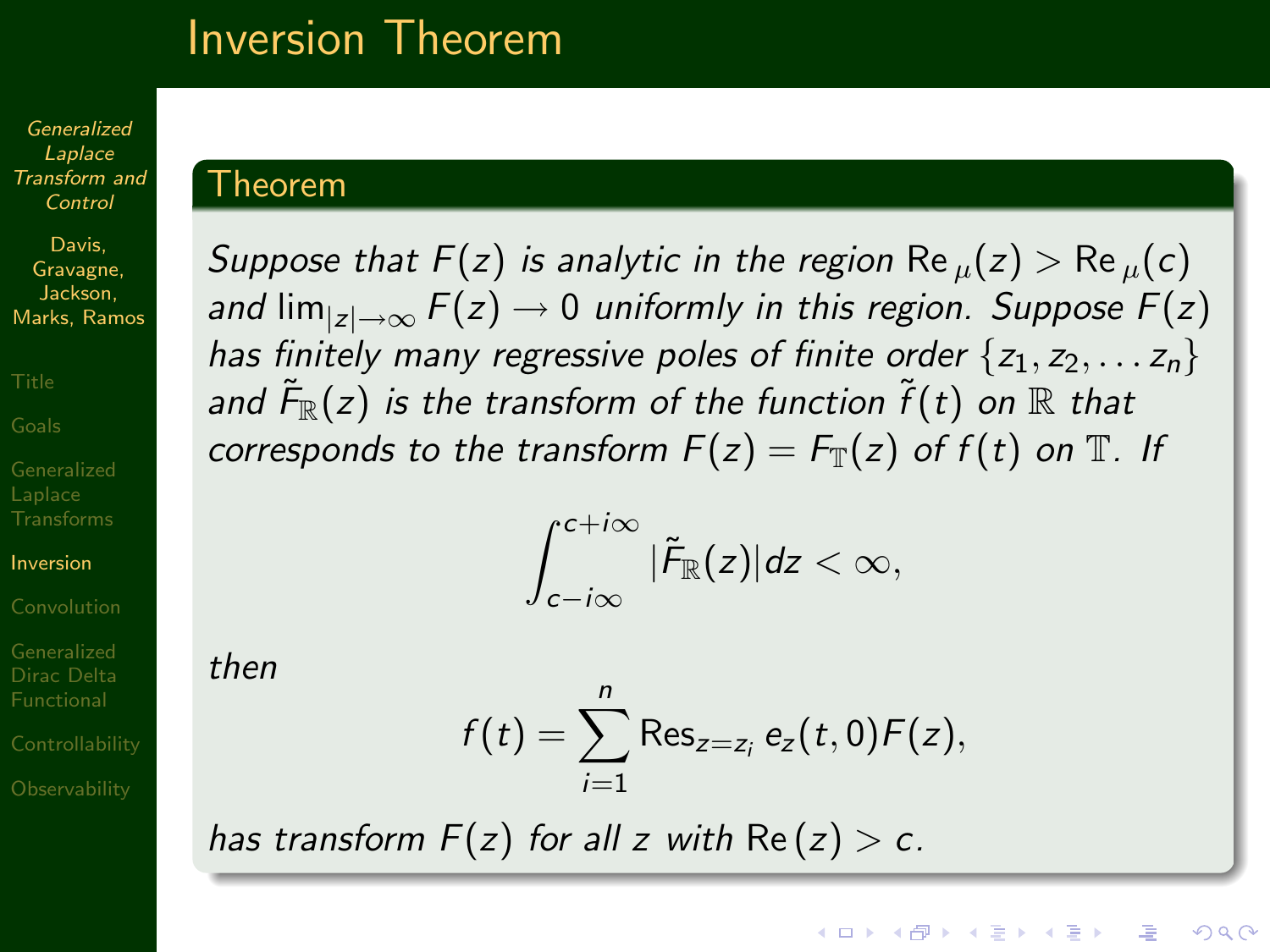# Inversion Theorem

## Theorem

*Suppose that* $F(z)$ *is analytic in the region* $\operatorname{Re}_\mu(z) > \operatorname{Re}_\mu(c)$ *and* $\lim_{|z|\to\infty} F(z) \to 0$ *uniformly in this region. Suppose* $F(z)$ *has finitely many regressive poles of finite order* $\{z_1, z_2, \ldots z_n\}$ *and* $\tilde{F}_{\mathbb{R}}(z)$ *is the transform of the function* $\tilde{f}(t)$ *on* $\mathbb{R}$ *that corresponds to the transform* $F(z) = F_{\mathbb{T}}(z)$ *of* $f(t)$ *on* $\mathbb{T}$*. If*

$$\int_{c-i\infty}^{c+i\infty} |\tilde{F}_{\mathbb{R}}(z)| dz < \infty,$$

*then*

$$f(t) = \sum_{i=1}^{n} \operatorname{Res}_{z=z_i} e_z(t,0) F(z),$$

*has transform* $F(z)$ *for all* $z$ *with* $\operatorname{Re}(z) > c$*.*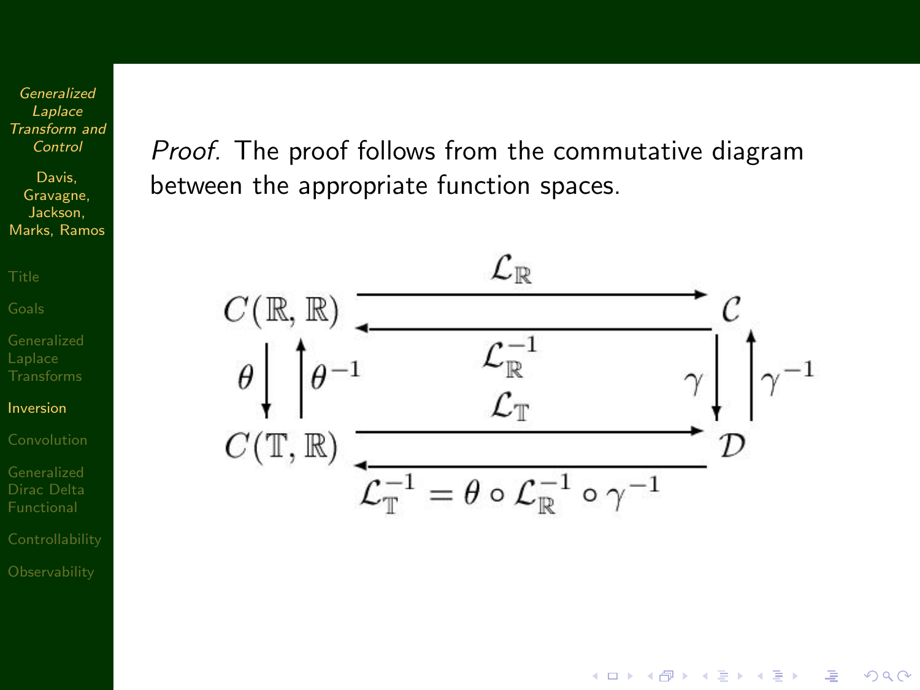*Proof.* The proof follows from the commutative diagram between the appropriate function spaces.

$$
\begin{array}{ccc}
C(\mathbb{R},\mathbb{R}) & \underset{\mathcal{L}_{\mathbb{R}}^{-1}}{\overset{\mathcal{L}_{\mathbb{R}}}{\rightleftarrows}} & \mathcal{C} \\
\theta \downarrow \uparrow \theta^{-1} & & \gamma \downarrow \uparrow \gamma^{-1} \\
C(\mathbb{T},\mathbb{R}) & \underset{\mathcal{L}_{\mathbb{T}}^{-1} = \theta \circ \mathcal{L}_{\mathbb{R}}^{-1} \circ \gamma^{-1}}{\overset{\mathcal{L}_{\mathbb{T}}}{\rightleftarrows}} & \mathcal{D}
\end{array}
$$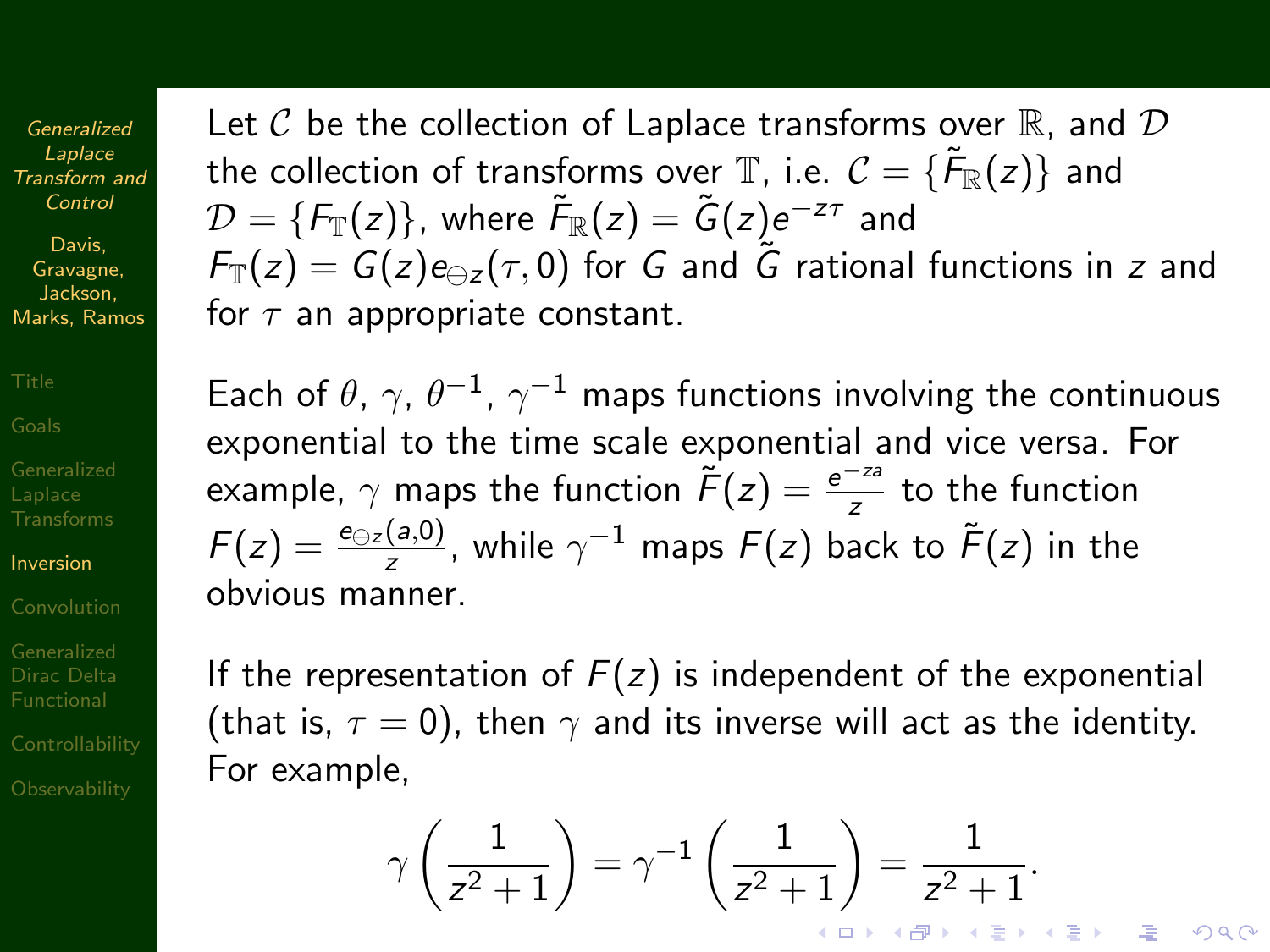Let $\mathcal{C}$ be the collection of Laplace transforms over $\mathbb{R}$, and $\mathcal{D}$ the collection of transforms over $\mathbb{T}$, i.e. $\mathcal{C} = \{\tilde{F}_{\mathbb{R}}(z)\}$ and $\mathcal{D} = \{F_{\mathbb{T}}(z)\}$, where $\tilde{F}_{\mathbb{R}}(z) = \tilde{G}(z)e^{-z\tau}$ and $F_{\mathbb{T}}(z) = G(z)e_{\ominus z}(\tau, 0)$ for $G$ and $\tilde{G}$ rational functions in $z$ and for $\tau$ an appropriate constant.

Each of $\theta$, $\gamma$, $\theta^{-1}$, $\gamma^{-1}$ maps functions involving the continuous exponential to the time scale exponential and vice versa. For example, $\gamma$ maps the function $\tilde{F}(z) = \frac{e^{-za}}{z}$ to the function $F(z) = \frac{e_{\ominus z}(a,0)}{z}$, while $\gamma^{-1}$ maps $F(z)$ back to $\tilde{F}(z)$ in the obvious manner.

If the representation of $F(z)$ is independent of the exponential (that is, $\tau = 0$), then $\gamma$ and its inverse will act as the identity. For example,

$$\gamma\left(\frac{1}{z^2+1}\right) = \gamma^{-1}\left(\frac{1}{z^2+1}\right) = \frac{1}{z^2+1}.$$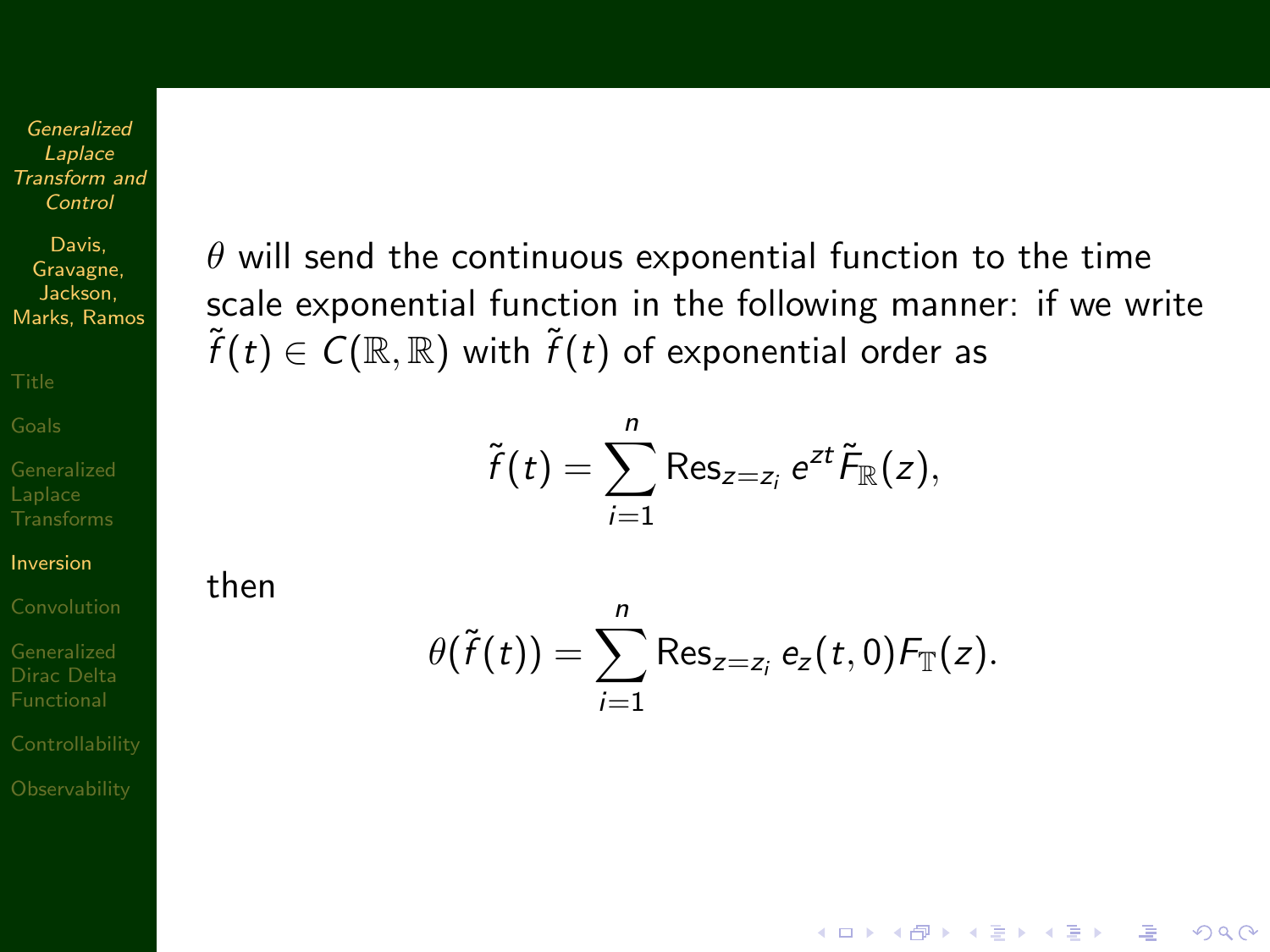$\theta$ will send the continuous exponential function to the time scale exponential function in the following manner: if we write $\tilde{f}(t) \in C(\mathbb{R}, \mathbb{R})$ with $\tilde{f}(t)$ of exponential order as

$$\tilde{f}(t) = \sum_{i=1}^{n} \operatorname{Res}_{z=z_i} e^{zt} \tilde{F}_{\mathbb{R}}(z),$$

then

$$\theta(\tilde{f}(t)) = \sum_{i=1}^{n} \operatorname{Res}_{z=z_i} e_z(t,0) F_{\mathbb{T}}(z).$$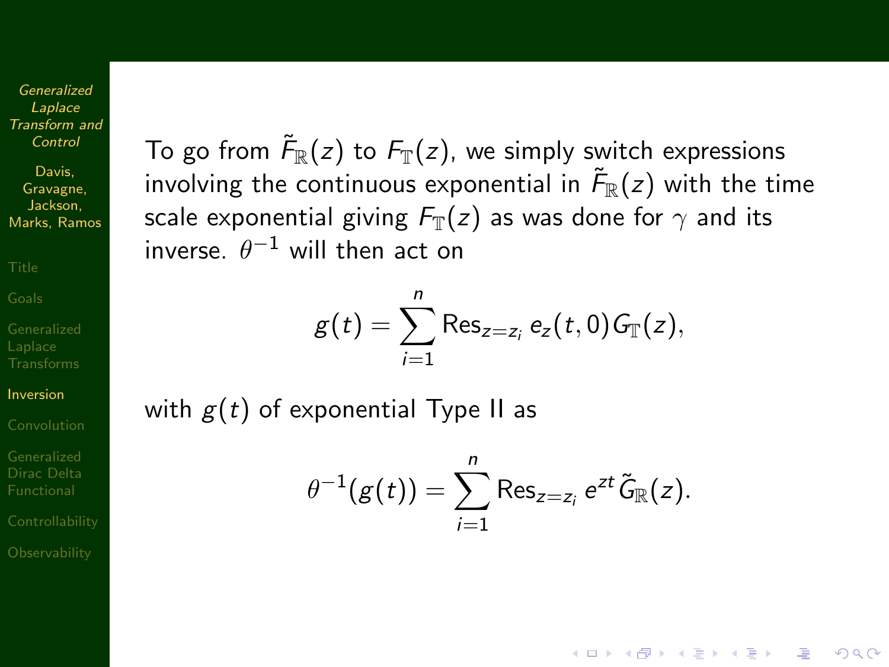To go from $\tilde{F}_{\mathbb{R}}(z)$ to $F_{\mathbb{T}}(z)$, we simply switch expressions involving the continuous exponential in $\tilde{F}_{\mathbb{R}}(z)$ with the time scale exponential giving $F_{\mathbb{T}}(z)$ as was done for $\gamma$ and its inverse. $\theta^{-1}$ will then act on

$$g(t) = \sum_{i=1}^{n} \mathrm{Res}_{z=z_i}\, e_z(t,0) G_{\mathbb{T}}(z),$$

with $g(t)$ of exponential Type II as

$$\theta^{-1}(g(t)) = \sum_{i=1}^{n} \mathrm{Res}_{z=z_i}\, e^{zt} \tilde{G}_{\mathbb{R}}(z).$$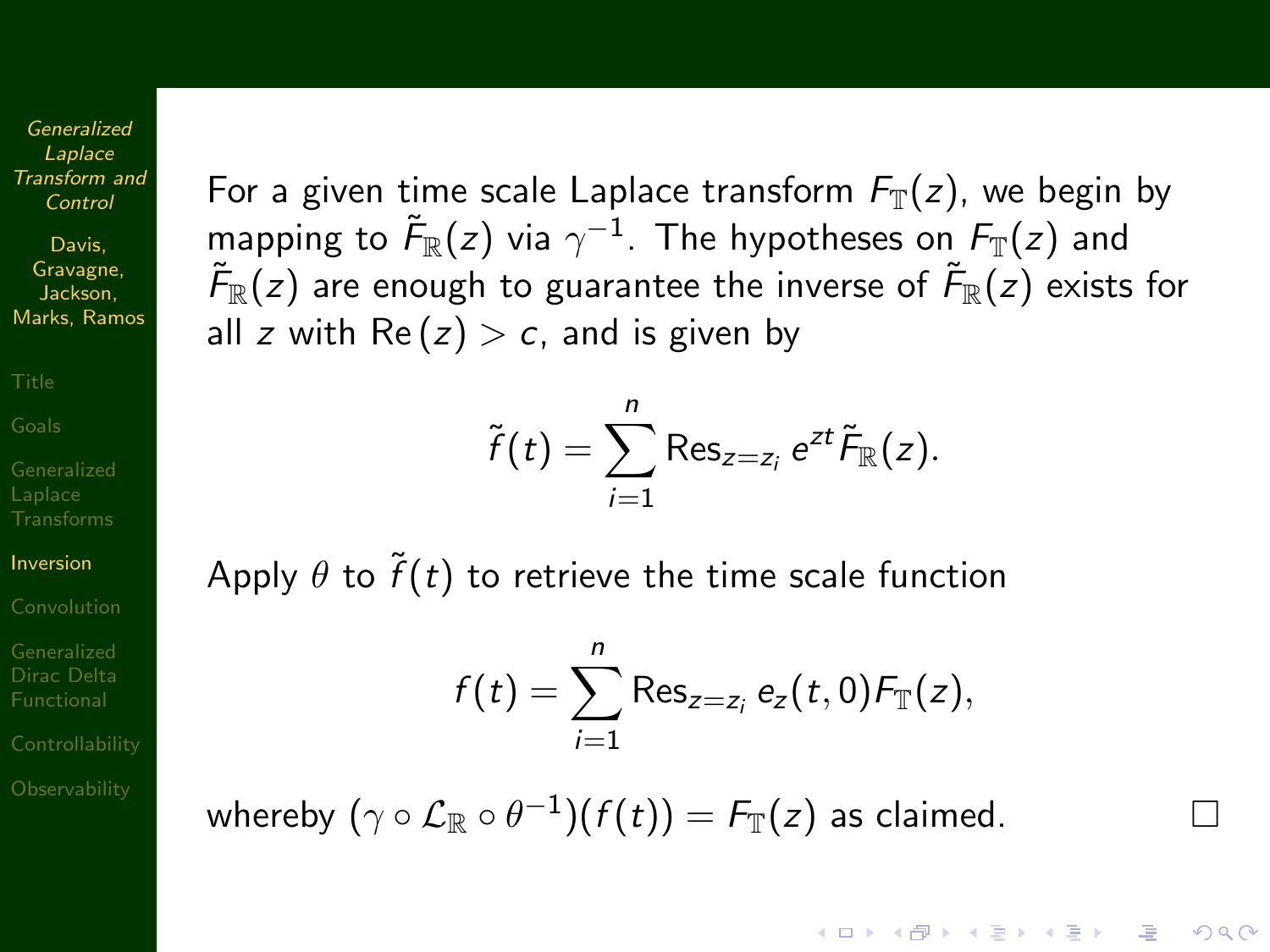For a given time scale Laplace transform $F_{\mathbb{T}}(z)$, we begin by mapping to $\tilde{F}_{\mathbb{R}}(z)$ via $\gamma^{-1}$. The hypotheses on $F_{\mathbb{T}}(z)$ and $\tilde{F}_{\mathbb{R}}(z)$ are enough to guarantee the inverse of $\tilde{F}_{\mathbb{R}}(z)$ exists for all $z$ with $\mathrm{Re}\,(z) > c$, and is given by

$$\tilde{f}(t) = \sum_{i=1}^{n} \mathrm{Res}_{z=z_i}\, e^{zt}\tilde{F}_{\mathbb{R}}(z).$$

Apply $\theta$ to $\tilde{f}(t)$ to retrieve the time scale function

$$f(t) = \sum_{i=1}^{n} \mathrm{Res}_{z=z_i}\, e_z(t,0)F_{\mathbb{T}}(z),$$

whereby $(\gamma \circ \mathcal{L}_{\mathbb{R}} \circ \theta^{-1})(f(t)) = F_{\mathbb{T}}(z)$ as claimed. □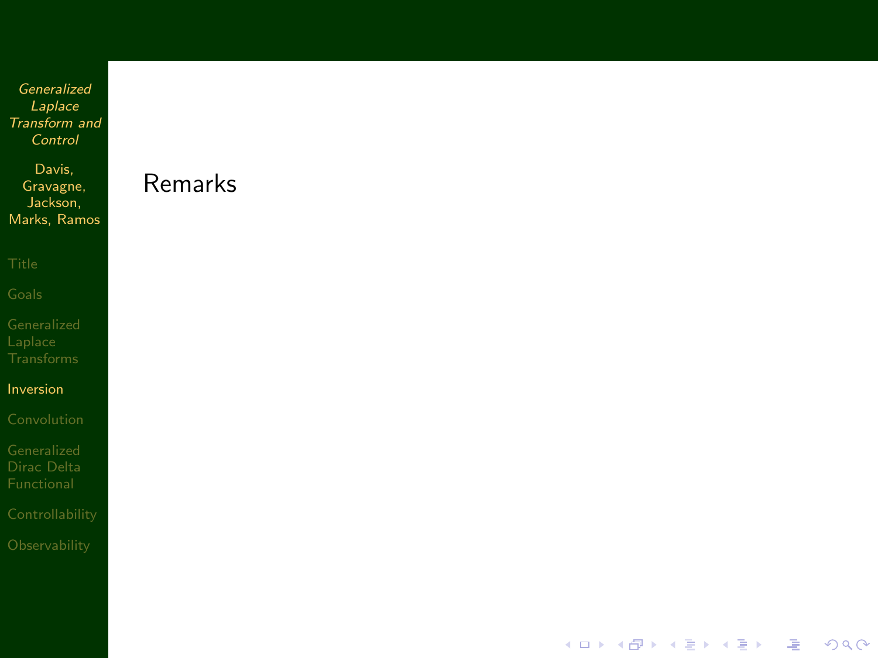## Remarks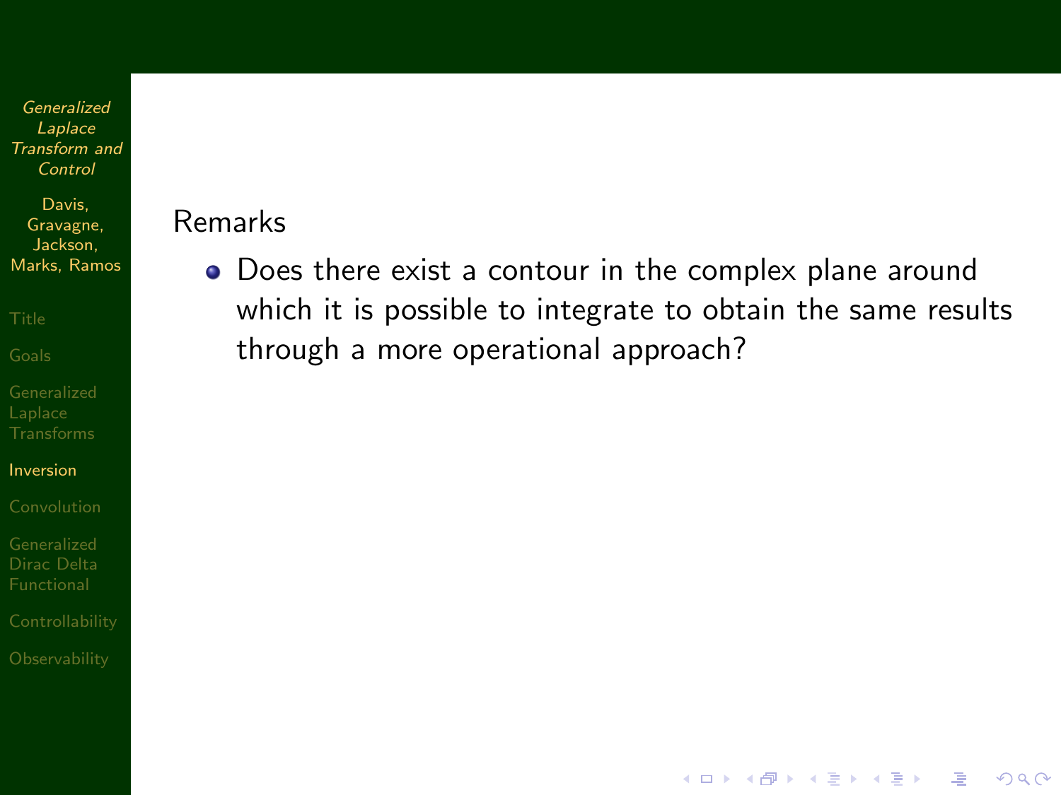Remarks

- Does there exist a contour in the complex plane around which it is possible to integrate to obtain the same results through a more operational approach?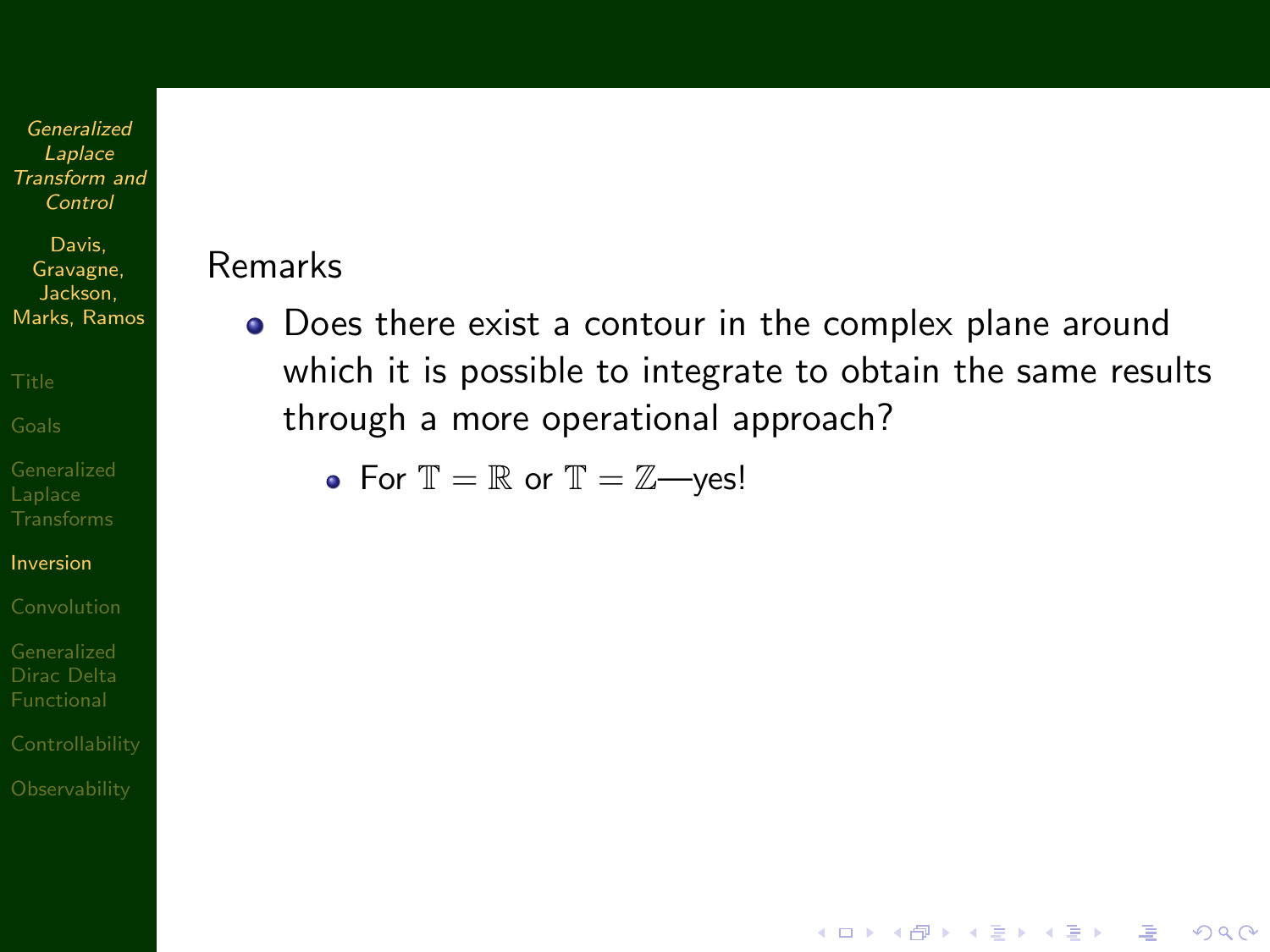Remarks

- Does there exist a contour in the complex plane around which it is possible to integrate to obtain the same results through a more operational approach?
  - For $\mathbb{T} = \mathbb{R}$ or $\mathbb{T} = \mathbb{Z}$—yes!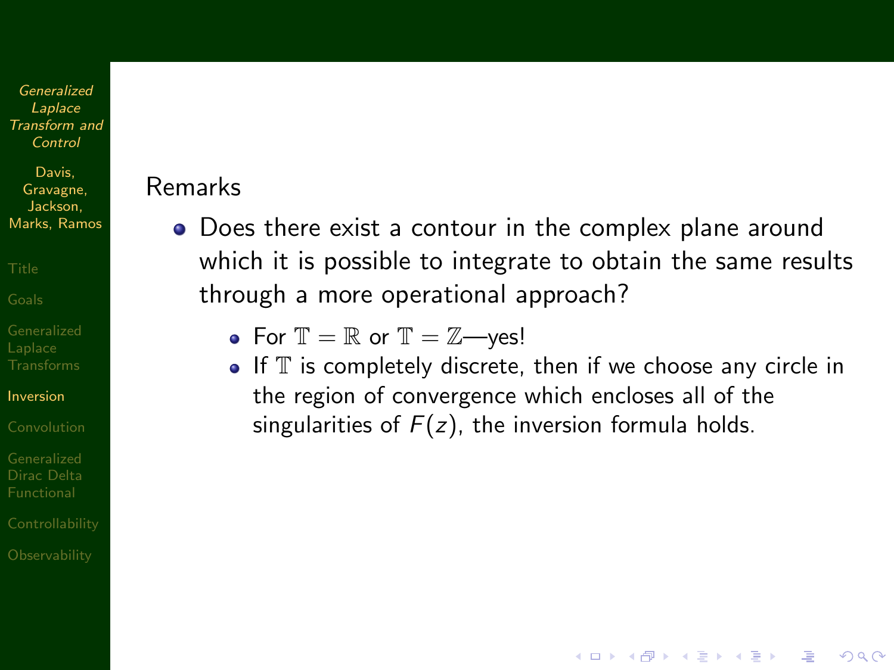Remarks

- Does there exist a contour in the complex plane around which it is possible to integrate to obtain the same results through a more operational approach?
  - For $\mathbb{T} = \mathbb{R}$ or $\mathbb{T} = \mathbb{Z}$—yes!
  - If $\mathbb{T}$ is completely discrete, then if we choose any circle in the region of convergence which encloses all of the singularities of $F(z)$, the inversion formula holds.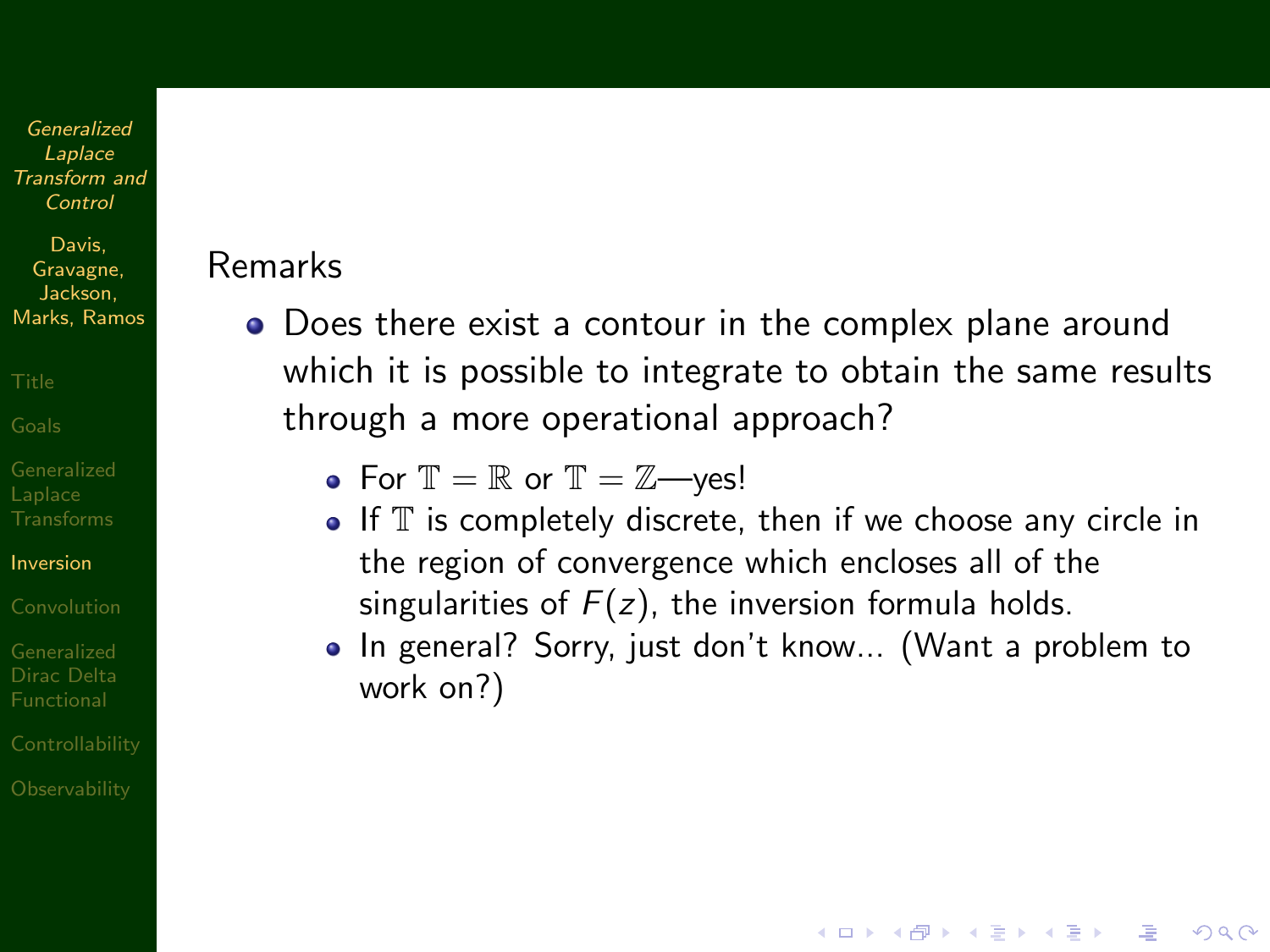Remarks

- Does there exist a contour in the complex plane around which it is possible to integrate to obtain the same results through a more operational approach?
  - For $\mathbb{T} = \mathbb{R}$ or $\mathbb{T} = \mathbb{Z}$—yes!
  - If $\mathbb{T}$ is completely discrete, then if we choose any circle in the region of convergence which encloses all of the singularities of $F(z)$, the inversion formula holds.
  - In general? Sorry, just don't know... (Want a problem to work on?)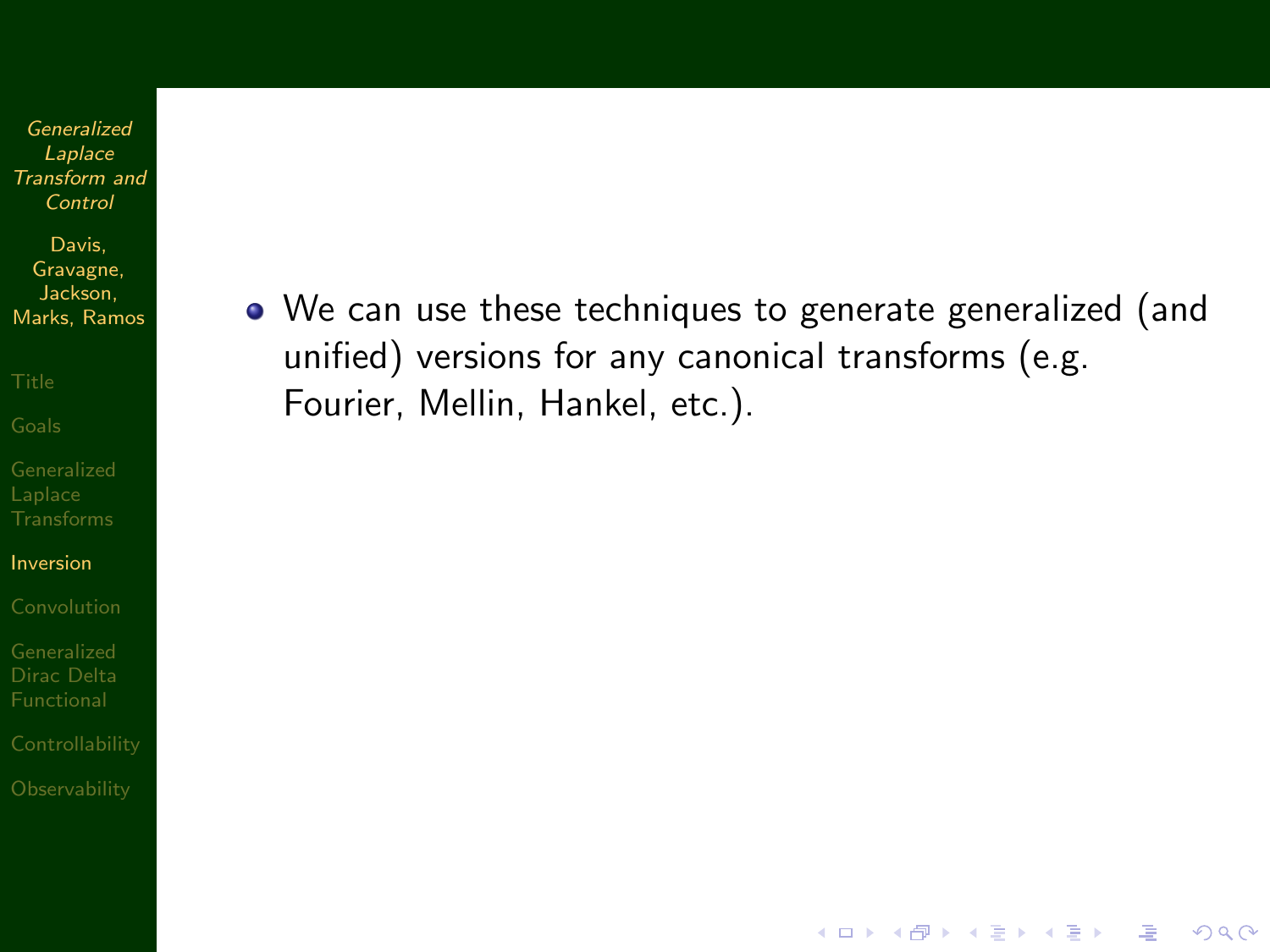- We can use these techniques to generate generalized (and unified) versions for any canonical transforms (e.g. Fourier, Mellin, Hankel, etc.).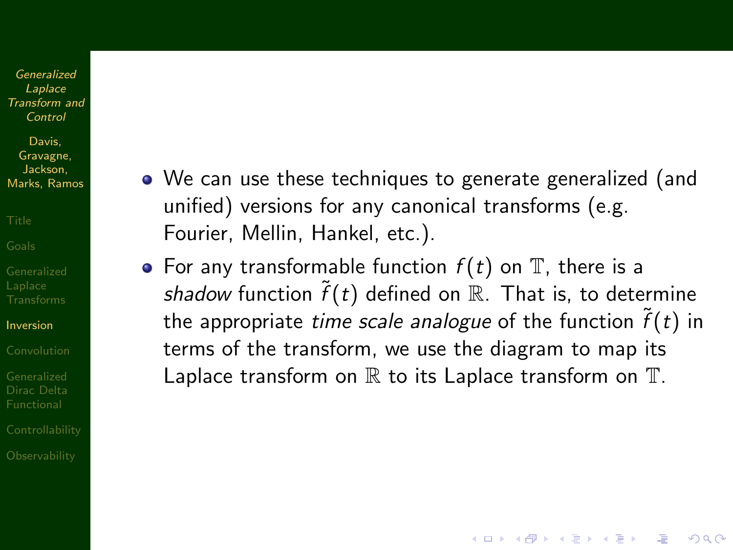- We can use these techniques to generate generalized (and unified) versions for any canonical transforms (e.g. Fourier, Mellin, Hankel, etc.).
- For any transformable function $f(t)$ on $\mathbb{T}$, there is a *shadow* function $\tilde{f}(t)$ defined on $\mathbb{R}$. That is, to determine the appropriate *time scale analogue* of the function $\tilde{f}(t)$ in terms of the transform, we use the diagram to map its Laplace transform on $\mathbb{R}$ to its Laplace transform on $\mathbb{T}$.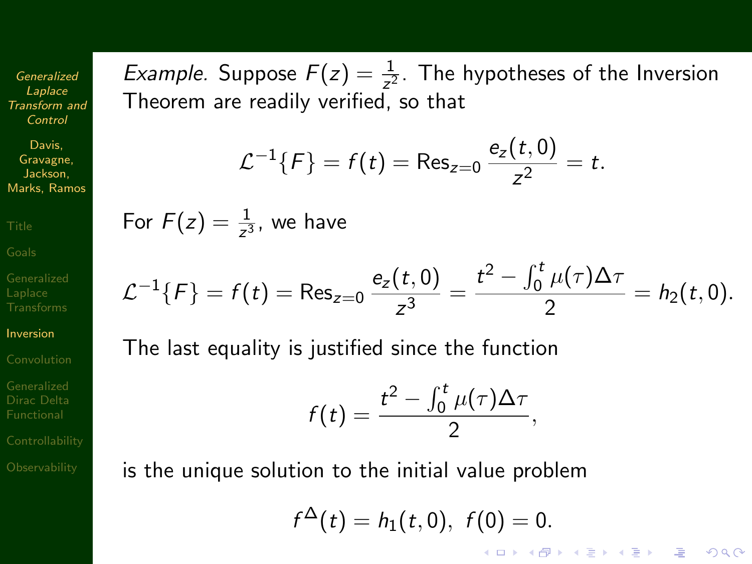*Example.* Suppose $F(z) = \frac{1}{z^2}$. The hypotheses of the Inversion Theorem are readily verified, so that

$$\mathcal{L}^{-1}\{F\} = f(t) = \text{Res}_{z=0} \frac{e_z(t,0)}{z^2} = t.$$

For $F(z) = \frac{1}{z^3}$, we have

$$\mathcal{L}^{-1}\{F\} = f(t) = \text{Res}_{z=0} \frac{e_z(t,0)}{z^3} = \frac{t^2 - \int_0^t \mu(\tau)\Delta\tau}{2} = h_2(t,0).$$

The last equality is justified since the function

$$f(t) = \frac{t^2 - \int_0^t \mu(\tau)\Delta\tau}{2},$$

is the unique solution to the initial value problem

$$f^{\Delta}(t) = h_1(t,0), \;\; f(0) = 0.$$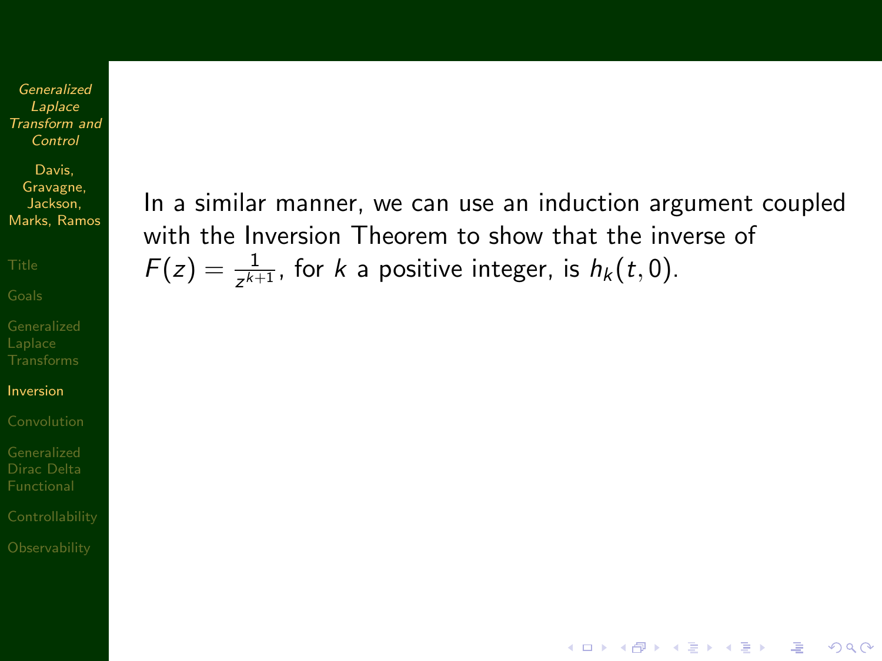In a similar manner, we can use an induction argument coupled with the Inversion Theorem to show that the inverse of $F(z) = \frac{1}{z^{k+1}}$, for $k$ a positive integer, is $h_k(t, 0)$.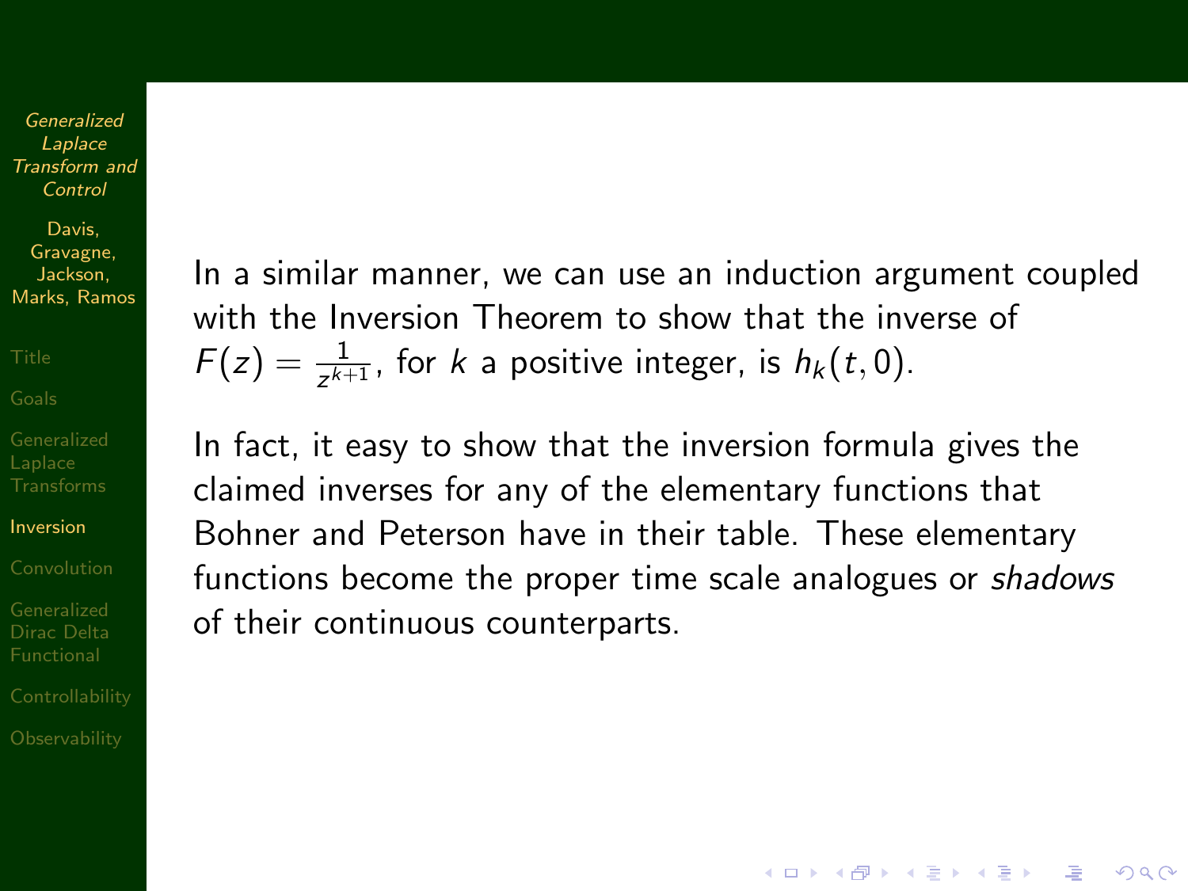In a similar manner, we can use an induction argument coupled with the Inversion Theorem to show that the inverse of $F(z) = \frac{1}{z^{k+1}}$, for $k$ a positive integer, is $h_k(t, 0)$.

In fact, it easy to show that the inversion formula gives the claimed inverses for any of the elementary functions that Bohner and Peterson have in their table. These elementary functions become the proper time scale analogues or *shadows* of their continuous counterparts.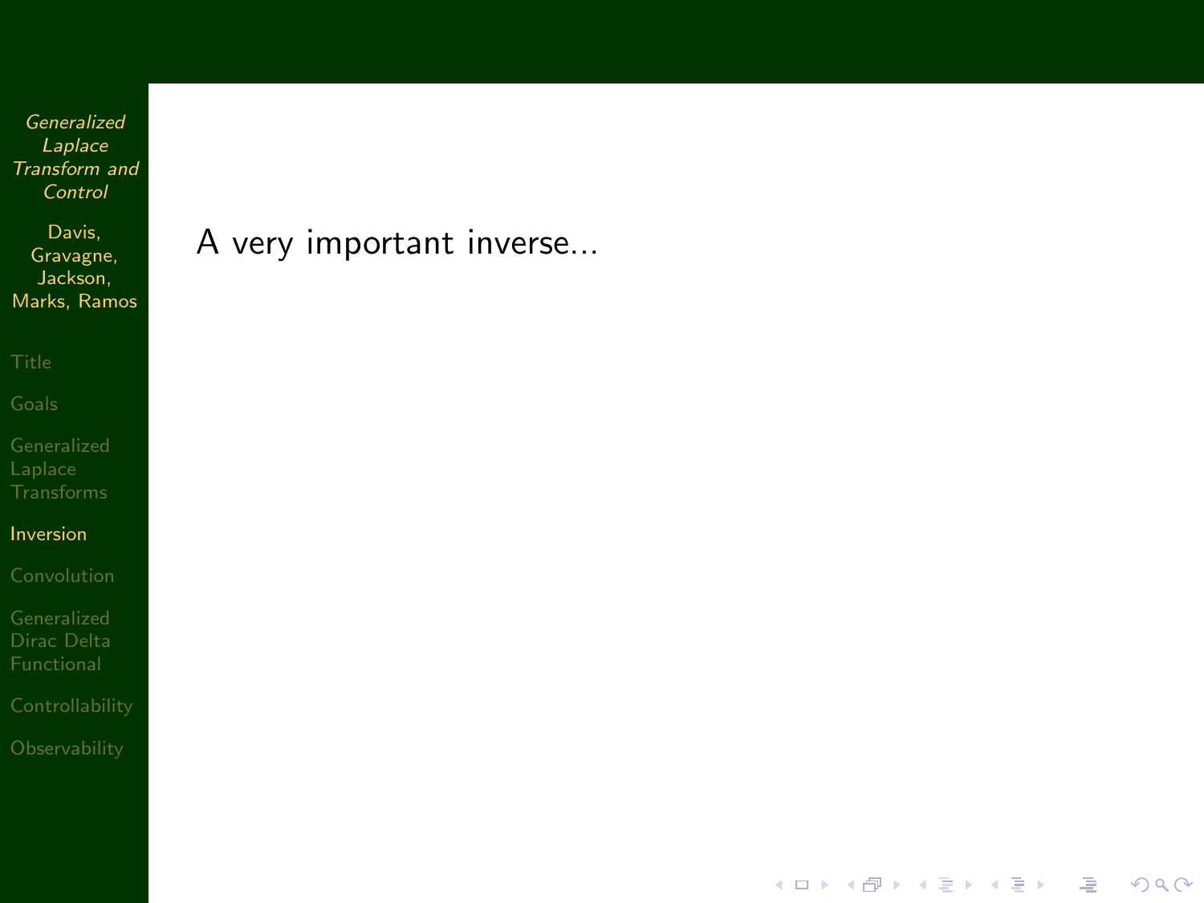A very important inverse...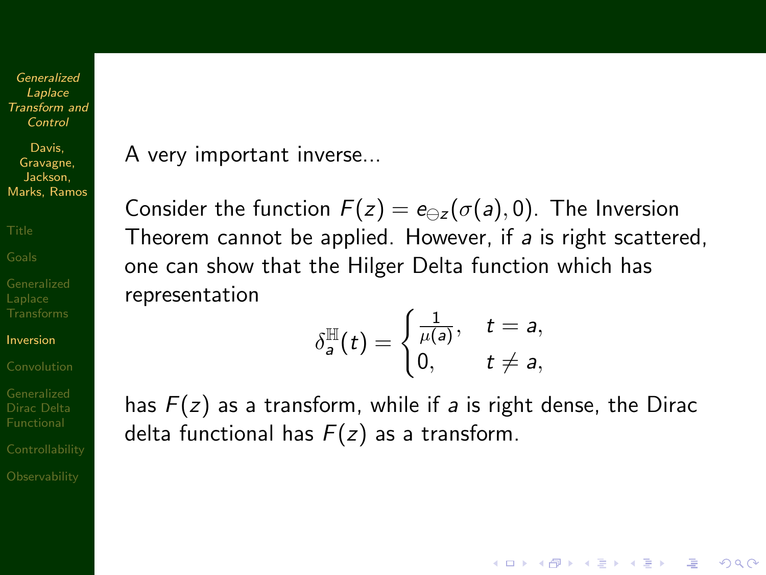A very important inverse...

Consider the function $F(z) = e_{\ominus z}(\sigma(a), 0)$. The Inversion Theorem cannot be applied. However, if $a$ is right scattered, one can show that the Hilger Delta function which has representation

$$\delta_a^{\mathbb{H}}(t) = \begin{cases} \frac{1}{\mu(a)}, & t = a, \\ 0, & t \neq a, \end{cases}$$

has $F(z)$ as a transform, while if $a$ is right dense, the Dirac delta functional has $F(z)$ as a transform.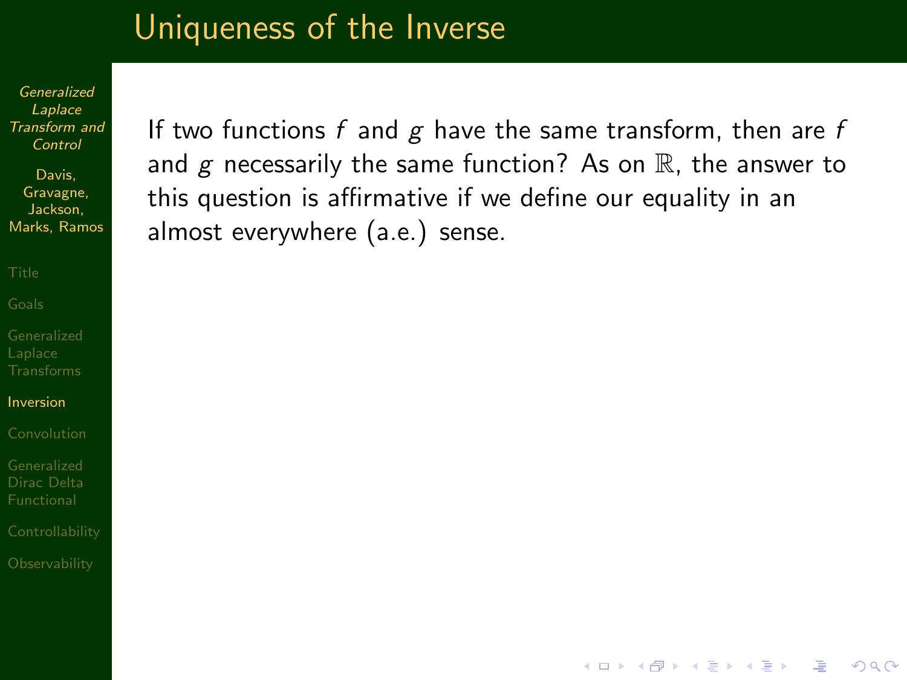# Uniqueness of the Inverse

If two functions $f$ and $g$ have the same transform, then are $f$ and $g$ necessarily the same function? As on $\mathbb{R}$, the answer to this question is affirmative if we define our equality in an almost everywhere (a.e.) sense.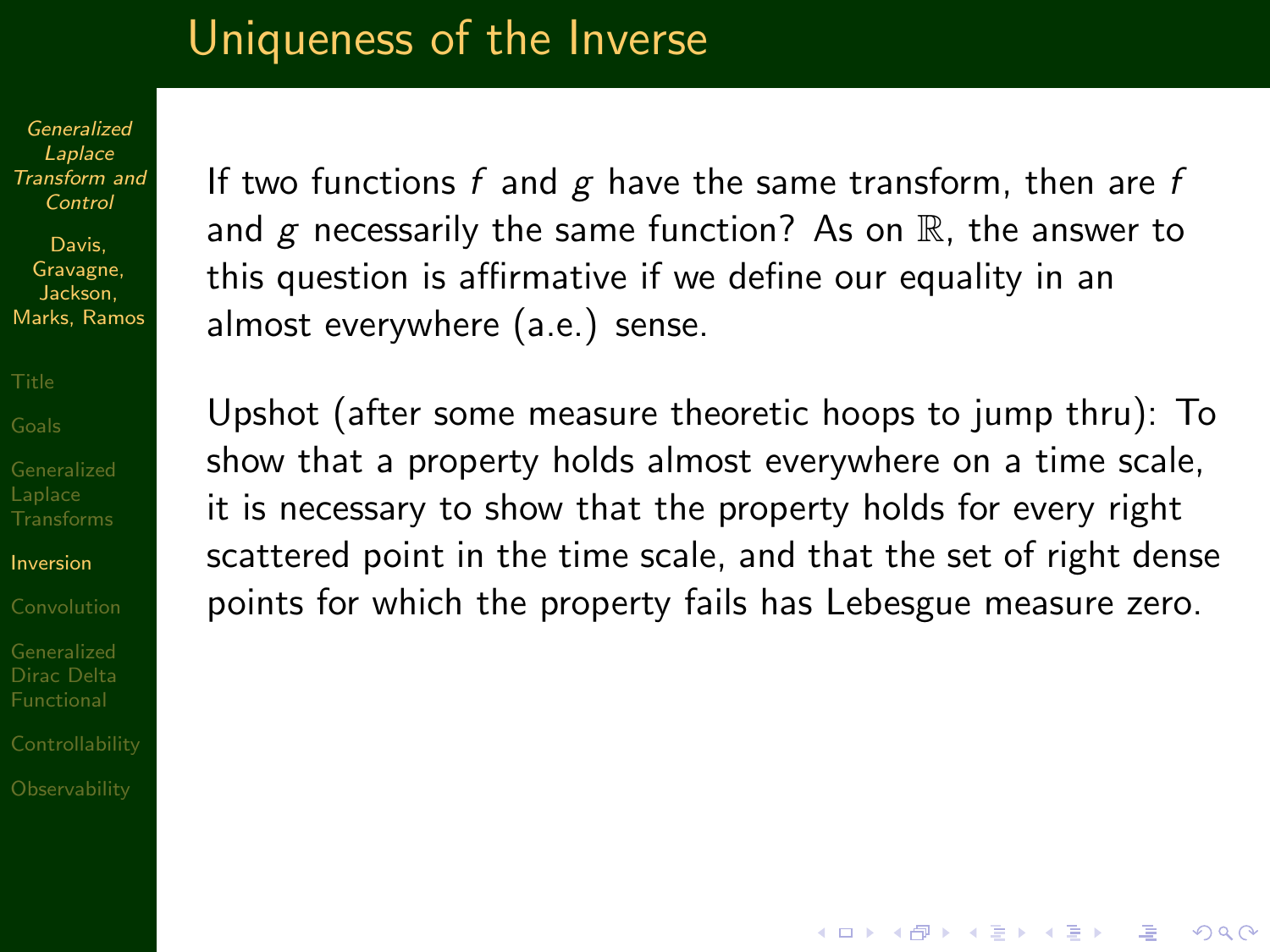# Uniqueness of the Inverse

If two functions $f$ and $g$ have the same transform, then are $f$ and $g$ necessarily the same function? As on $\mathbb{R}$, the answer to this question is affirmative if we define our equality in an almost everywhere (a.e.) sense.

Upshot (after some measure theoretic hoops to jump thru): To show that a property holds almost everywhere on a time scale, it is necessary to show that the property holds for every right scattered point in the time scale, and that the set of right dense points for which the property fails has Lebesgue measure zero.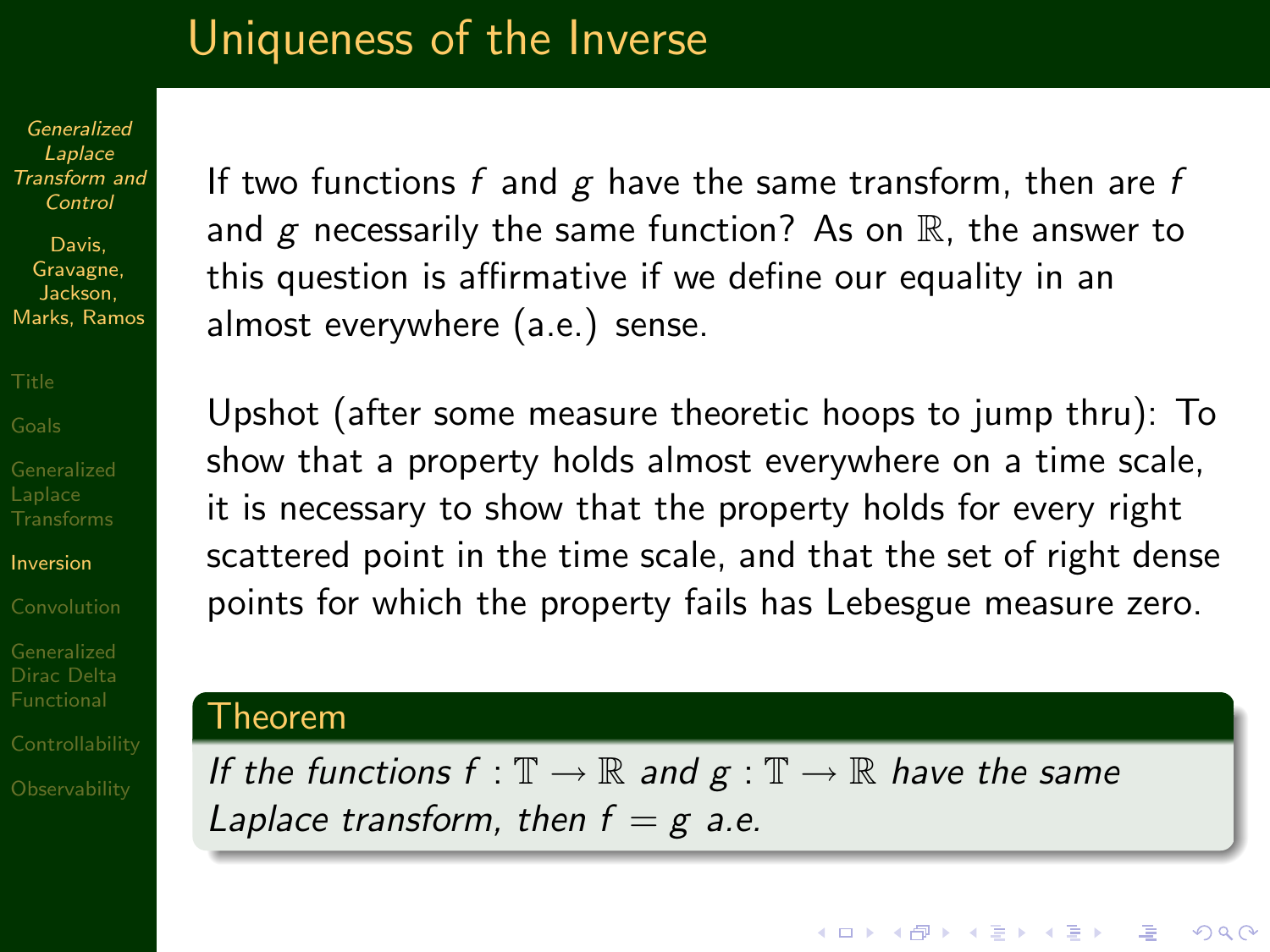# Uniqueness of the Inverse

If two functions $f$ and $g$ have the same transform, then are $f$ and $g$ necessarily the same function? As on $\mathbb{R}$, the answer to this question is affirmative if we define our equality in an almost everywhere (a.e.) sense.

Upshot (after some measure theoretic hoops to jump thru): To show that a property holds almost everywhere on a time scale, it is necessary to show that the property holds for every right scattered point in the time scale, and that the set of right dense points for which the property fails has Lebesgue measure zero.

**Theorem**

*If the functions $f : \mathbb{T} \to \mathbb{R}$ and $g : \mathbb{T} \to \mathbb{R}$ have the same Laplace transform, then $f = g$ a.e.*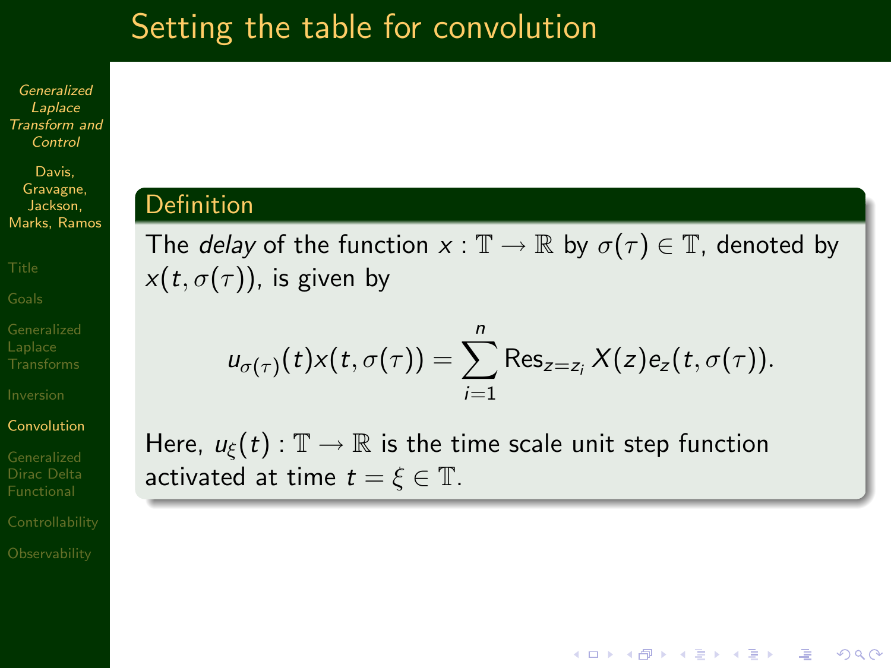# Setting the table for convolution

**Definition**

The *delay* of the function $x : \mathbb{T} \to \mathbb{R}$ by $\sigma(\tau) \in \mathbb{T}$, denoted by $x(t, \sigma(\tau))$, is given by

$$u_{\sigma(\tau)}(t)x(t, \sigma(\tau)) = \sum_{i=1}^{n} \text{Res}_{z=z_i} X(z)e_z(t, \sigma(\tau)).$$

Here, $u_\xi(t) : \mathbb{T} \to \mathbb{R}$ is the time scale unit step function activated at time $t = \xi \in \mathbb{T}$.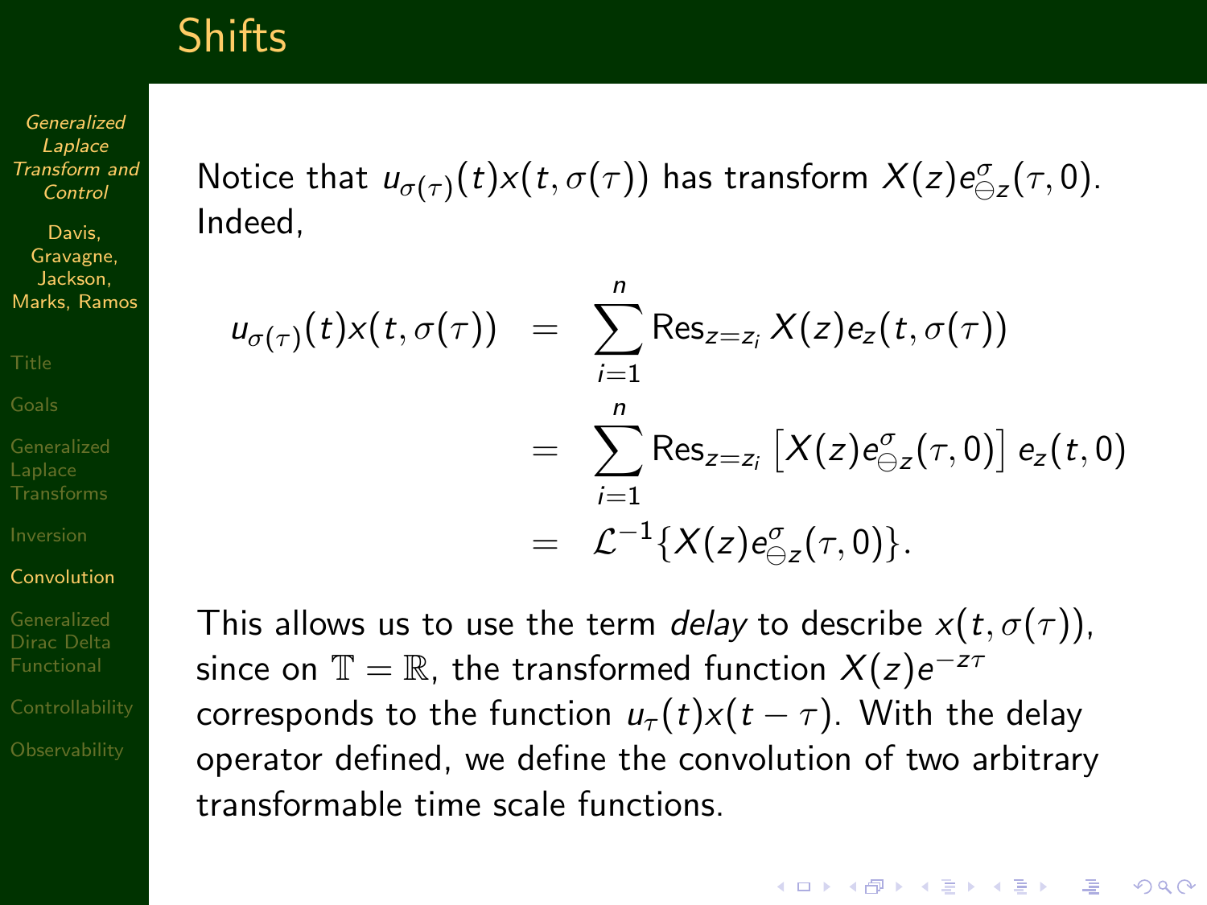# Shifts

Notice that $u_{\sigma(\tau)}(t)x(t,\sigma(\tau))$ has transform $X(z)e^{\sigma}_{\ominus z}(\tau,0)$. Indeed,

$$
\begin{aligned}
u_{\sigma(\tau)}(t)x(t,\sigma(\tau)) &= \sum_{i=1}^{n} \mathrm{Res}_{z=z_i}\, X(z)e_z(t,\sigma(\tau)) \\
&= \sum_{i=1}^{n} \mathrm{Res}_{z=z_i} \left[X(z)e^{\sigma}_{\ominus z}(\tau,0)\right] e_z(t,0) \\
&= \mathcal{L}^{-1}\{X(z)e^{\sigma}_{\ominus z}(\tau,0)\}.
\end{aligned}
$$

This allows us to use the term *delay* to describe $x(t,\sigma(\tau))$, since on $\mathbb{T}=\mathbb{R}$, the transformed function $X(z)e^{-z\tau}$ corresponds to the function $u_\tau(t)x(t-\tau)$. With the delay operator defined, we define the convolution of two arbitrary transformable time scale functions.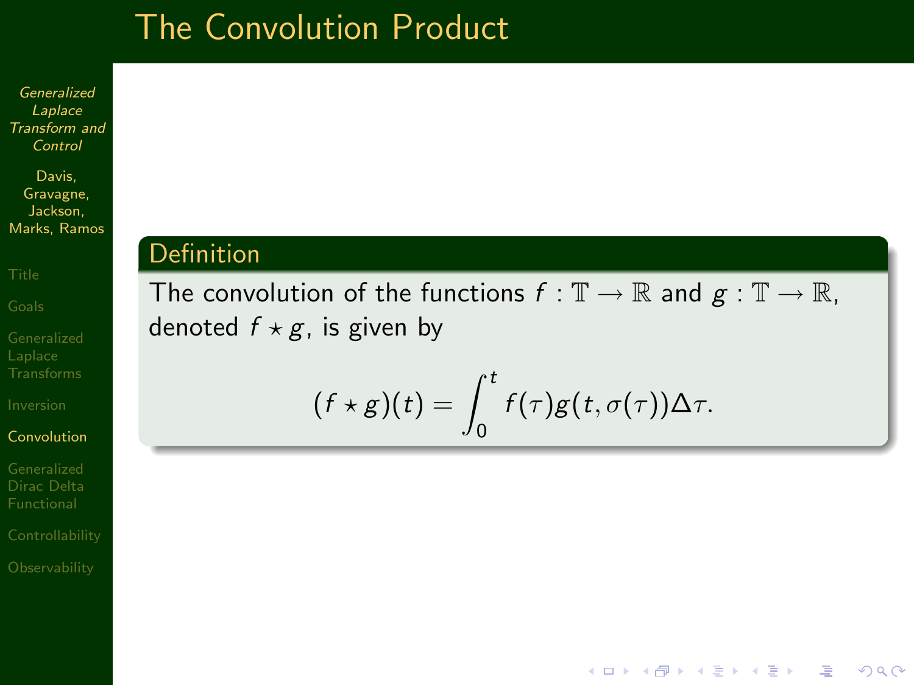# The Convolution Product

**Definition**

The convolution of the functions $f : \mathbb{T} \to \mathbb{R}$ and $g : \mathbb{T} \to \mathbb{R}$, denoted $f \star g$, is given by

$$(f \star g)(t) = \int_0^t f(\tau) g(t, \sigma(\tau)) \Delta\tau.$$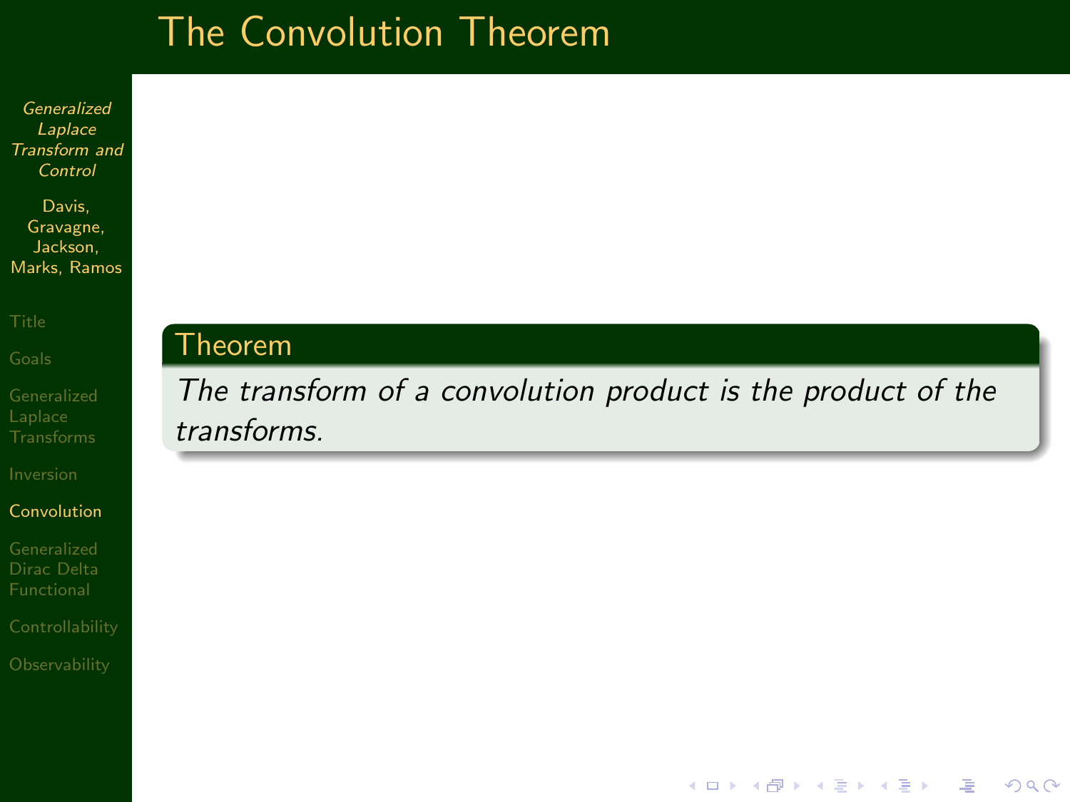# The Convolution Theorem

**Theorem**

*The transform of a convolution product is the product of the transforms.*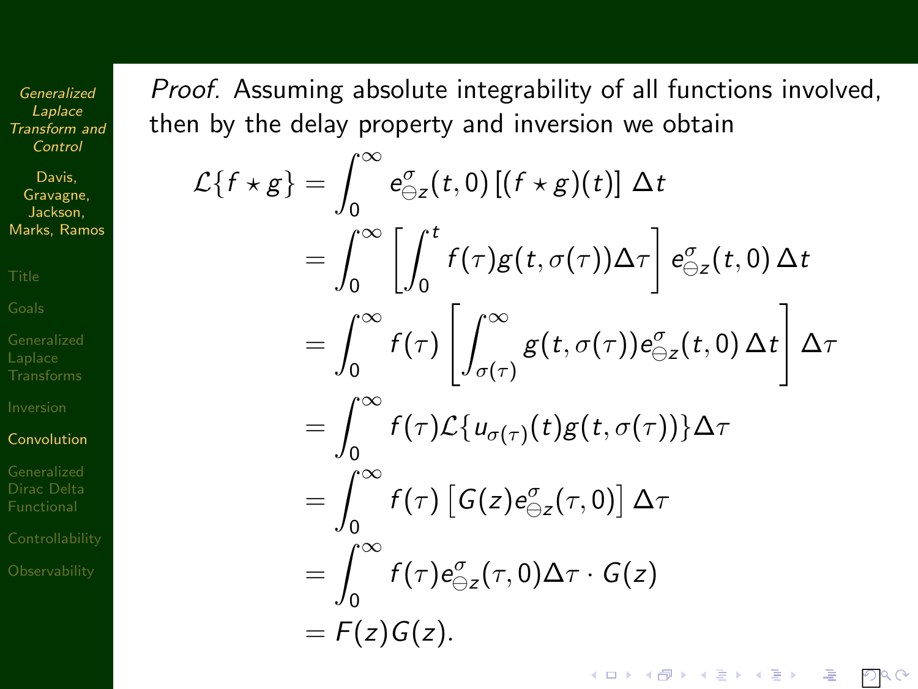*Proof.* Assuming absolute integrability of all functions involved, then by the delay property and inversion we obtain

$$
\begin{aligned}
\mathcal{L}\{f \star g\} &= \int_0^\infty e^\sigma_{\ominus z}(t,0)\left[(f \star g)(t)\right]\Delta t \\
&= \int_0^\infty \left[\int_0^t f(\tau) g(t,\sigma(\tau))\Delta\tau\right] e^\sigma_{\ominus z}(t,0)\,\Delta t \\
&= \int_0^\infty f(\tau)\left[\int_{\sigma(\tau)}^\infty g(t,\sigma(\tau)) e^\sigma_{\ominus z}(t,0)\,\Delta t\right]\Delta\tau \\
&= \int_0^\infty f(\tau)\mathcal{L}\{u_{\sigma(\tau)}(t) g(t,\sigma(\tau))\}\Delta\tau \\
&= \int_0^\infty f(\tau)\left[G(z) e^\sigma_{\ominus z}(\tau,0)\right]\Delta\tau \\
&= \int_0^\infty f(\tau) e^\sigma_{\ominus z}(\tau,0)\Delta\tau \cdot G(z) \\
&= F(z)G(z).
\end{aligned}
$$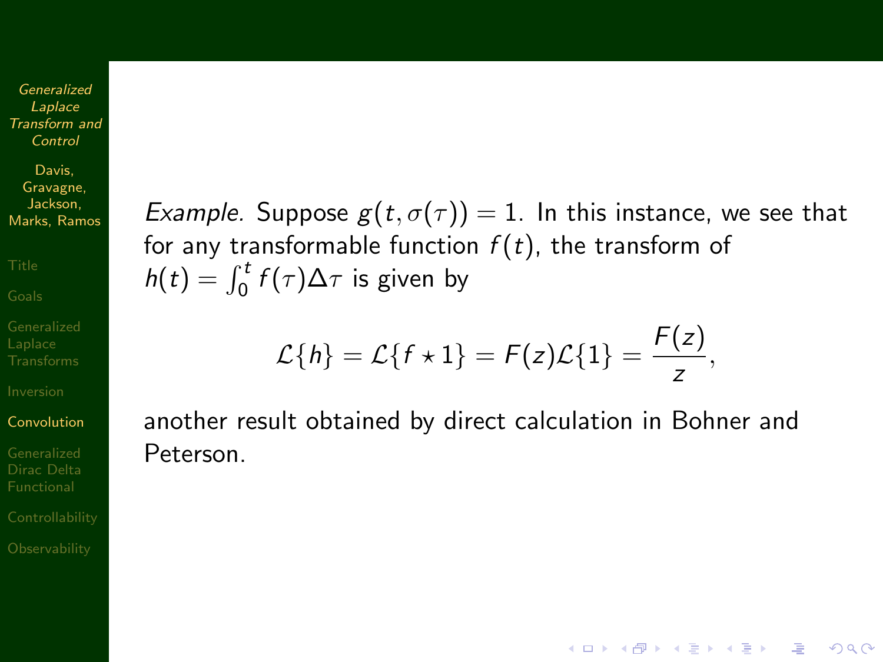*Example.* Suppose $g(t, \sigma(\tau)) = 1$. In this instance, we see that for any transformable function $f(t)$, the transform of $h(t) = \int_0^t f(\tau)\Delta\tau$ is given by

$$\mathcal{L}\{h\} = \mathcal{L}\{f \star 1\} = F(z)\mathcal{L}\{1\} = \frac{F(z)}{z},$$

another result obtained by direct calculation in Bohner and Peterson.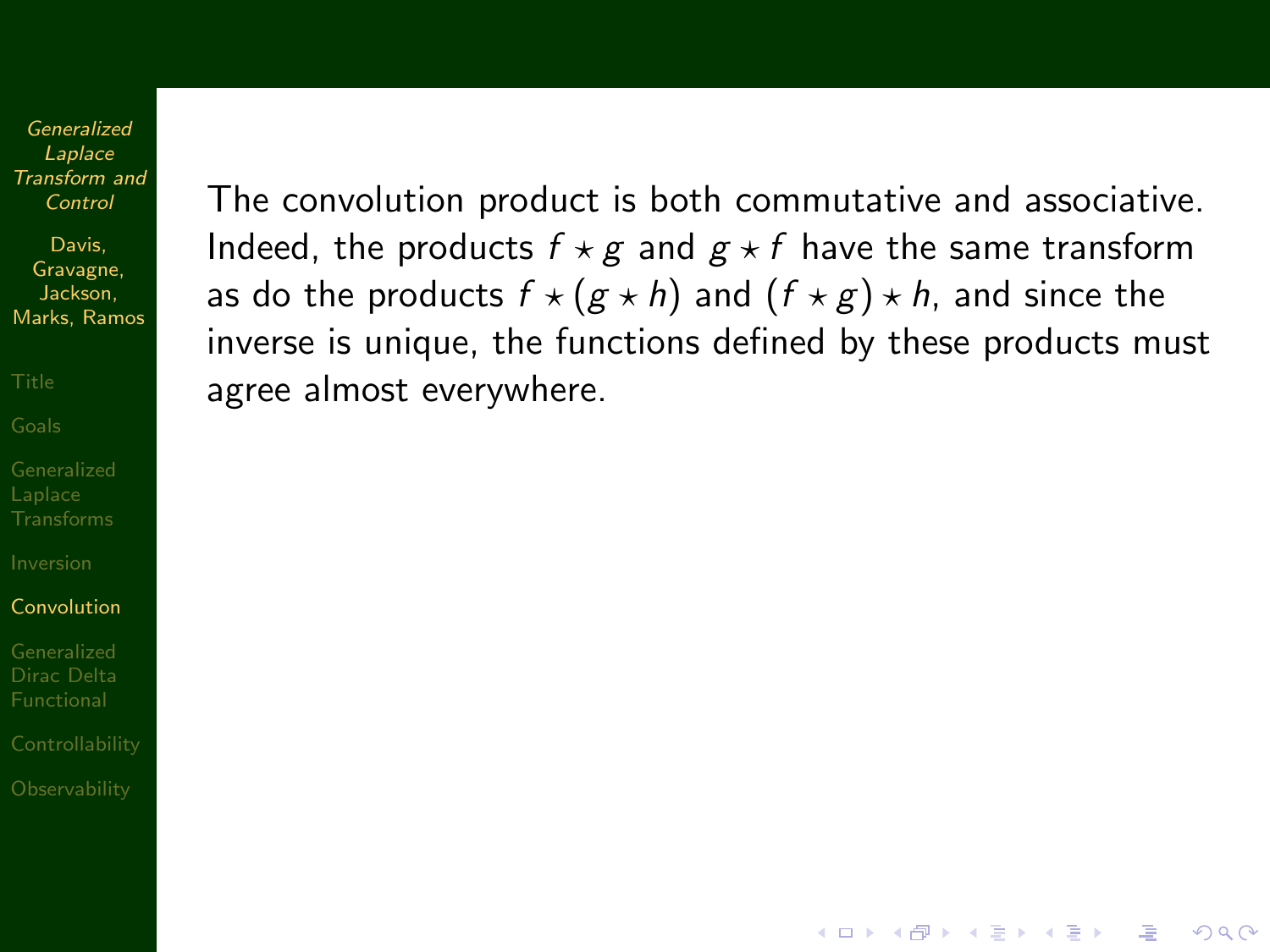The convolution product is both commutative and associative. Indeed, the products $f \star g$ and $g \star f$ have the same transform as do the products $f \star (g \star h)$ and $(f \star g) \star h$, and since the inverse is unique, the functions defined by these products must agree almost everywhere.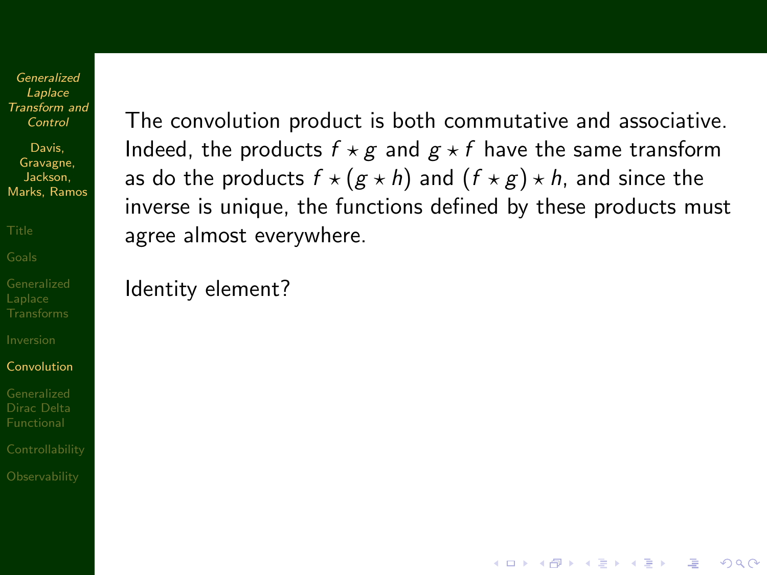The convolution product is both commutative and associative. Indeed, the products $f \star g$ and $g \star f$ have the same transform as do the products $f \star (g \star h)$ and $(f \star g) \star h$, and since the inverse is unique, the functions defined by these products must agree almost everywhere.

Identity element?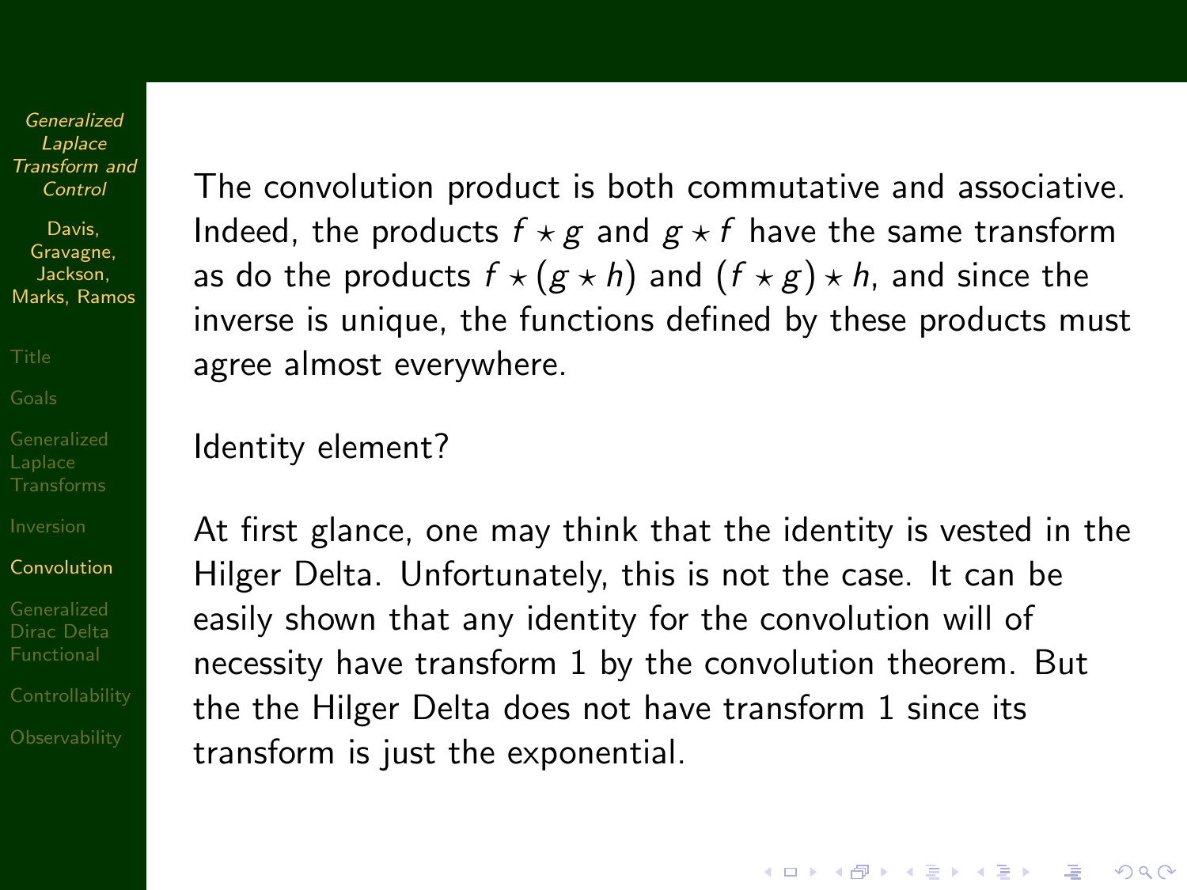The convolution product is both commutative and associative. Indeed, the products $f \star g$ and $g \star f$ have the same transform as do the products $f \star (g \star h)$ and $(f \star g) \star h$, and since the inverse is unique, the functions defined by these products must agree almost everywhere.

Identity element?

At first glance, one may think that the identity is vested in the Hilger Delta. Unfortunately, this is not the case. It can be easily shown that any identity for the convolution will of necessity have transform 1 by the convolution theorem. But the the Hilger Delta does not have transform 1 since its transform is just the exponential.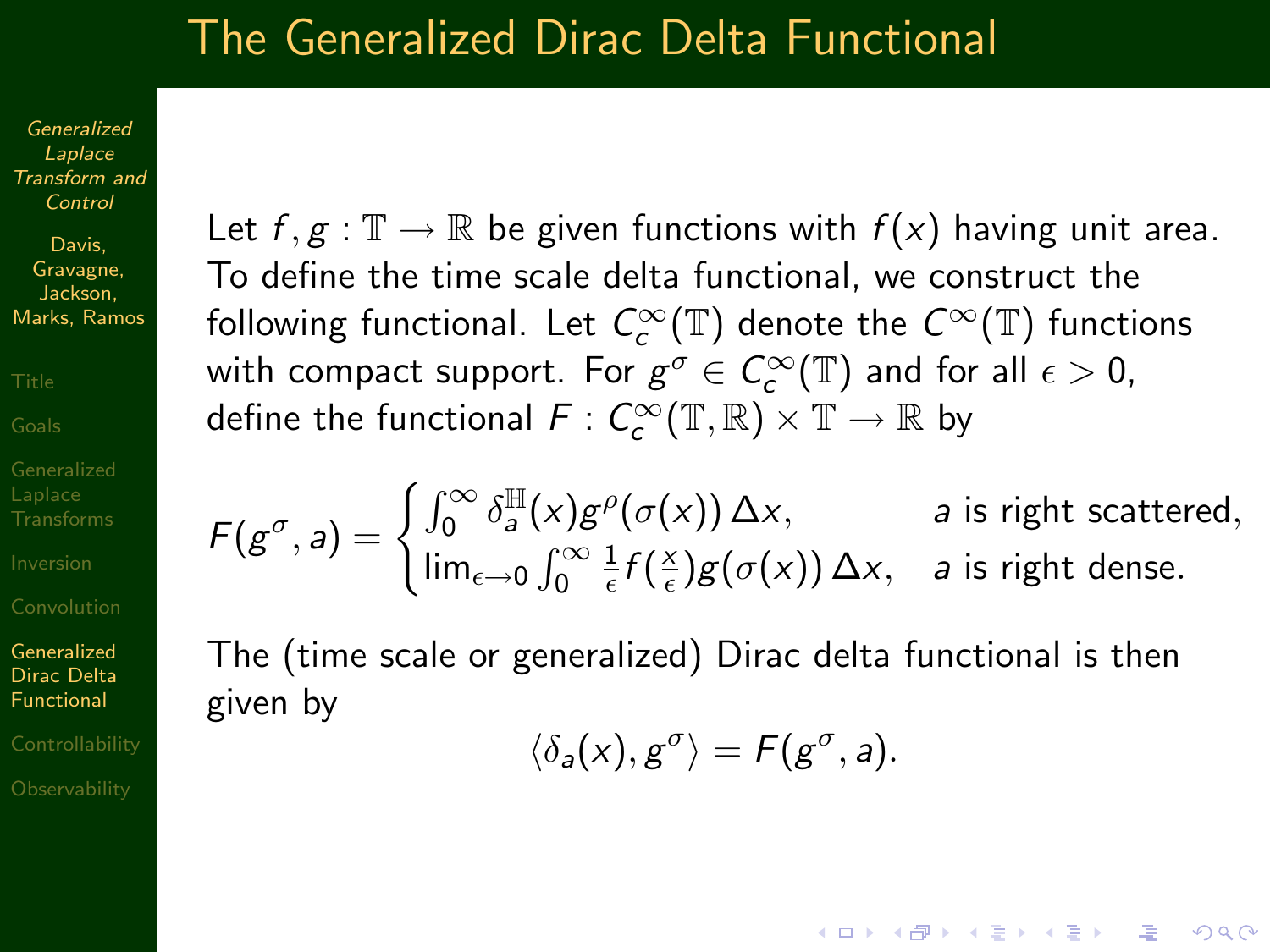# The Generalized Dirac Delta Functional

Let $f, g : \mathbb{T} \to \mathbb{R}$ be given functions with $f(x)$ having unit area. To define the time scale delta functional, we construct the following functional. Let $C_c^\infty(\mathbb{T})$ denote the $C^\infty(\mathbb{T})$ functions with compact support. For $g^\sigma \in C_c^\infty(\mathbb{T})$ and for all $\epsilon > 0$, define the functional $F : C_c^\infty(\mathbb{T}, \mathbb{R}) \times \mathbb{T} \to \mathbb{R}$ by

$$F(g^\sigma, a) = \begin{cases} \int_0^\infty \delta_a^{\mathbb{H}}(x) g^\rho(\sigma(x))\,\Delta x, & a \text{ is right scattered,} \\ \lim_{\epsilon \to 0} \int_0^\infty \frac{1}{\epsilon} f(\frac{x}{\epsilon}) g(\sigma(x))\,\Delta x, & a \text{ is right dense.} \end{cases}$$

The (time scale or generalized) Dirac delta functional is then given by

$$\langle \delta_a(x), g^\sigma \rangle = F(g^\sigma, a).$$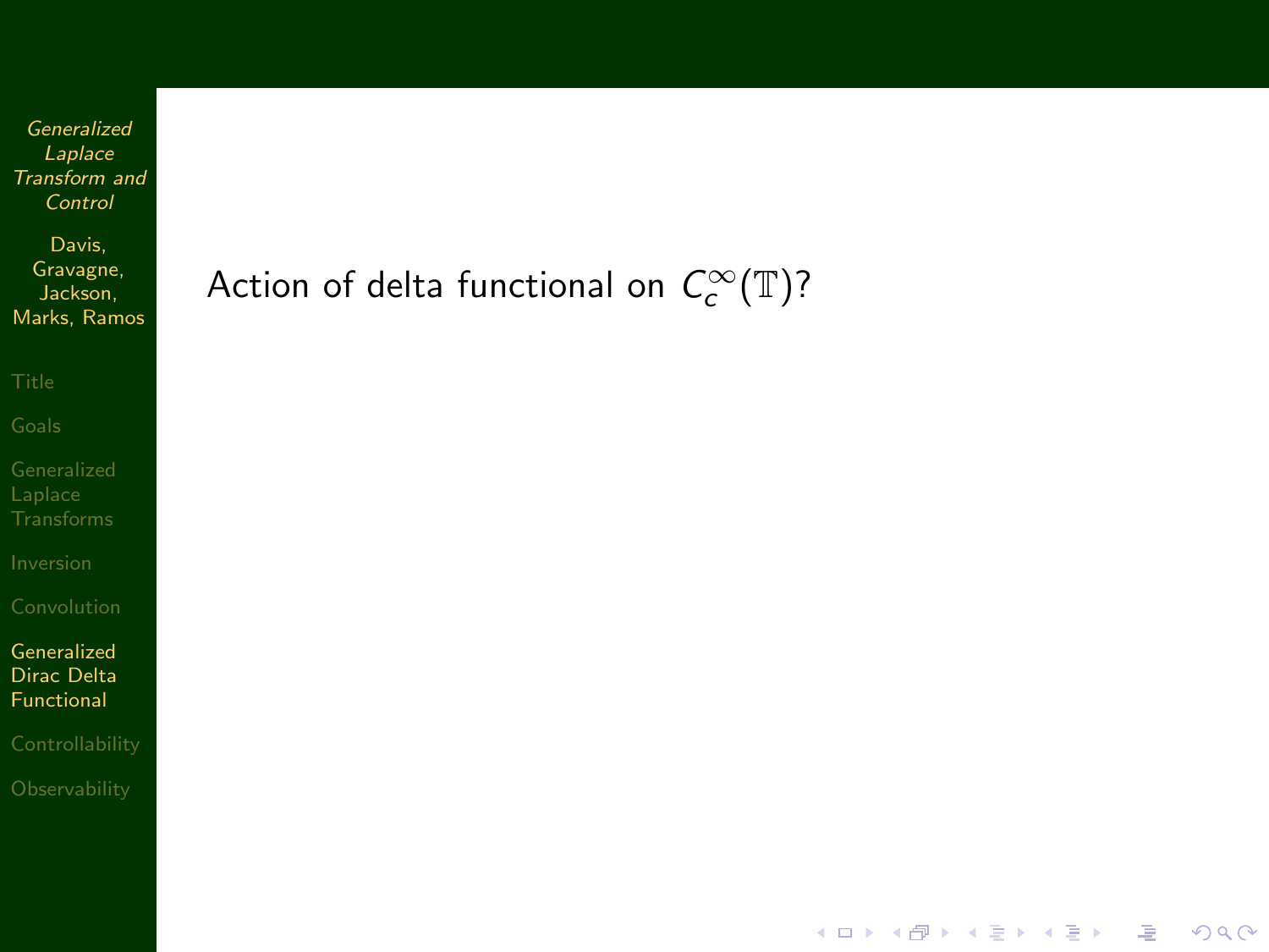Action of delta functional on $C_c^\infty(\mathbb{T})$?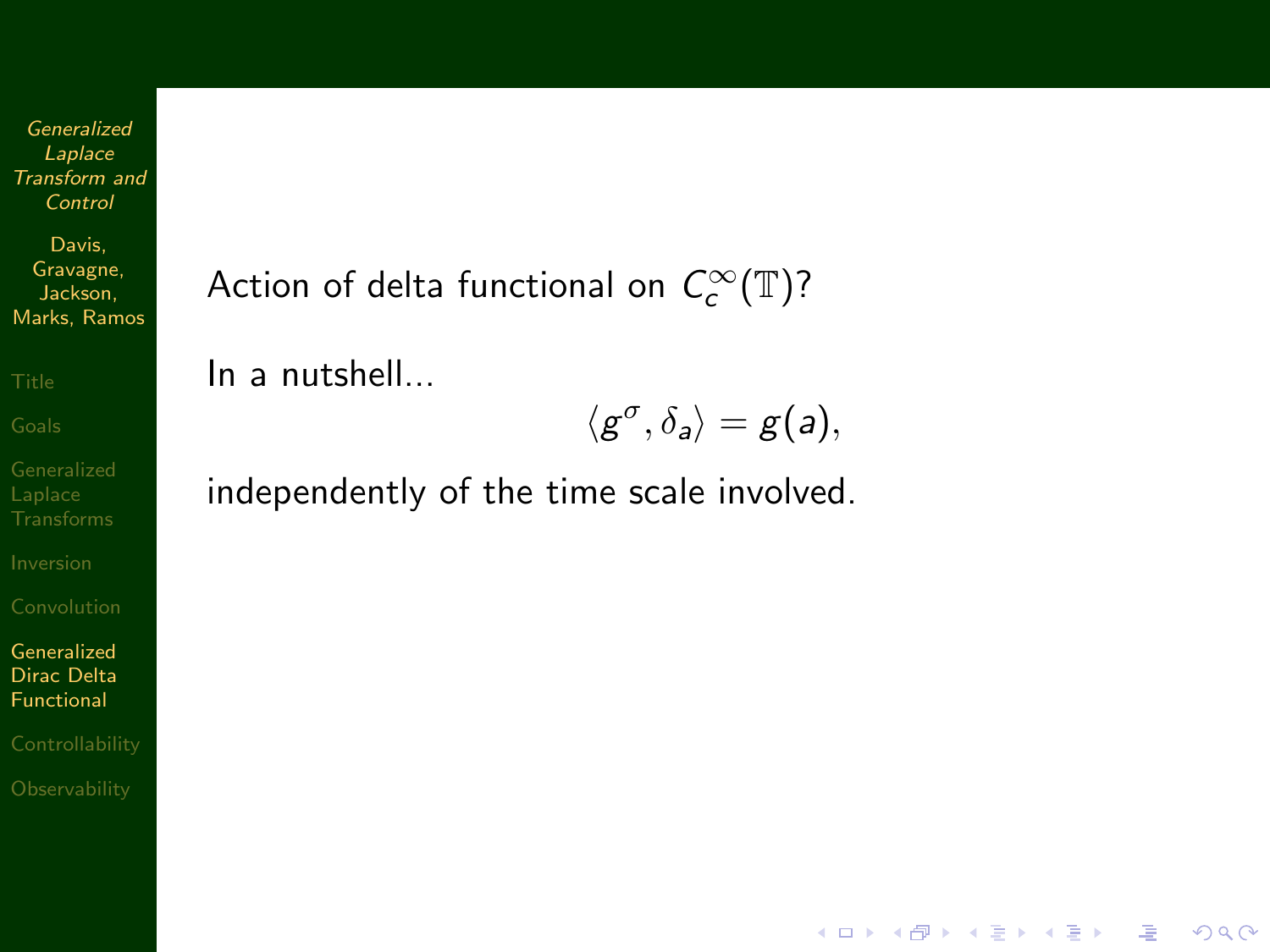Action of delta functional on $C_c^\infty(\mathbb{T})$?

In a nutshell...

$$\langle g^\sigma, \delta_a \rangle = g(a),$$

independently of the time scale involved.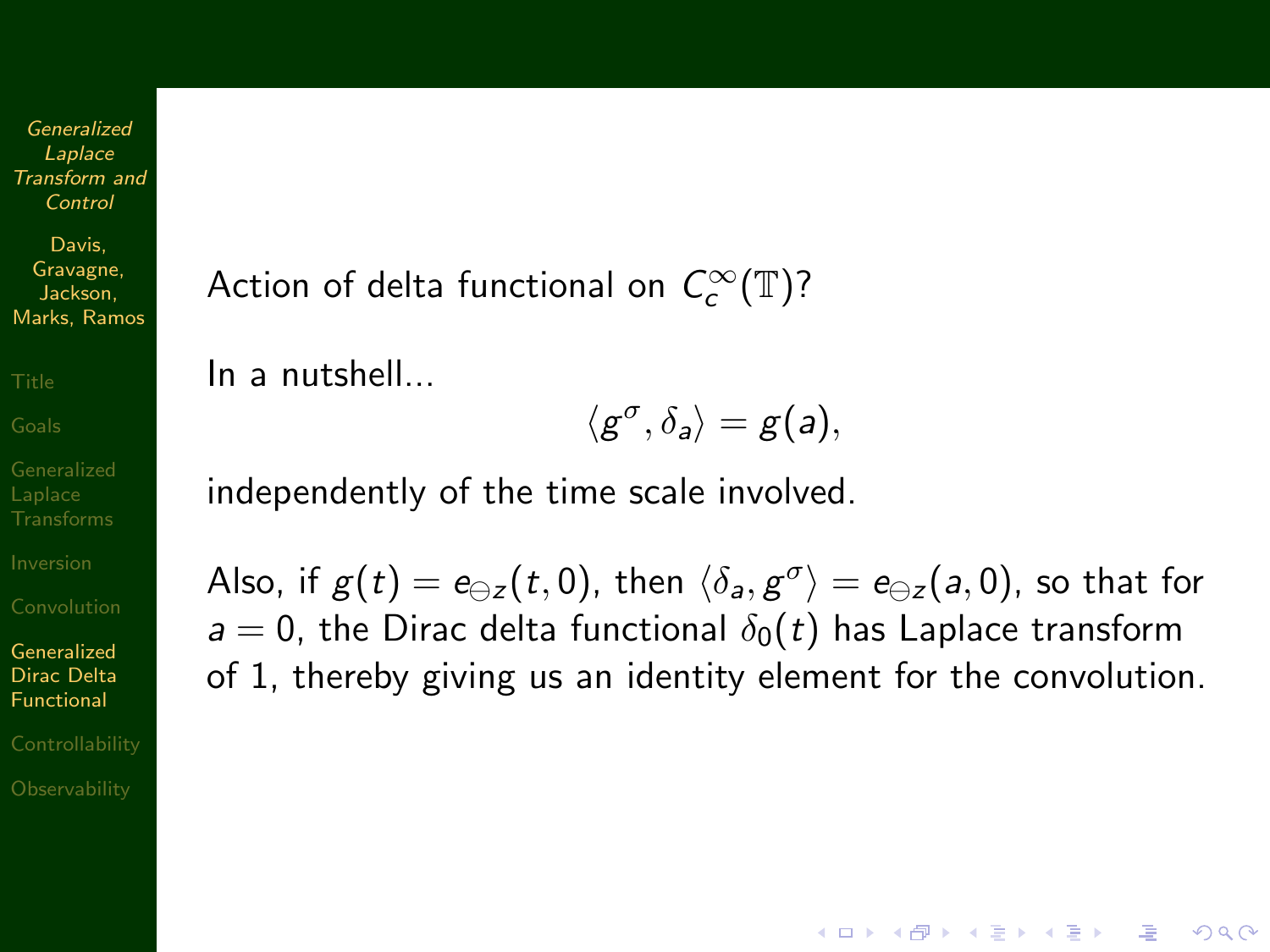Action of delta functional on $C_c^\infty(\mathbb{T})$?

In a nutshell...

$$\langle g^\sigma, \delta_a \rangle = g(a),$$

independently of the time scale involved.

Also, if $g(t) = e_{\ominus z}(t, 0)$, then $\langle \delta_a, g^\sigma \rangle = e_{\ominus z}(a, 0)$, so that for $a = 0$, the Dirac delta functional $\delta_0(t)$ has Laplace transform of 1, thereby giving us an identity element for the convolution.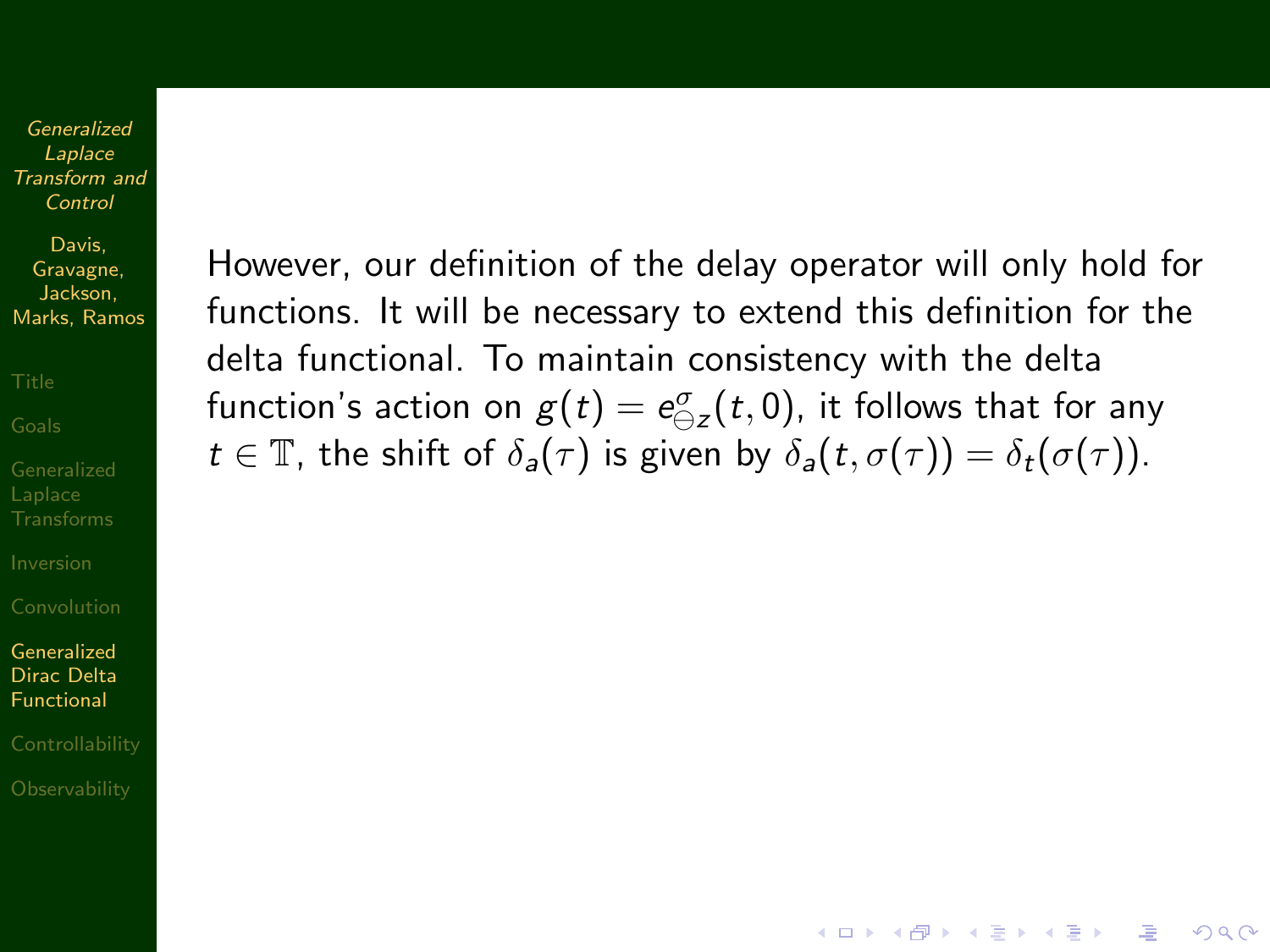However, our definition of the delay operator will only hold for functions. It will be necessary to extend this definition for the delta functional. To maintain consistency with the delta function's action on $g(t) = e^{\sigma}_{\ominus z}(t, 0)$, it follows that for any $t \in \mathbb{T}$, the shift of $\delta_a(\tau)$ is given by $\delta_a(t, \sigma(\tau)) = \delta_t(\sigma(\tau))$.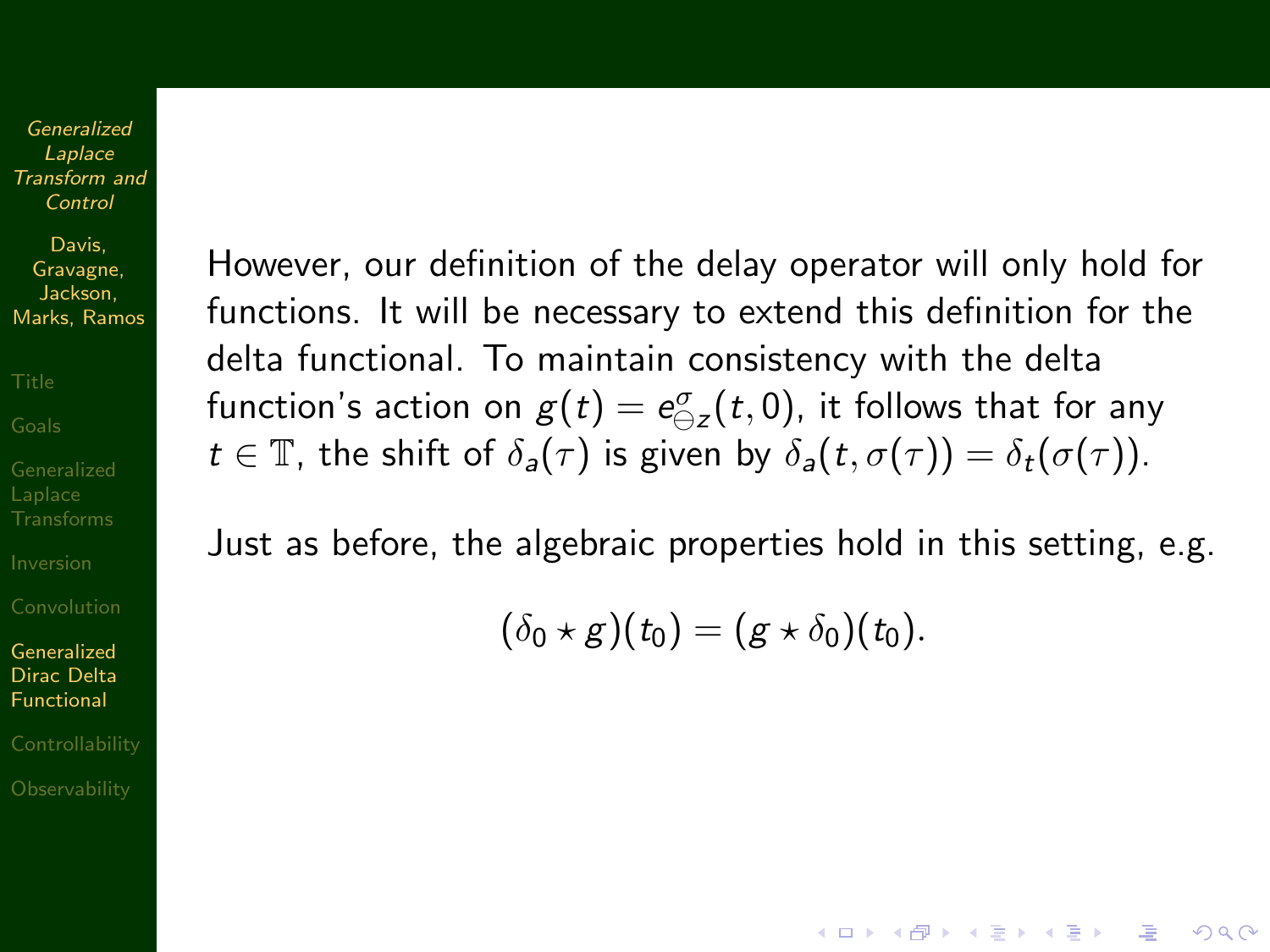However, our definition of the delay operator will only hold for functions. It will be necessary to extend this definition for the delta functional. To maintain consistency with the delta function's action on $g(t) = e^{\sigma}_{\ominus z}(t, 0)$, it follows that for any $t \in \mathbb{T}$, the shift of $\delta_a(\tau)$ is given by $\delta_a(t, \sigma(\tau)) = \delta_t(\sigma(\tau))$.

Just as before, the algebraic properties hold in this setting, e.g.

$$(\delta_0 \star g)(t_0) = (g \star \delta_0)(t_0).$$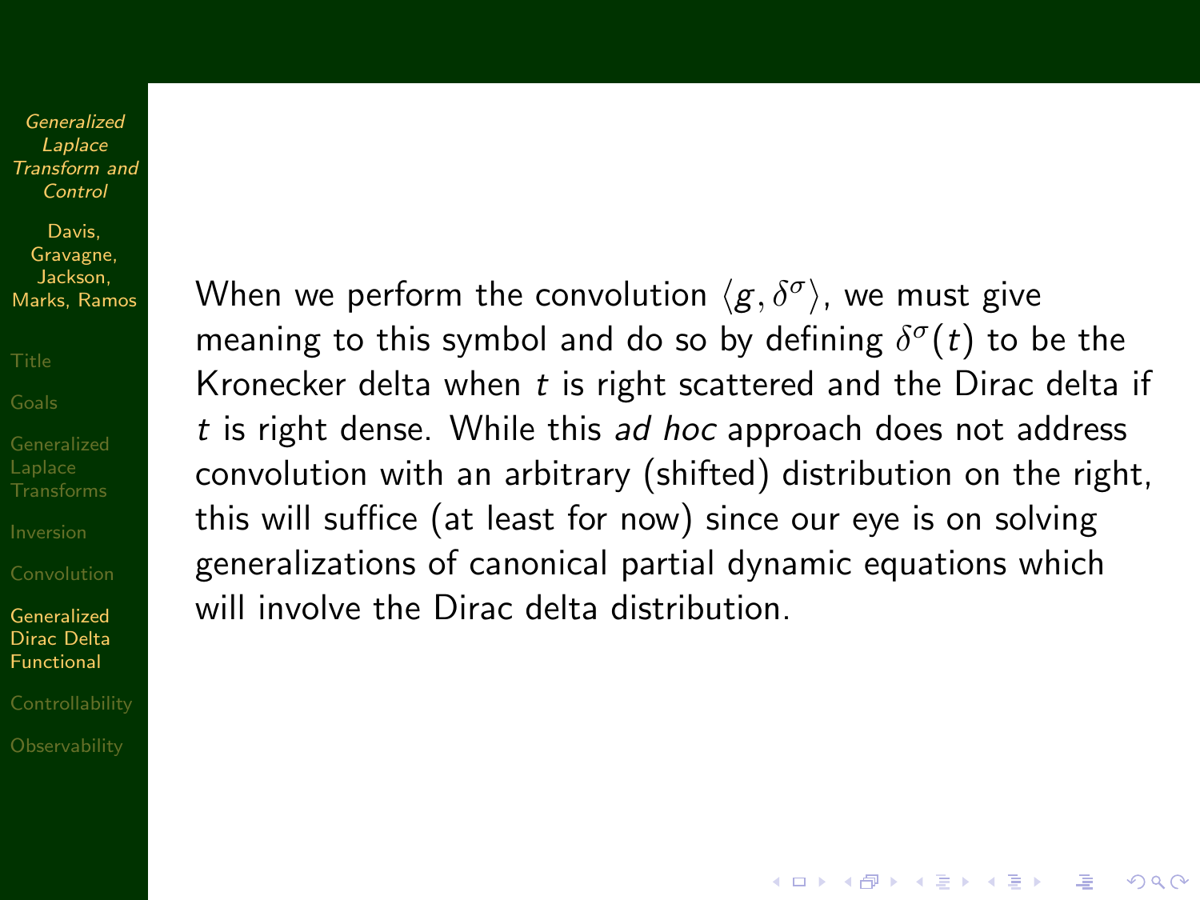When we perform the convolution $\langle g, \delta^{\sigma} \rangle$, we must give meaning to this symbol and do so by defining $\delta^{\sigma}(t)$ to be the Kronecker delta when $t$ is right scattered and the Dirac delta if $t$ is right dense. While this *ad hoc* approach does not address convolution with an arbitrary (shifted) distribution on the right, this will suffice (at least for now) since our eye is on solving generalizations of canonical partial dynamic equations which will involve the Dirac delta distribution.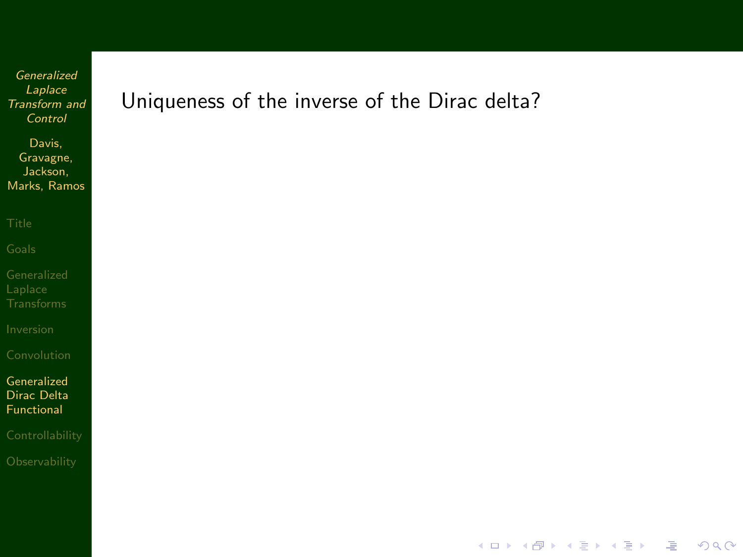Uniqueness of the inverse of the Dirac delta?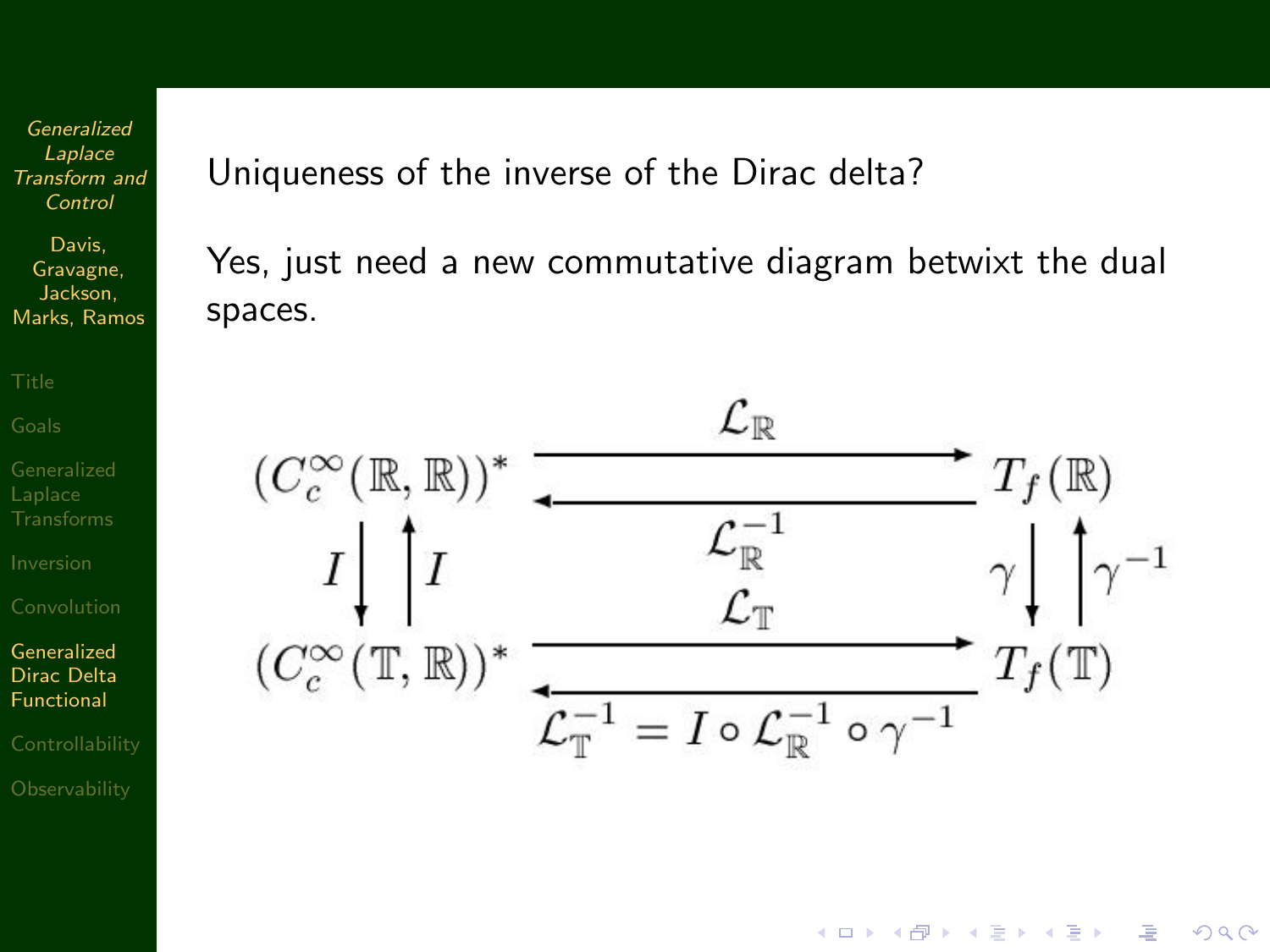Uniqueness of the inverse of the Dirac delta?

Yes, just need a new commutative diagram betwixt the dual spaces.

$$
\begin{array}{ccc}
(C_c^\infty(\mathbb{R},\mathbb{R}))^* & \underset{\mathcal{L}_{\mathbb{R}}^{-1}}{\overset{\mathcal{L}_{\mathbb{R}}}{\rightleftarrows}} & T_f(\mathbb{R}) \\
I \downarrow \uparrow I & & \gamma \downarrow \uparrow \gamma^{-1} \\
(C_c^\infty(\mathbb{T},\mathbb{R}))^* & \underset{\mathcal{L}_{\mathbb{T}}^{-1} = I \circ \mathcal{L}_{\mathbb{R}}^{-1} \circ \gamma^{-1}}{\overset{\mathcal{L}_{\mathbb{T}}}{\rightleftarrows}} & T_f(\mathbb{T})
\end{array}
$$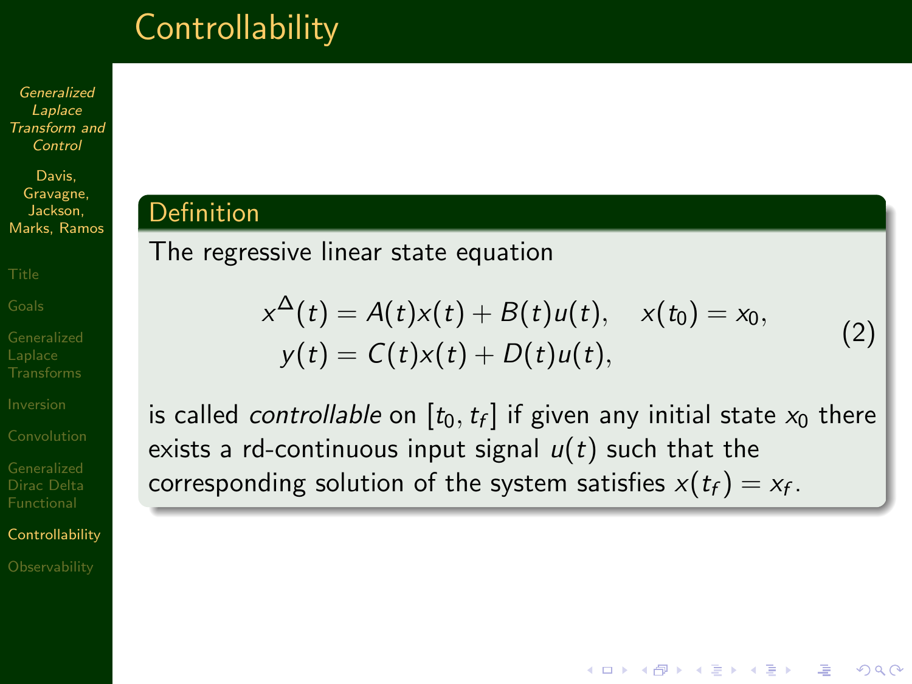# Controllability

## Definition

The regressive linear state equation

$$
\begin{aligned}
x^{\Delta}(t) &= A(t)x(t) + B(t)u(t), \quad x(t_0) = x_0, \\
y(t) &= C(t)x(t) + D(t)u(t),
\end{aligned} \tag{2}
$$

is called *controllable* on $[t_0, t_f]$ if given any initial state $x_0$ there exists a rd-continuous input signal $u(t)$ such that the corresponding solution of the system satisfies $x(t_f) = x_f$.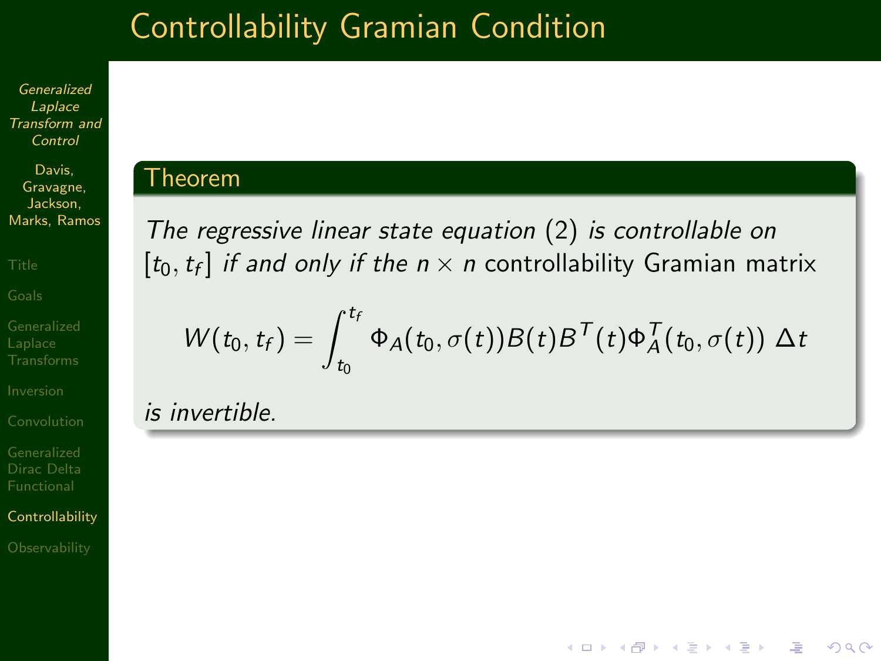# Controllability Gramian Condition

**Theorem**

*The regressive linear state equation* (2) *is controllable on* $[t_0, t_f]$ *if and only if the* $n \times n$ controllability Gramian matrix

$$W(t_0, t_f) = \int_{t_0}^{t_f} \Phi_A(t_0, \sigma(t)) B(t) B^T(t) \Phi_A^T(t_0, \sigma(t)) \, \Delta t$$

*is invertible.*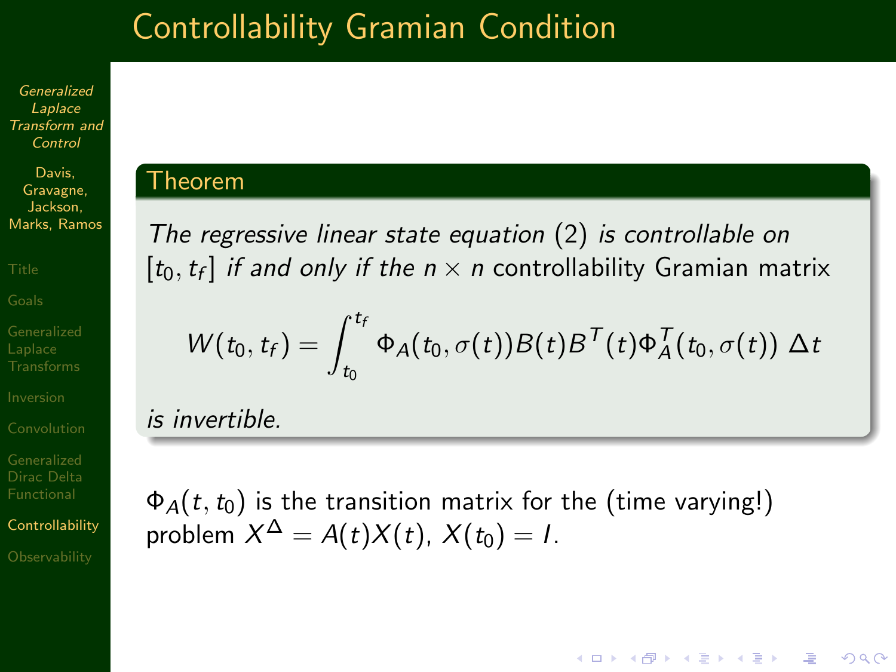# Controllability Gramian Condition

## Theorem

*The regressive linear state equation* (2) *is controllable on* $[t_0, t_f]$ *if and only if the* $n \times n$ controllability Gramian matrix

$$W(t_0, t_f) = \int_{t_0}^{t_f} \Phi_A(t_0, \sigma(t)) B(t) B^T(t) \Phi_A^T(t_0, \sigma(t)) \, \Delta t$$

*is invertible.*

$\Phi_A(t, t_0)$ is the transition matrix for the (time varying!) problem $X^\Delta = A(t)X(t)$, $X(t_0) = I$.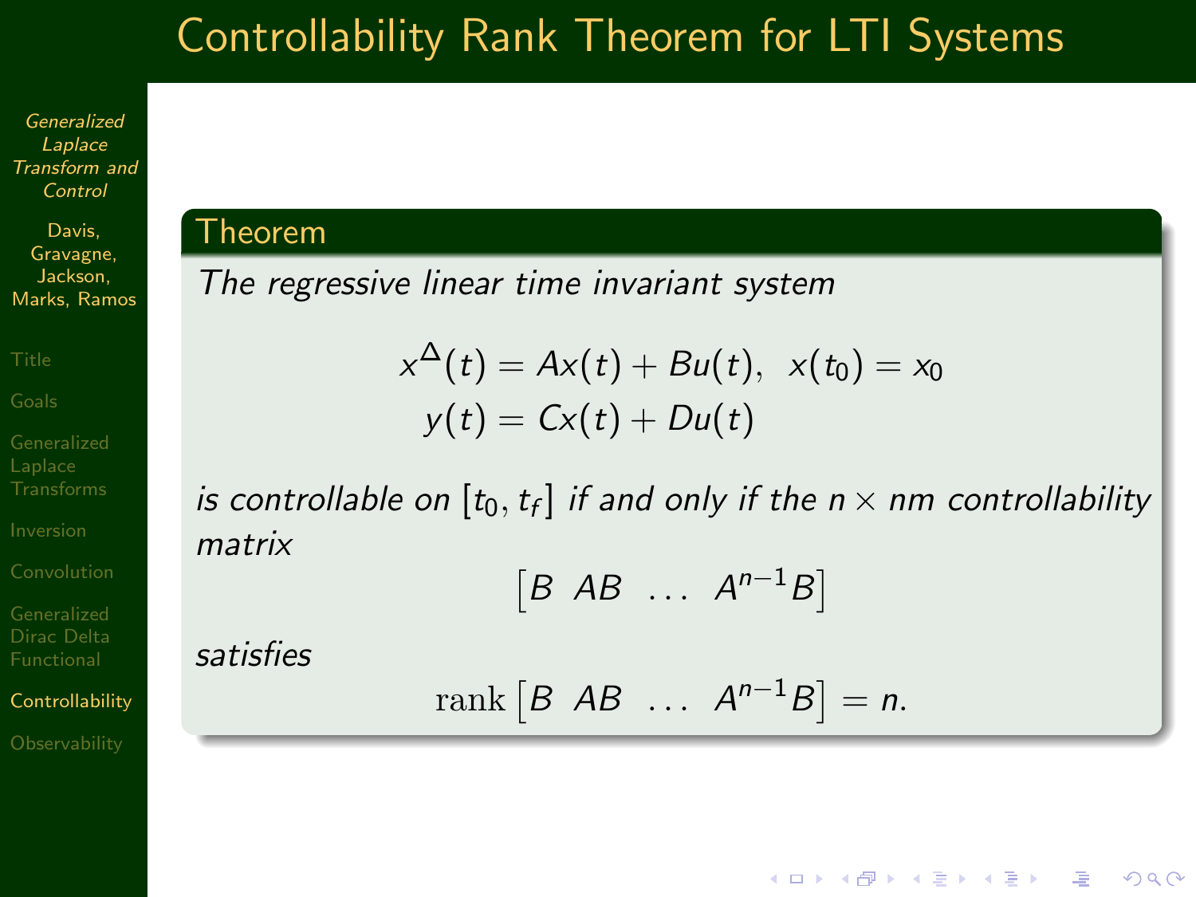# Controllability Rank Theorem for LTI Systems

## Theorem

*The regressive linear time invariant system*

$$
\begin{aligned}
x^{\Delta}(t) &= Ax(t) + Bu(t), \;\; x(t_0) = x_0 \\
y(t) &= Cx(t) + Du(t)
\end{aligned}
$$

*is controllable on* $[t_0, t_f]$ *if and only if the* $n \times nm$ *controllability matrix*

$$
\begin{bmatrix} B & AB & \ldots & A^{n-1}B \end{bmatrix}
$$

*satisfies*

$$
\operatorname{rank} \begin{bmatrix} B & AB & \ldots & A^{n-1}B \end{bmatrix} = n.
$$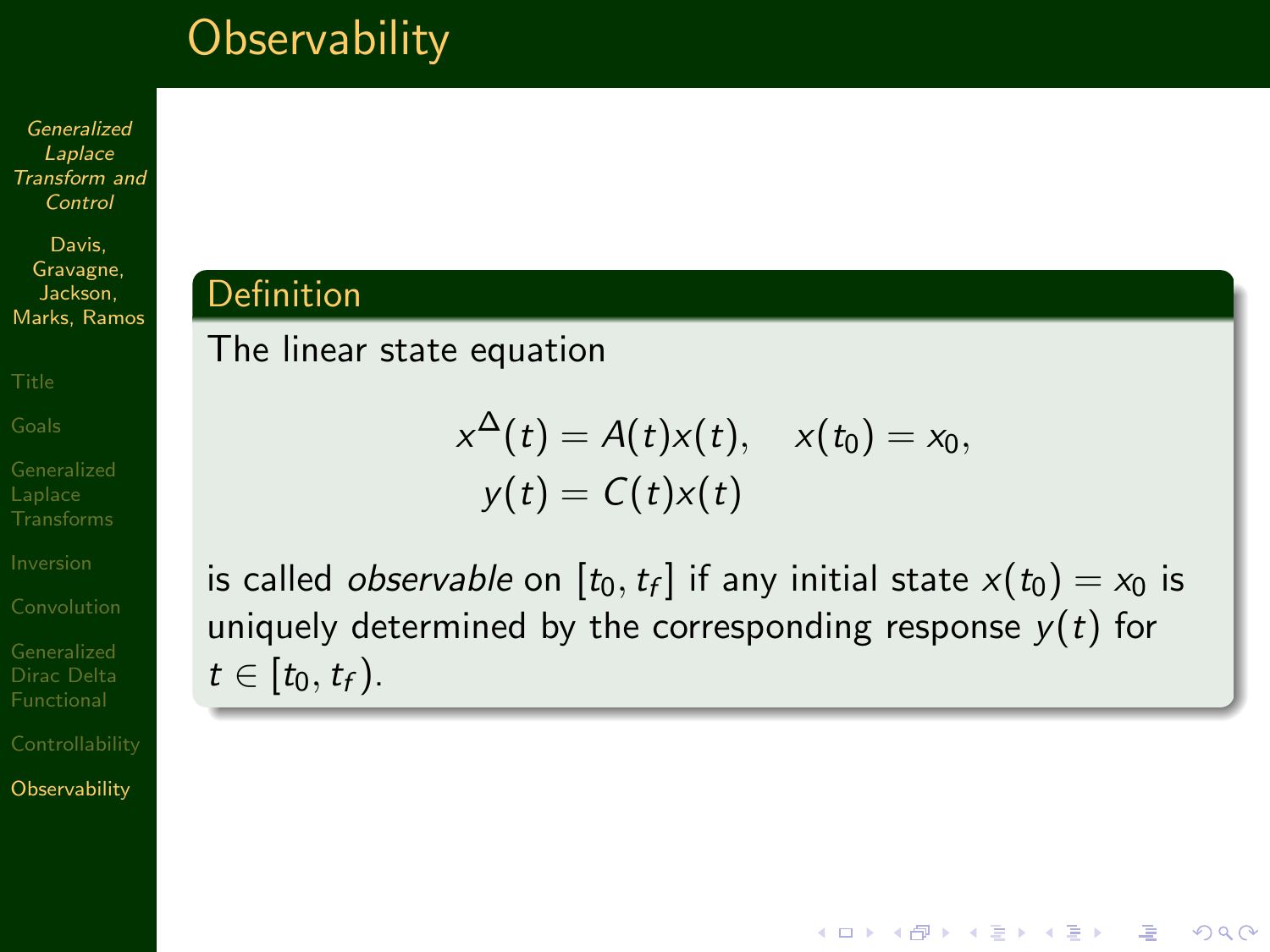# Observability

**Definition**

The linear state equation

$$
\begin{aligned}
x^{\Delta}(t) &= A(t)x(t), \quad x(t_0) = x_0, \\
y(t) &= C(t)x(t)
\end{aligned}
$$

is called *observable* on $[t_0, t_f]$ if any initial state $x(t_0) = x_0$ is uniquely determined by the corresponding response $y(t)$ for $t \in [t_0, t_f)$.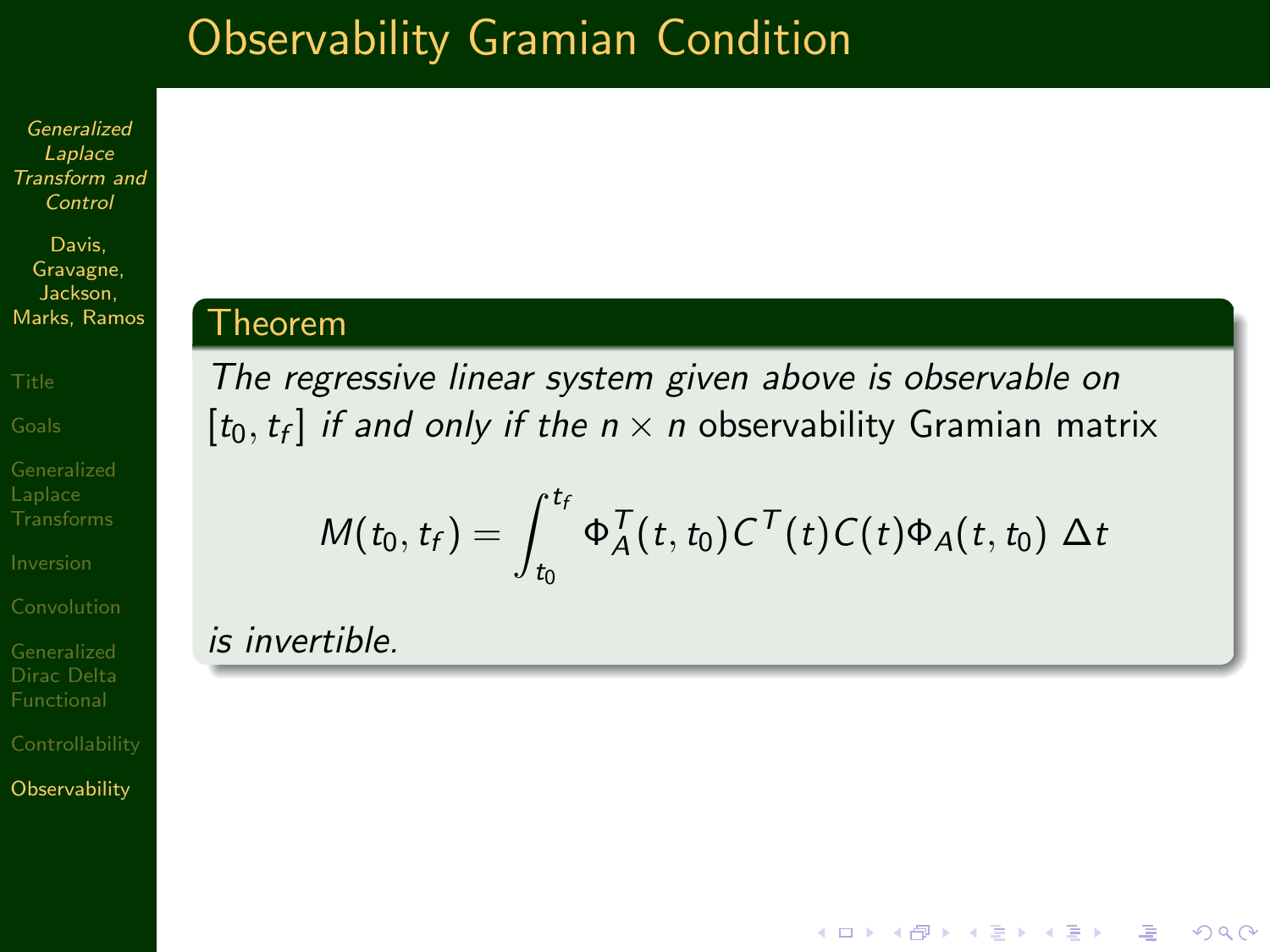# Observability Gramian Condition

**Theorem**

*The regressive linear system given above is observable on $[t_0, t_f]$ if and only if the $n \times n$* observability Gramian matrix

$$M(t_0, t_f) = \int_{t_0}^{t_f} \Phi_A^T(t, t_0) C^T(t) C(t) \Phi_A(t, t_0) \, \Delta t$$

*is invertible.*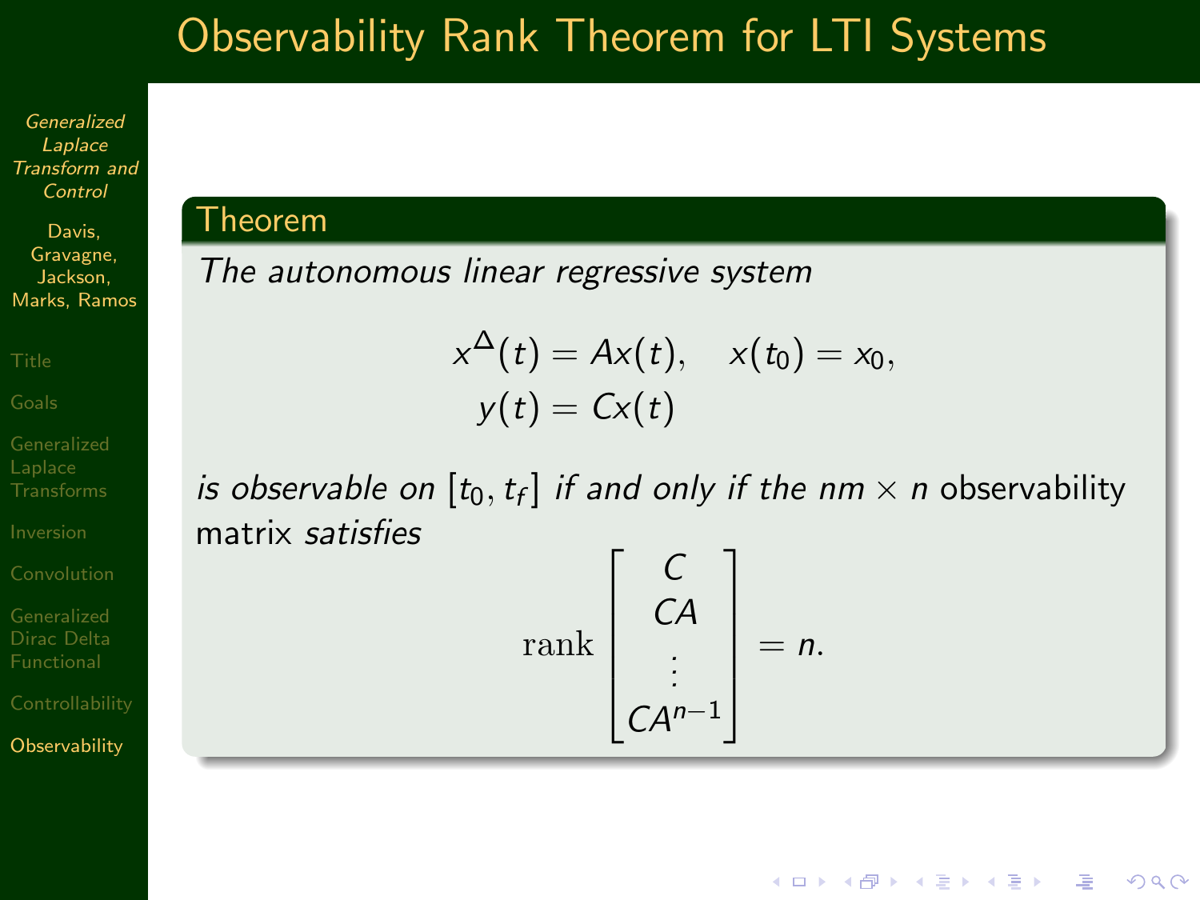# Observability Rank Theorem for LTI Systems

## Theorem

*The autonomous linear regressive system*

$$x^{\Delta}(t) = Ax(t), \quad x(t_0) = x_0,$$
$$y(t) = Cx(t)$$

*is observable on* $[t_0, t_f]$ *if and only if the* $nm \times n$ observability matrix *satisfies*

$$\operatorname{rank} \begin{bmatrix} C \\ CA \\ \vdots \\ CA^{n-1} \end{bmatrix} = n.$$